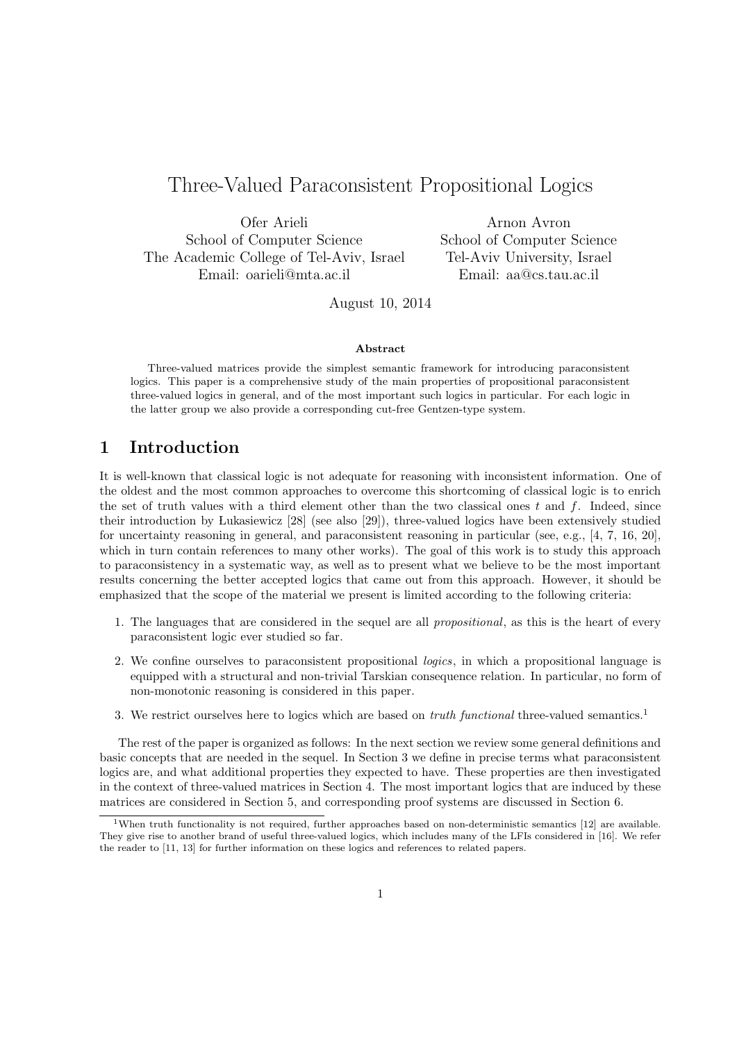# Three-Valued Paraconsistent Propositional Logics

Ofer Arieli
School of Computer Science
The Academic College of Tel-Aviv, Israel
Email: oarieli@mta.ac.il

Arnon Avron
School of Computer Science
Tel-Aviv University, Israel
Email: aa@cs.tau.ac.il

August 10, 2014

**Abstract**

Three-valued matrices provide the simplest semantic framework for introducing paraconsistent logics. This paper is a comprehensive study of the main properties of propositional paraconsistent three-valued logics in general, and of the most important such logics in particular. For each logic in the latter group we also provide a corresponding cut-free Gentzen-type system.

## 1 Introduction

It is well-known that classical logic is not adequate for reasoning with inconsistent information. One of the oldest and the most common approaches to overcome this shortcoming of classical logic is to enrich the set of truth values with a third element other than the two classical ones $t$ and $f$. Indeed, since their introduction by Łukasiewicz [28] (see also [29]), three-valued logics have been extensively studied for uncertainty reasoning in general, and paraconsistent reasoning in particular (see, e.g., [4, 7, 16, 20], which in turn contain references to many other works). The goal of this work is to study this approach to paraconsistency in a systematic way, as well as to present what we believe to be the most important results concerning the better accepted logics that came out from this approach. However, it should be emphasized that the scope of the material we present is limited according to the following criteria:

1. The languages that are considered in the sequel are all *propositional*, as this is the heart of every paraconsistent logic ever studied so far.
2. We confine ourselves to paraconsistent propositional *logics*, in which a propositional language is equipped with a structural and non-trivial Tarskian consequence relation. In particular, no form of non-monotonic reasoning is considered in this paper.
3. We restrict ourselves here to logics which are based on *truth functional* three-valued semantics.[1]

The rest of the paper is organized as follows: In the next section we review some general definitions and basic concepts that are needed in the sequel. In Section 3 we define in precise terms what paraconsistent logics are, and what additional properties they expected to have. These properties are then investigated in the context of three-valued matrices in Section 4. The most important logics that are induced by these matrices are considered in Section 5, and corresponding proof systems are discussed in Section 6.

[1] When truth functionality is not required, further approaches based on non-deterministic semantics [12] are available. They give rise to another brand of useful three-valued logics, which includes many of the LFIs considered in [16]. We refer the reader to [11, 13] for further information on these logics and references to related papers.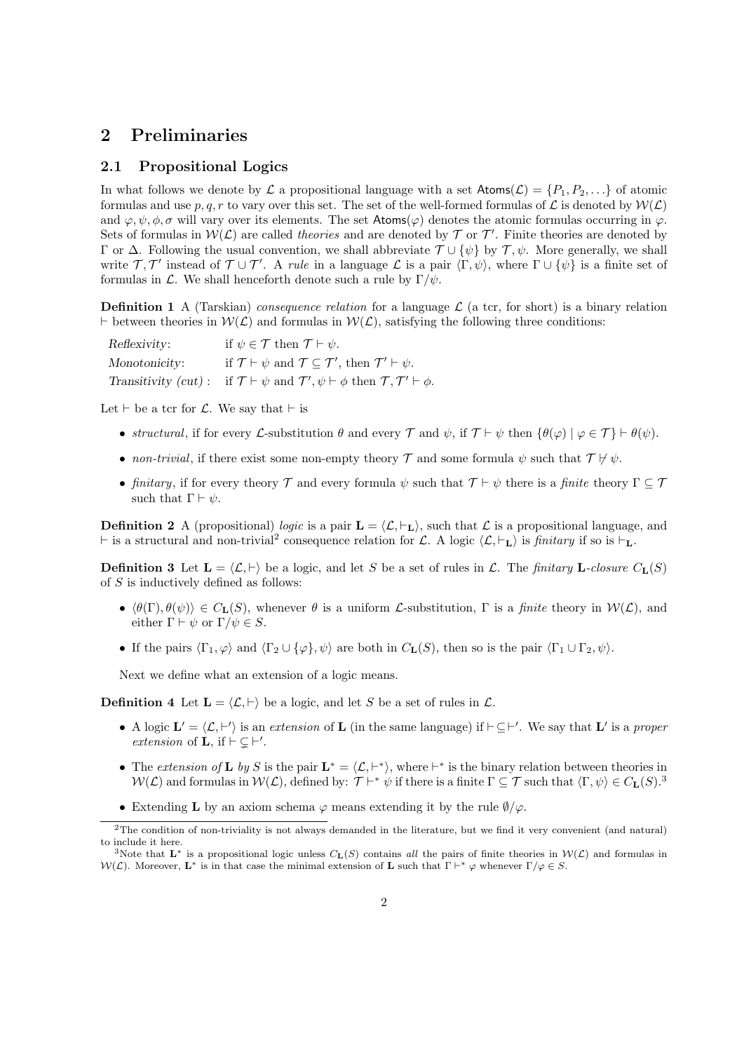# 2 Preliminaries

## 2.1 Propositional Logics

In what follows we denote by $\mathcal{L}$ a propositional language with a set $\mathsf{Atoms}(\mathcal{L}) = \{P_1, P_2, \ldots\}$ of atomic formulas and use $p, q, r$ to vary over this set. The set of the well-formed formulas of $\mathcal{L}$ is denoted by $\mathcal{W}(\mathcal{L})$ and $\varphi, \psi, \phi, \sigma$ will vary over its elements. The set $\mathsf{Atoms}(\varphi)$ denotes the atomic formulas occurring in $\varphi$. Sets of formulas in $\mathcal{W}(\mathcal{L})$ are called *theories* and are denoted by $\mathcal{T}$ or $\mathcal{T}'$. Finite theories are denoted by $\Gamma$ or $\Delta$. Following the usual convention, we shall abbreviate $\mathcal{T} \cup \{\psi\}$ by $\mathcal{T}, \psi$. More generally, we shall write $\mathcal{T}, \mathcal{T}'$ instead of $\mathcal{T} \cup \mathcal{T}'$. A *rule* in a language $\mathcal{L}$ is a pair $\langle \Gamma, \psi \rangle$, where $\Gamma \cup \{\psi\}$ is a finite set of formulas in $\mathcal{L}$. We shall henceforth denote such a rule by $\Gamma/\psi$.

**Definition 1** A (Tarskian) *consequence relation* for a language $\mathcal{L}$ (a tcr, for short) is a binary relation $\vdash$ between theories in $\mathcal{W}(\mathcal{L})$ and formulas in $\mathcal{W}(\mathcal{L})$, satisfying the following three conditions:

| | |
|---|---|
| *Reflexivity*: | if $\psi \in \mathcal{T}$ then $\mathcal{T} \vdash \psi$. |
| *Monotonicity*: | if $\mathcal{T} \vdash \psi$ and $\mathcal{T} \subseteq \mathcal{T}'$, then $\mathcal{T}' \vdash \psi$. |
| *Transitivity (cut)*: | if $\mathcal{T} \vdash \psi$ and $\mathcal{T}', \psi \vdash \phi$ then $\mathcal{T}, \mathcal{T}' \vdash \phi$. |

Let $\vdash$ be a tcr for $\mathcal{L}$. We say that $\vdash$ is

- *structural*, if for every $\mathcal{L}$-substitution $\theta$ and every $\mathcal{T}$ and $\psi$, if $\mathcal{T} \vdash \psi$ then $\{\theta(\varphi) \mid \varphi \in \mathcal{T}\} \vdash \theta(\psi)$.
- *non-trivial*, if there exist some non-empty theory $\mathcal{T}$ and some formula $\psi$ such that $\mathcal{T} \nvdash \psi$.
- *finitary*, if for every theory $\mathcal{T}$ and every formula $\psi$ such that $\mathcal{T} \vdash \psi$ there is a *finite* theory $\Gamma \subseteq \mathcal{T}$ such that $\Gamma \vdash \psi$.

**Definition 2** A (propositional) *logic* is a pair $\mathbf{L} = \langle \mathcal{L}, \vdash_{\mathbf{L}} \rangle$, such that $\mathcal{L}$ is a propositional language, and $\vdash$ is a structural and non-trivial[2] consequence relation for $\mathcal{L}$. A logic $\langle \mathcal{L}, \vdash_{\mathbf{L}} \rangle$ is *finitary* if so is $\vdash_{\mathbf{L}}$.

**Definition 3** Let $\mathbf{L} = \langle \mathcal{L}, \vdash \rangle$ be a logic, and let $S$ be a set of rules in $\mathcal{L}$. The *finitary* $\mathbf{L}$*-closure* $C_{\mathbf{L}}(S)$ of $S$ is inductively defined as follows:

- $\langle \theta(\Gamma), \theta(\psi) \rangle \in C_{\mathbf{L}}(S)$, whenever $\theta$ is a uniform $\mathcal{L}$-substitution, $\Gamma$ is a *finite* theory in $\mathcal{W}(\mathcal{L})$, and either $\Gamma \vdash \psi$ or $\Gamma/\psi \in S$.
- If the pairs $\langle \Gamma_1, \varphi \rangle$ and $\langle \Gamma_2 \cup \{\varphi\}, \psi \rangle$ are both in $C_{\mathbf{L}}(S)$, then so is the pair $\langle \Gamma_1 \cup \Gamma_2, \psi \rangle$.

Next we define what an extension of a logic means.

**Definition 4** Let $\mathbf{L} = \langle \mathcal{L}, \vdash \rangle$ be a logic, and let $S$ be a set of rules in $\mathcal{L}$.

- A logic $\mathbf{L}' = \langle \mathcal{L}, \vdash' \rangle$ is an *extension* of $\mathbf{L}$ (in the same language) if $\vdash \subseteq \vdash'$. We say that $\mathbf{L}'$ is a *proper extension* of $\mathbf{L}$, if $\vdash \subsetneq \vdash'$.
- The *extension of* $\mathbf{L}$ *by* $S$ is the pair $\mathbf{L}^* = \langle \mathcal{L}, \vdash^* \rangle$, where $\vdash^*$ is the binary relation between theories in $\mathcal{W}(\mathcal{L})$ and formulas in $\mathcal{W}(\mathcal{L})$, defined by: $\mathcal{T} \vdash^* \psi$ if there is a finite $\Gamma \subseteq \mathcal{T}$ such that $\langle \Gamma, \psi \rangle \in C_{\mathbf{L}}(S)$.[3]
- Extending $\mathbf{L}$ by an axiom schema $\varphi$ means extending it by the rule $\emptyset/\varphi$.

---

[2] The condition of non-triviality is not always demanded in the literature, but we find it very convenient (and natural) to include it here.

[3] Note that $\mathbf{L}^*$ is a propositional logic unless $C_{\mathbf{L}}(S)$ contains *all* the pairs of finite theories in $\mathcal{W}(\mathcal{L})$ and formulas in $\mathcal{W}(\mathcal{L})$. Moreover, $\mathbf{L}^*$ is in that case the minimal extension of $\mathbf{L}$ such that $\Gamma \vdash^* \varphi$ whenever $\Gamma/\varphi \in S$.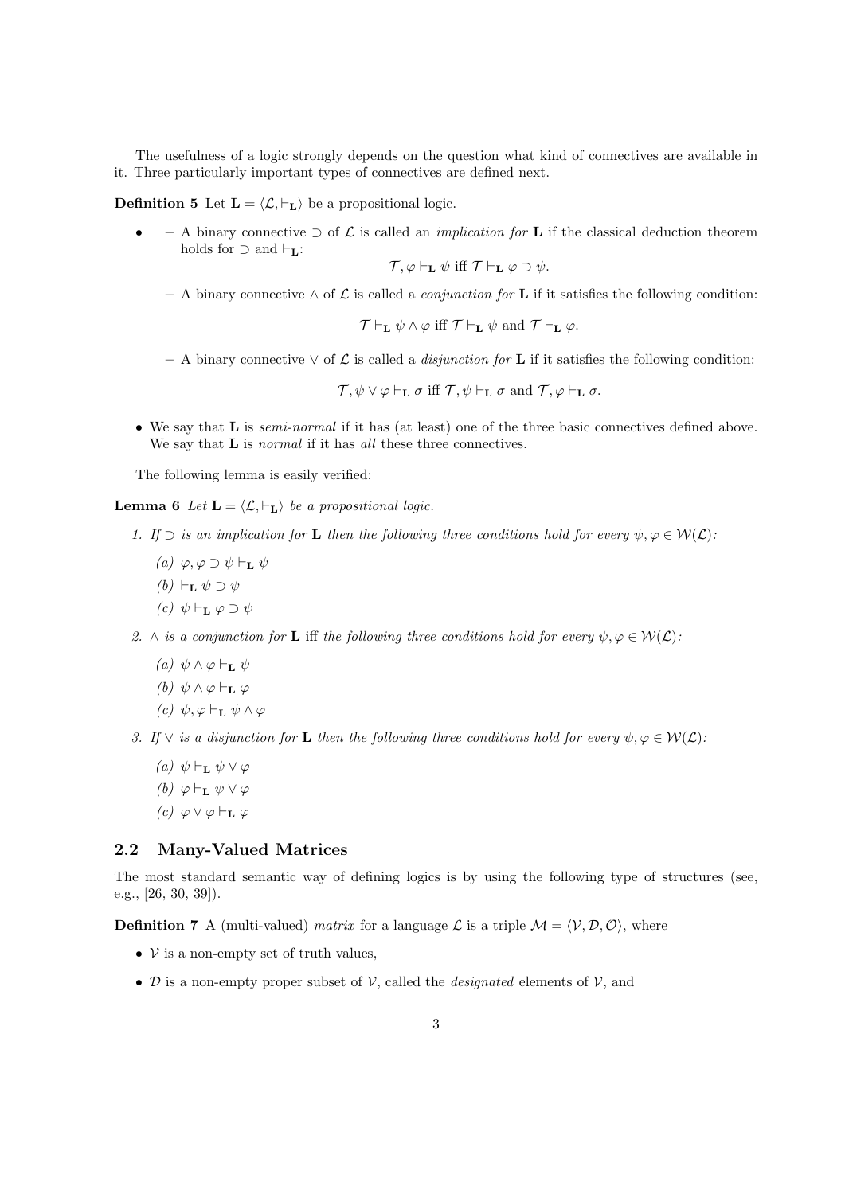The usefulness of a logic strongly depends on the question what kind of connectives are available in it. Three particularly important types of connectives are defined next.

**Definition 5** Let $\mathbf{L} = \langle \mathcal{L}, \vdash_{\mathbf{L}} \rangle$ be a propositional logic.

- – A binary connective $\supset$ of $\mathcal{L}$ is called an *implication for* $\mathbf{L}$ if the classical deduction theorem holds for $\supset$ and $\vdash_{\mathbf{L}}$:

  $$\mathcal{T}, \varphi \vdash_{\mathbf{L}} \psi \text{ iff } \mathcal{T} \vdash_{\mathbf{L}} \varphi \supset \psi.$$

  – A binary connective $\wedge$ of $\mathcal{L}$ is called a *conjunction for* $\mathbf{L}$ if it satisfies the following condition:

  $$\mathcal{T} \vdash_{\mathbf{L}} \psi \wedge \varphi \text{ iff } \mathcal{T} \vdash_{\mathbf{L}} \psi \text{ and } \mathcal{T} \vdash_{\mathbf{L}} \varphi.$$

  – A binary connective $\vee$ of $\mathcal{L}$ is called a *disjunction for* $\mathbf{L}$ if it satisfies the following condition:

  $$\mathcal{T}, \psi \vee \varphi \vdash_{\mathbf{L}} \sigma \text{ iff } \mathcal{T}, \psi \vdash_{\mathbf{L}} \sigma \text{ and } \mathcal{T}, \varphi \vdash_{\mathbf{L}} \sigma.$$

- We say that $\mathbf{L}$ is *semi-normal* if it has (at least) one of the three basic connectives defined above. We say that $\mathbf{L}$ is *normal* if it has *all* these three connectives.

The following lemma is easily verified:

**Lemma 6** *Let $\mathbf{L} = \langle \mathcal{L}, \vdash_{\mathbf{L}} \rangle$ be a propositional logic.*

1. *If $\supset$ is an implication for $\mathbf{L}$ then the following three conditions hold for every $\psi, \varphi \in \mathcal{W}(\mathcal{L})$:*
   (a) $\varphi, \varphi \supset \psi \vdash_{\mathbf{L}} \psi$
   (b) $\vdash_{\mathbf{L}} \psi \supset \psi$
   (c) $\psi \vdash_{\mathbf{L}} \varphi \supset \psi$
2. *$\wedge$ is a conjunction for $\mathbf{L}$* iff *the following three conditions hold for every $\psi, \varphi \in \mathcal{W}(\mathcal{L})$:*
   (a) $\psi \wedge \varphi \vdash_{\mathbf{L}} \psi$
   (b) $\psi \wedge \varphi \vdash_{\mathbf{L}} \varphi$
   (c) $\psi, \varphi \vdash_{\mathbf{L}} \psi \wedge \varphi$
3. *If $\vee$ is a disjunction for $\mathbf{L}$ then the following three conditions hold for every $\psi, \varphi \in \mathcal{W}(\mathcal{L})$:*
   (a) $\psi \vdash_{\mathbf{L}} \psi \vee \varphi$
   (b) $\varphi \vdash_{\mathbf{L}} \psi \vee \varphi$
   (c) $\varphi \vee \varphi \vdash_{\mathbf{L}} \varphi$

## 2.2 Many-Valued Matrices

The most standard semantic way of defining logics is by using the following type of structures (see, e.g., [26, 30, 39]).

**Definition 7** A (multi-valued) *matrix* for a language $\mathcal{L}$ is a triple $\mathcal{M} = \langle \mathcal{V}, \mathcal{D}, \mathcal{O} \rangle$, where

- $\mathcal{V}$ is a non-empty set of truth values,
- $\mathcal{D}$ is a non-empty proper subset of $\mathcal{V}$, called the *designated* elements of $\mathcal{V}$, and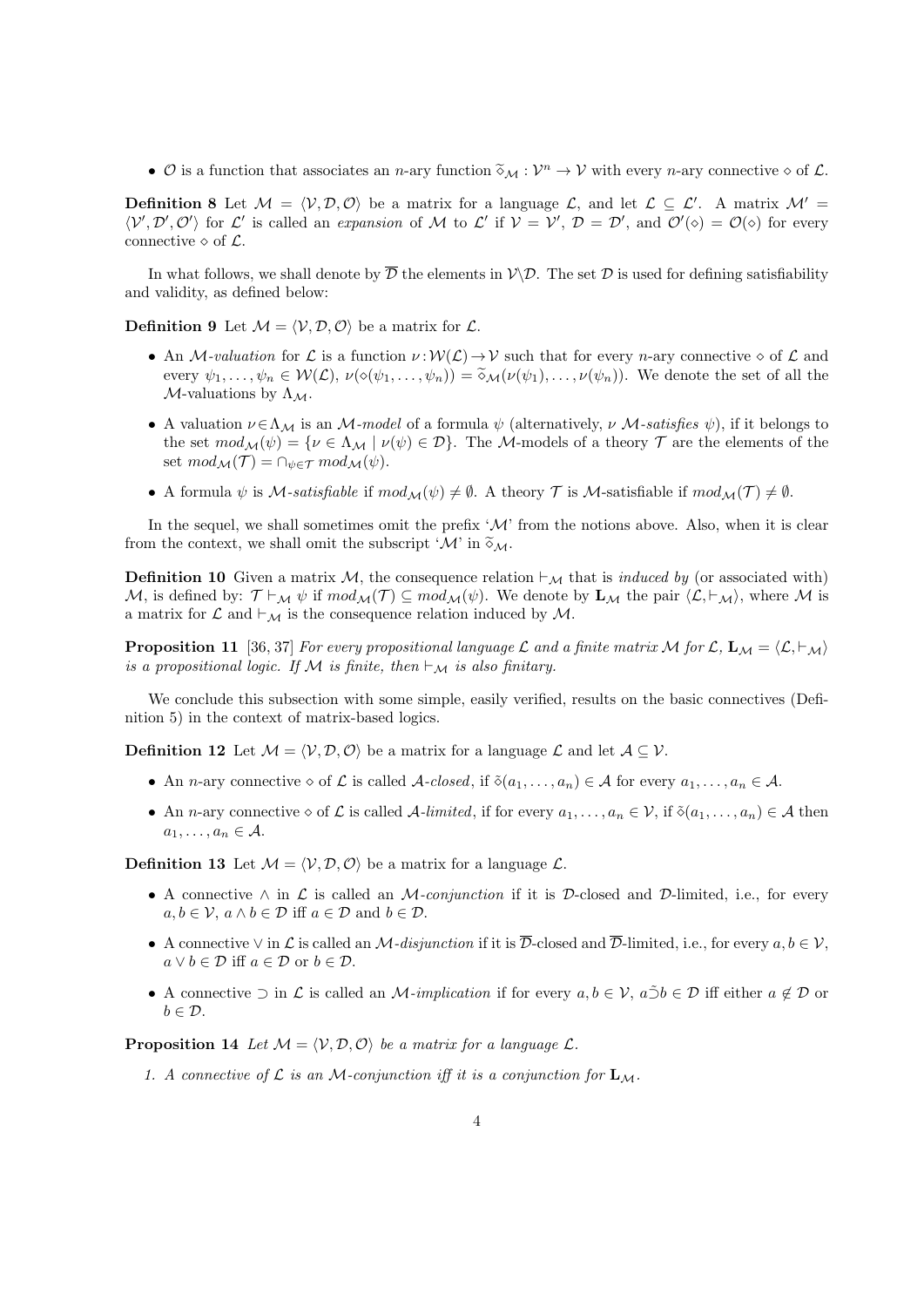- $\mathcal{O}$ is a function that associates an $n$-ary function $\widetilde{\diamond}_{\mathcal{M}} : \mathcal{V}^n \to \mathcal{V}$ with every $n$-ary connective $\diamond$ of $\mathcal{L}$.

**Definition 8** Let $\mathcal{M} = \langle \mathcal{V}, \mathcal{D}, \mathcal{O} \rangle$ be a matrix for a language $\mathcal{L}$, and let $\mathcal{L} \subseteq \mathcal{L}'$. A matrix $\mathcal{M}' = \langle \mathcal{V}', \mathcal{D}', \mathcal{O}' \rangle$ for $\mathcal{L}'$ is called an *expansion* of $\mathcal{M}$ to $\mathcal{L}'$ if $\mathcal{V} = \mathcal{V}'$, $\mathcal{D} = \mathcal{D}'$, and $\mathcal{O}'(\diamond) = \mathcal{O}(\diamond)$ for every connective $\diamond$ of $\mathcal{L}$.

In what follows, we shall denote by $\overline{\mathcal{D}}$ the elements in $\mathcal{V} \backslash \mathcal{D}$. The set $\mathcal{D}$ is used for defining satisfiability and validity, as defined below:

**Definition 9** Let $\mathcal{M} = \langle \mathcal{V}, \mathcal{D}, \mathcal{O} \rangle$ be a matrix for $\mathcal{L}$.

- An $\mathcal{M}$-*valuation* for $\mathcal{L}$ is a function $\nu : \mathcal{W}(\mathcal{L}) \to \mathcal{V}$ such that for every $n$-ary connective $\diamond$ of $\mathcal{L}$ and every $\psi_1, \ldots, \psi_n \in \mathcal{W}(\mathcal{L})$, $\nu(\diamond(\psi_1, \ldots, \psi_n)) = \widetilde{\diamond}_{\mathcal{M}}(\nu(\psi_1), \ldots, \nu(\psi_n))$. We denote the set of all the $\mathcal{M}$-valuations by $\Lambda_{\mathcal{M}}$.
- A valuation $\nu \in \Lambda_{\mathcal{M}}$ is an $\mathcal{M}$-*model* of a formula $\psi$ (alternatively, $\nu$ $\mathcal{M}$-*satisfies* $\psi$), if it belongs to the set $mod_{\mathcal{M}}(\psi) = \{\nu \in \Lambda_{\mathcal{M}} \mid \nu(\psi) \in \mathcal{D}\}$. The $\mathcal{M}$-models of a theory $\mathcal{T}$ are the elements of the set $mod_{\mathcal{M}}(\mathcal{T}) = \cap_{\psi \in \mathcal{T}} mod_{\mathcal{M}}(\psi)$.
- A formula $\psi$ is $\mathcal{M}$-*satisfiable* if $mod_{\mathcal{M}}(\psi) \neq \emptyset$. A theory $\mathcal{T}$ is $\mathcal{M}$-satisfiable if $mod_{\mathcal{M}}(\mathcal{T}) \neq \emptyset$.

In the sequel, we shall sometimes omit the prefix '$\mathcal{M}$' from the notions above. Also, when it is clear from the context, we shall omit the subscript '$\mathcal{M}$' in $\widetilde{\diamond}_{\mathcal{M}}$.

**Definition 10** Given a matrix $\mathcal{M}$, the consequence relation $\vdash_{\mathcal{M}}$ that is *induced by* (or associated with) $\mathcal{M}$, is defined by: $\mathcal{T} \vdash_{\mathcal{M}} \psi$ if $mod_{\mathcal{M}}(\mathcal{T}) \subseteq mod_{\mathcal{M}}(\psi)$. We denote by $\mathbf{L}_{\mathcal{M}}$ the pair $\langle \mathcal{L}, \vdash_{\mathcal{M}} \rangle$, where $\mathcal{M}$ is a matrix for $\mathcal{L}$ and $\vdash_{\mathcal{M}}$ is the consequence relation induced by $\mathcal{M}$.

**Proposition 11** [36, 37] *For every propositional language $\mathcal{L}$ and a finite matrix $\mathcal{M}$ for $\mathcal{L}$, $\mathbf{L}_{\mathcal{M}} = \langle \mathcal{L}, \vdash_{\mathcal{M}} \rangle$ is a propositional logic. If $\mathcal{M}$ is finite, then $\vdash_{\mathcal{M}}$ is also finitary.*

We conclude this subsection with some simple, easily verified, results on the basic connectives (Definition 5) in the context of matrix-based logics.

**Definition 12** Let $\mathcal{M} = \langle \mathcal{V}, \mathcal{D}, \mathcal{O} \rangle$ be a matrix for a language $\mathcal{L}$ and let $\mathcal{A} \subseteq \mathcal{V}$.

- An $n$-ary connective $\diamond$ of $\mathcal{L}$ is called $\mathcal{A}$-*closed*, if $\tilde{\diamond}(a_1, \ldots, a_n) \in \mathcal{A}$ for every $a_1, \ldots, a_n \in \mathcal{A}$.
- An $n$-ary connective $\diamond$ of $\mathcal{L}$ is called $\mathcal{A}$-*limited*, if for every $a_1, \ldots, a_n \in \mathcal{V}$, if $\tilde{\diamond}(a_1, \ldots, a_n) \in \mathcal{A}$ then $a_1, \ldots, a_n \in \mathcal{A}$.

**Definition 13** Let $\mathcal{M} = \langle \mathcal{V}, \mathcal{D}, \mathcal{O} \rangle$ be a matrix for a language $\mathcal{L}$.

- A connective $\wedge$ in $\mathcal{L}$ is called an $\mathcal{M}$-*conjunction* if it is $\mathcal{D}$-closed and $\mathcal{D}$-limited, i.e., for every $a, b \in \mathcal{V}$, $a \wedge b \in \mathcal{D}$ iff $a \in \mathcal{D}$ and $b \in \mathcal{D}$.
- A connective $\vee$ in $\mathcal{L}$ is called an $\mathcal{M}$-*disjunction* if it is $\overline{\mathcal{D}}$-closed and $\overline{\mathcal{D}}$-limited, i.e., for every $a, b \in \mathcal{V}$, $a \vee b \in \mathcal{D}$ iff $a \in \mathcal{D}$ or $b \in \mathcal{D}$.
- A connective $\supset$ in $\mathcal{L}$ is called an $\mathcal{M}$-*implication* if for every $a, b \in \mathcal{V}$, $a \tilde{\supset} b \in \mathcal{D}$ iff either $a \notin \mathcal{D}$ or $b \in \mathcal{D}$.

**Proposition 14** *Let $\mathcal{M} = \langle \mathcal{V}, \mathcal{D}, \mathcal{O} \rangle$ be a matrix for a language $\mathcal{L}$.*

1. *A connective of $\mathcal{L}$ is an $\mathcal{M}$-conjunction iff it is a conjunction for $\mathbf{L}_{\mathcal{M}}$.*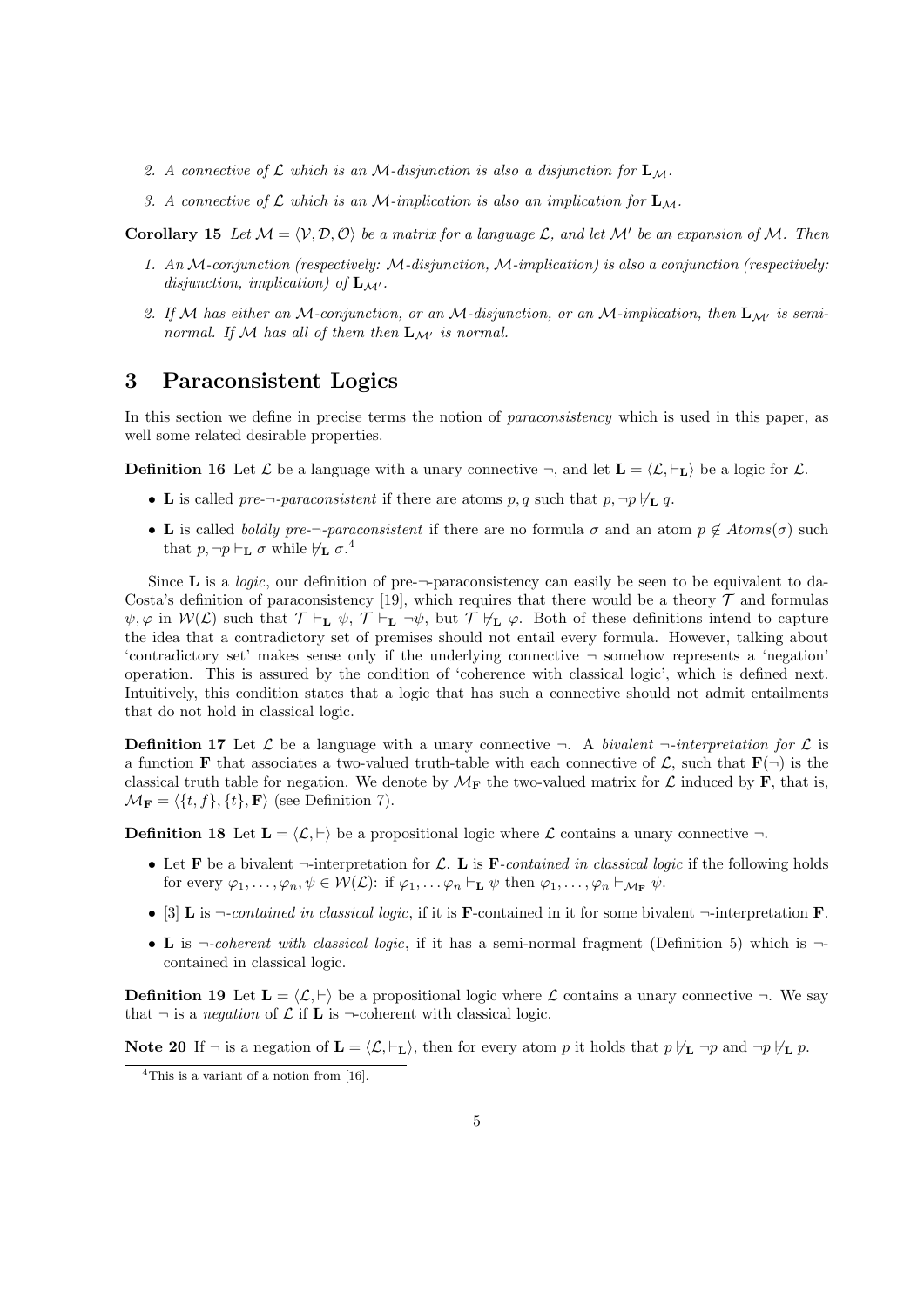2. *A connective of $\mathcal{L}$ which is an $\mathcal{M}$-disjunction is also a disjunction for $\mathbf{L}_{\mathcal{M}}$.*

3. *A connective of $\mathcal{L}$ which is an $\mathcal{M}$-implication is also an implication for $\mathbf{L}_{\mathcal{M}}$.*

**Corollary 15** *Let $\mathcal{M} = \langle \mathcal{V}, \mathcal{D}, \mathcal{O} \rangle$ be a matrix for a language $\mathcal{L}$, and let $\mathcal{M}'$ be an expansion of $\mathcal{M}$. Then*

1. *An $\mathcal{M}$-conjunction (respectively: $\mathcal{M}$-disjunction, $\mathcal{M}$-implication) is also a conjunction (respectively: disjunction, implication) of $\mathbf{L}_{\mathcal{M}'}$.*

2. *If $\mathcal{M}$ has either an $\mathcal{M}$-conjunction, or an $\mathcal{M}$-disjunction, or an $\mathcal{M}$-implication, then $\mathbf{L}_{\mathcal{M}'}$ is semi-normal. If $\mathcal{M}$ has all of them then $\mathbf{L}_{\mathcal{M}'}$ is normal.*

## 3 Paraconsistent Logics

In this section we define in precise terms the notion of *paraconsistency* which is used in this paper, as well some related desirable properties.

**Definition 16** Let $\mathcal{L}$ be a language with a unary connective $\neg$, and let $\mathbf{L} = \langle \mathcal{L}, \vdash_{\mathbf{L}} \rangle$ be a logic for $\mathcal{L}$.

- $\mathbf{L}$ is called *pre-$\neg$-paraconsistent* if there are atoms $p, q$ such that $p, \neg p \not\vdash_{\mathbf{L}} q$.
- $\mathbf{L}$ is called *boldly pre-$\neg$-paraconsistent* if there are no formula $\sigma$ and an atom $p \notin Atoms(\sigma)$ such that $p, \neg p \vdash_{\mathbf{L}} \sigma$ while $\not\vdash_{\mathbf{L}} \sigma$.[4]

Since $\mathbf{L}$ is a *logic*, our definition of pre-$\neg$-paraconsistency can easily be seen to be equivalent to da-Costa's definition of paraconsistency [19], which requires that there would be a theory $\mathcal{T}$ and formulas $\psi, \varphi$ in $\mathcal{W}(\mathcal{L})$ such that $\mathcal{T} \vdash_{\mathbf{L}} \psi$, $\mathcal{T} \vdash_{\mathbf{L}} \neg\psi$, but $\mathcal{T} \not\vdash_{\mathbf{L}} \varphi$. Both of these definitions intend to capture the idea that a contradictory set of premises should not entail every formula. However, talking about 'contradictory set' makes sense only if the underlying connective $\neg$ somehow represents a 'negation' operation. This is assured by the condition of 'coherence with classical logic', which is defined next. Intuitively, this condition states that a logic that has such a connective should not admit entailments that do not hold in classical logic.

**Definition 17** Let $\mathcal{L}$ be a language with a unary connective $\neg$. A *bivalent $\neg$-interpretation for $\mathcal{L}$* is a function $\mathbf{F}$ that associates a two-valued truth-table with each connective of $\mathcal{L}$, such that $\mathbf{F}(\neg)$ is the classical truth table for negation. We denote by $\mathcal{M}_{\mathbf{F}}$ the two-valued matrix for $\mathcal{L}$ induced by $\mathbf{F}$, that is, $\mathcal{M}_{\mathbf{F}} = \langle \{t, f\}, \{t\}, \mathbf{F} \rangle$ (see Definition 7).

**Definition 18** Let $\mathbf{L} = \langle \mathcal{L}, \vdash \rangle$ be a propositional logic where $\mathcal{L}$ contains a unary connective $\neg$.

- Let $\mathbf{F}$ be a bivalent $\neg$-interpretation for $\mathcal{L}$. $\mathbf{L}$ is $\mathbf{F}$*-contained in classical logic* if the following holds for every $\varphi_1, \ldots, \varphi_n, \psi \in \mathcal{W}(\mathcal{L})$: if $\varphi_1, \ldots \varphi_n \vdash_{\mathbf{L}} \psi$ then $\varphi_1, \ldots, \varphi_n \vdash_{\mathcal{M}_{\mathbf{F}}} \psi$.
- [3] $\mathbf{L}$ is *$\neg$-contained in classical logic*, if it is $\mathbf{F}$-contained in it for some bivalent $\neg$-interpretation $\mathbf{F}$.
- $\mathbf{L}$ is *$\neg$-coherent with classical logic*, if it has a semi-normal fragment (Definition 5) which is $\neg$-contained in classical logic.

**Definition 19** Let $\mathbf{L} = \langle \mathcal{L}, \vdash \rangle$ be a propositional logic where $\mathcal{L}$ contains a unary connective $\neg$. We say that $\neg$ is a *negation* of $\mathcal{L}$ if $\mathbf{L}$ is $\neg$-coherent with classical logic.

**Note 20** If $\neg$ is a negation of $\mathbf{L} = \langle \mathcal{L}, \vdash_{\mathbf{L}} \rangle$, then for every atom $p$ it holds that $p \not\vdash_{\mathbf{L}} \neg p$ and $\neg p \not\vdash_{\mathbf{L}} p$.

[4] This is a variant of a notion from [16].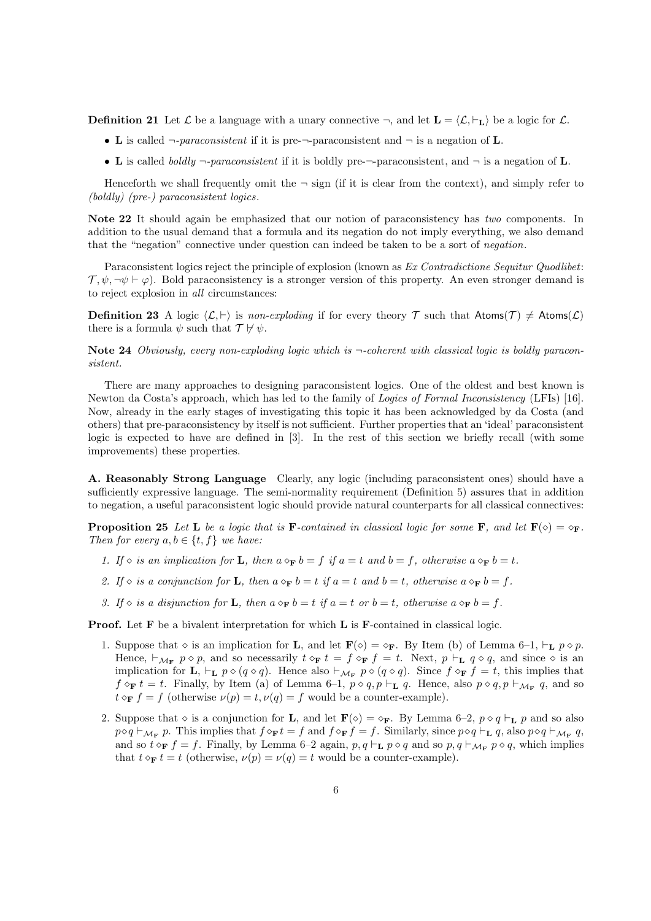**Definition 21** Let $\mathcal{L}$ be a language with a unary connective $\neg$, and let $\mathbf{L} = \langle \mathcal{L}, \vdash_{\mathbf{L}} \rangle$ be a logic for $\mathcal{L}$.

- $\mathbf{L}$ is called *$\neg$-paraconsistent* if it is pre-$\neg$-paraconsistent and $\neg$ is a negation of $\mathbf{L}$.
- $\mathbf{L}$ is called *boldly $\neg$-paraconsistent* if it is boldly pre-$\neg$-paraconsistent, and $\neg$ is a negation of $\mathbf{L}$.

Henceforth we shall frequently omit the $\neg$ sign (if it is clear from the context), and simply refer to *(boldly) (pre-) paraconsistent logics*.

**Note 22** It should again be emphasized that our notion of paraconsistency has *two* components. In addition to the usual demand that a formula and its negation do not imply everything, we also demand that the "negation" connective under question can indeed be taken to be a sort of *negation*.

Paraconsistent logics reject the principle of explosion (known as *Ex Contradictione Sequitur Quodlibet*: $\mathcal{T}, \psi, \neg\psi \vdash \varphi$). Bold paraconsistency is a stronger version of this property. An even stronger demand is to reject explosion in *all* circumstances:

**Definition 23** A logic $\langle \mathcal{L}, \vdash \rangle$ is *non-exploding* if for every theory $\mathcal{T}$ such that $\mathsf{Atoms}(\mathcal{T}) \neq \mathsf{Atoms}(\mathcal{L})$ there is a formula $\psi$ such that $\mathcal{T} \not\vdash \psi$.

**Note 24** *Obviously, every non-exploding logic which is $\neg$-coherent with classical logic is boldly paraconsistent.*

There are many approaches to designing paraconsistent logics. One of the oldest and best known is Newton da Costa's approach, which has led to the family of *Logics of Formal Inconsistency* (LFIs) [16]. Now, already in the early stages of investigating this topic it has been acknowledged by da Costa (and others) that pre-paraconsistency by itself is not sufficient. Further properties that an 'ideal' paraconsistent logic is expected to have are defined in [3]. In the rest of this section we briefly recall (with some improvements) these properties.

**A. Reasonably Strong Language** Clearly, any logic (including paraconsistent ones) should have a sufficiently expressive language. The semi-normality requirement (Definition 5) assures that in addition to negation, a useful paraconsistent logic should provide natural counterparts for all classical connectives:

**Proposition 25** *Let $\mathbf{L}$ be a logic that is $\mathbf{F}$-contained in classical logic for some $\mathbf{F}$, and let $\mathbf{F}(\diamond) = \diamond_{\mathbf{F}}$. Then for every $a, b \in \{t, f\}$ we have:*

1. *If $\diamond$ is an implication for $\mathbf{L}$, then $a \diamond_{\mathbf{F}} b = f$ if $a = t$ and $b = f$, otherwise $a \diamond_{\mathbf{F}} b = t$.*
2. *If $\diamond$ is a conjunction for $\mathbf{L}$, then $a \diamond_{\mathbf{F}} b = t$ if $a = t$ and $b = t$, otherwise $a \diamond_{\mathbf{F}} b = f$.*
3. *If $\diamond$ is a disjunction for $\mathbf{L}$, then $a \diamond_{\mathbf{F}} b = t$ if $a = t$ or $b = t$, otherwise $a \diamond_{\mathbf{F}} b = f$.*

**Proof.** Let $\mathbf{F}$ be a bivalent interpretation for which $\mathbf{L}$ is $\mathbf{F}$-contained in classical logic.

1. Suppose that $\diamond$ is an implication for $\mathbf{L}$, and let $\mathbf{F}(\diamond) = \diamond_{\mathbf{F}}$. By Item (b) of Lemma 6–1, $\vdash_{\mathbf{L}} p \diamond p$. Hence, $\vdash_{\mathcal{M}_{\mathbf{F}}} p \diamond p$, and so necessarily $t \diamond_{\mathbf{F}} t = f \diamond_{\mathbf{F}} f = t$. Next, $p \vdash_{\mathbf{L}} q \diamond q$, and since $\diamond$ is an implication for $\mathbf{L}$, $\vdash_{\mathbf{L}} p \diamond (q \diamond q)$. Hence also $\vdash_{\mathcal{M}_{\mathbf{F}}} p \diamond (q \diamond q)$. Since $f \diamond_{\mathbf{F}} f = t$, this implies that $f \diamond_{\mathbf{F}} t = t$. Finally, by Item (a) of Lemma 6–1, $p \diamond q, p \vdash_{\mathbf{L}} q$. Hence, also $p \diamond q, p \vdash_{\mathcal{M}_{\mathbf{F}}} q$, and so $t \diamond_{\mathbf{F}} f = f$ (otherwise $\nu(p) = t, \nu(q) = f$ would be a counter-example).
2. Suppose that $\diamond$ is a conjunction for $\mathbf{L}$, and let $\mathbf{F}(\diamond) = \diamond_{\mathbf{F}}$. By Lemma 6–2, $p \diamond q \vdash_{\mathbf{L}} p$ and so also $p \diamond q \vdash_{\mathcal{M}_{\mathbf{F}}} p$. This implies that $f \diamond_{\mathbf{F}} t = f$ and $f \diamond_{\mathbf{F}} f = f$. Similarly, since $p \diamond q \vdash_{\mathbf{L}} q$, also $p \diamond q \vdash_{\mathcal{M}_{\mathbf{F}}} q$, and so $t \diamond_{\mathbf{F}} f = f$. Finally, by Lemma 6–2 again, $p, q \vdash_{\mathbf{L}} p \diamond q$ and so $p, q \vdash_{\mathcal{M}_{\mathbf{F}}} p \diamond q$, which implies that $t \diamond_{\mathbf{F}} t = t$ (otherwise, $\nu(p) = \nu(q) = t$ would be a counter-example).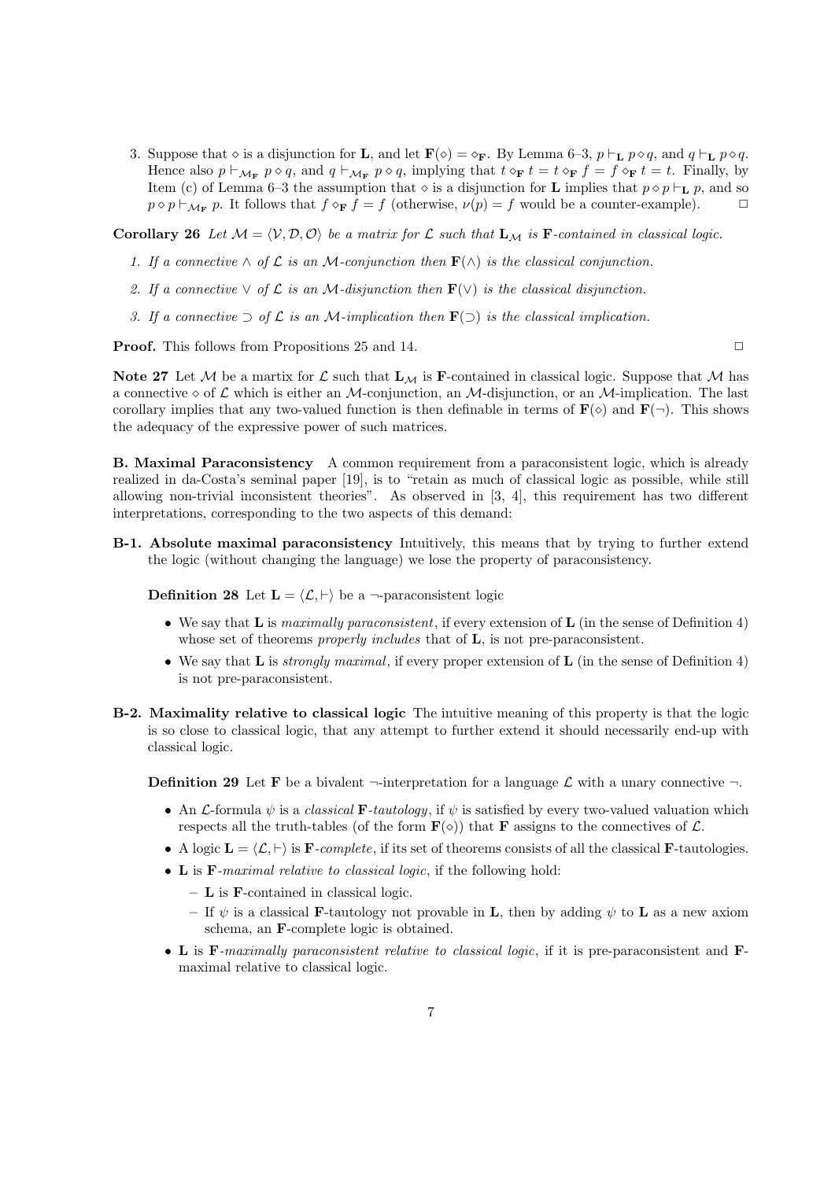3. Suppose that $\diamond$ is a disjunction for $\mathbf{L}$, and let $\mathbf{F}(\diamond) = \diamond_{\mathbf{F}}$. By Lemma 6–3, $p \vdash_{\mathbf{L}} p \diamond q$, and $q \vdash_{\mathbf{L}} p \diamond q$. Hence also $p \vdash_{\mathcal{M}_{\mathbf{F}}} p \diamond q$, and $q \vdash_{\mathcal{M}_{\mathbf{F}}} p \diamond q$, implying that $t \diamond_{\mathbf{F}} t = t \diamond_{\mathbf{F}} f = f \diamond_{\mathbf{F}} t = t$. Finally, by Item (c) of Lemma 6–3 the assumption that $\diamond$ is a disjunction for $\mathbf{L}$ implies that $p \diamond p \vdash_{\mathbf{L}} p$, and so $p \diamond p \vdash_{\mathcal{M}_{\mathbf{F}}} p$. It follows that $f \diamond_{\mathbf{F}} f = f$ (otherwise, $\nu(p) = f$ would be a counter-example). □

**Corollary 26** *Let $\mathcal{M} = \langle \mathcal{V}, \mathcal{D}, \mathcal{O} \rangle$ be a matrix for $\mathcal{L}$ such that $\mathbf{L}_{\mathcal{M}}$ is $\mathbf{F}$-contained in classical logic.*

1. *If a connective $\wedge$ of $\mathcal{L}$ is an $\mathcal{M}$-conjunction then $\mathbf{F}(\wedge)$ is the classical conjunction.*
2. *If a connective $\vee$ of $\mathcal{L}$ is an $\mathcal{M}$-disjunction then $\mathbf{F}(\vee)$ is the classical disjunction.*
3. *If a connective $\supset$ of $\mathcal{L}$ is an $\mathcal{M}$-implication then $\mathbf{F}(\supset)$ is the classical implication.*

**Proof.** This follows from Propositions 25 and 14. □

**Note 27** Let $\mathcal{M}$ be a martix for $\mathcal{L}$ such that $\mathbf{L}_{\mathcal{M}}$ is $\mathbf{F}$-contained in classical logic. Suppose that $\mathcal{M}$ has a connective $\diamond$ of $\mathcal{L}$ which is either an $\mathcal{M}$-conjunction, an $\mathcal{M}$-disjunction, or an $\mathcal{M}$-implication. The last corollary implies that any two-valued function is then definable in terms of $\mathbf{F}(\diamond)$ and $\mathbf{F}(\neg)$. This shows the adequacy of the expressive power of such matrices.

**B. Maximal Paraconsistency** A common requirement from a paraconsistent logic, which is already realized in da-Costa's seminal paper [19], is to "retain as much of classical logic as possible, while still allowing non-trivial inconsistent theories". As observed in [3, 4], this requirement has two different interpretations, corresponding to the two aspects of this demand:

**B-1. Absolute maximal paraconsistency** Intuitively, this means that by trying to further extend the logic (without changing the language) we lose the property of paraconsistency.

**Definition 28** Let $\mathbf{L} = \langle \mathcal{L}, \vdash \rangle$ be a $\neg$-paraconsistent logic

- We say that $\mathbf{L}$ is *maximally paraconsistent*, if every extension of $\mathbf{L}$ (in the sense of Definition 4) whose set of theorems *properly includes* that of $\mathbf{L}$, is not pre-paraconsistent.
- We say that $\mathbf{L}$ is *strongly maximal*, if every proper extension of $\mathbf{L}$ (in the sense of Definition 4) is not pre-paraconsistent.

**B-2. Maximality relative to classical logic** The intuitive meaning of this property is that the logic is so close to classical logic, that any attempt to further extend it should necessarily end-up with classical logic.

**Definition 29** Let $\mathbf{F}$ be a bivalent $\neg$-interpretation for a language $\mathcal{L}$ with a unary connective $\neg$.

- An $\mathcal{L}$-formula $\psi$ is a *classical* $\mathbf{F}$*-tautology*, if $\psi$ is satisfied by every two-valued valuation which respects all the truth-tables (of the form $\mathbf{F}(\diamond)$) that $\mathbf{F}$ assigns to the connectives of $\mathcal{L}$.
- A logic $\mathbf{L} = \langle \mathcal{L}, \vdash \rangle$ is $\mathbf{F}$*-complete*, if its set of theorems consists of all the classical $\mathbf{F}$-tautologies.
- $\mathbf{L}$ is $\mathbf{F}$*-maximal relative to classical logic*, if the following hold:
  - $\mathbf{L}$ is $\mathbf{F}$-contained in classical logic.
  - If $\psi$ is a classical $\mathbf{F}$-tautology not provable in $\mathbf{L}$, then by adding $\psi$ to $\mathbf{L}$ as a new axiom schema, an $\mathbf{F}$-complete logic is obtained.
- $\mathbf{L}$ is $\mathbf{F}$*-maximally paraconsistent relative to classical logic*, if it is pre-paraconsistent and $\mathbf{F}$-maximal relative to classical logic.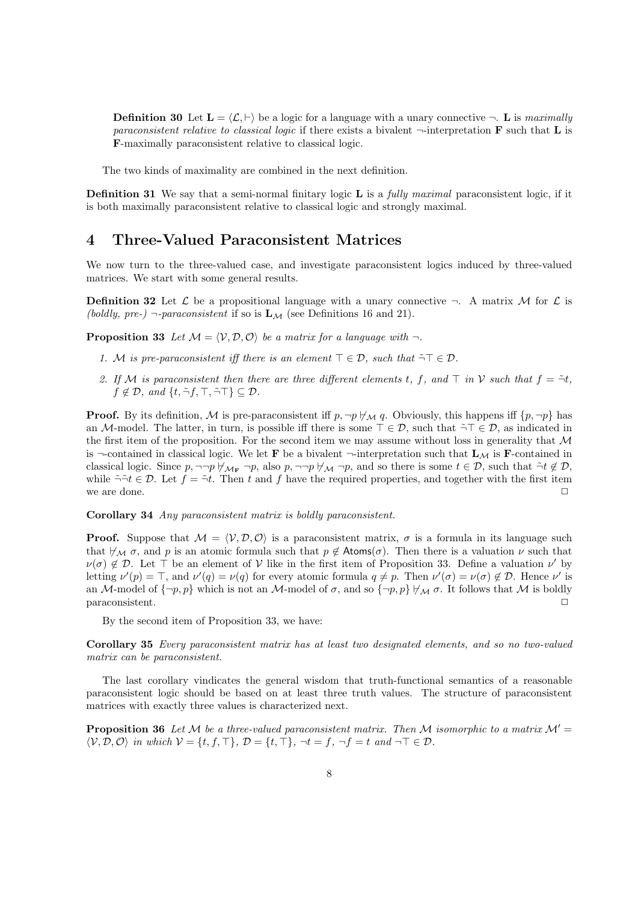**Definition 30** Let $\mathbf{L} = \langle \mathcal{L}, \vdash \rangle$ be a logic for a language with a unary connective $\neg$. $\mathbf{L}$ is *maximally paraconsistent relative to classical logic* if there exists a bivalent $\neg$-interpretation $\mathbf{F}$ such that $\mathbf{L}$ is $\mathbf{F}$-maximally paraconsistent relative to classical logic.

The two kinds of maximality are combined in the next definition.

**Definition 31** We say that a semi-normal finitary logic $\mathbf{L}$ is a *fully maximal* paraconsistent logic, if it is both maximally paraconsistent relative to classical logic and strongly maximal.

# 4 Three-Valued Paraconsistent Matrices

We now turn to the three-valued case, and investigate paraconsistent logics induced by three-valued matrices. We start with some general results.

**Definition 32** Let $\mathcal{L}$ be a propositional language with a unary connective $\neg$. A matrix $\mathcal{M}$ for $\mathcal{L}$ is *(boldly, pre-) $\neg$-paraconsistent* if so is $\mathbf{L}_{\mathcal{M}}$ (see Definitions 16 and 21).

**Proposition 33** *Let $\mathcal{M} = \langle \mathcal{V}, \mathcal{D}, \mathcal{O} \rangle$ be a matrix for a language with $\neg$.*

1. *$\mathcal{M}$ is pre-paraconsistent iff there is an element $\top \in \mathcal{D}$, such that $\tilde{\neg}\top \in \mathcal{D}$.*
2. *If $\mathcal{M}$ is paraconsistent then there are three different elements $t$, $f$, and $\top$ in $\mathcal{V}$ such that $f = \tilde{\neg}t$, $f \notin \mathcal{D}$, and $\{t, \tilde{\neg}f, \top, \tilde{\neg}\top\} \subseteq \mathcal{D}$.*

**Proof.** By its definition, $\mathcal{M}$ is pre-paraconsistent iff $p, \neg p \not\vdash_{\mathcal{M}} q$. Obviously, this happens iff $\{p, \neg p\}$ has an $\mathcal{M}$-model. The latter, in turn, is possible iff there is some $\top \in \mathcal{D}$, such that $\tilde{\neg}\top \in \mathcal{D}$, as indicated in the first item of the proposition. For the second item we may assume without loss in generality that $\mathcal{M}$ is $\neg$-contained in classical logic. We let $\mathbf{F}$ be a bivalent $\neg$-interpretation such that $\mathbf{L}_{\mathcal{M}}$ is $\mathbf{F}$-contained in classical logic. Since $p, \neg\neg p \not\vdash_{\mathcal{M}_{\mathbf{F}}} \neg p$, also $p, \neg\neg p \not\vdash_{\mathcal{M}} \neg p$, and so there is some $t \in \mathcal{D}$, such that $\tilde{\neg}t \notin \mathcal{D}$, while $\tilde{\neg}\tilde{\neg}t \in \mathcal{D}$. Let $f = \tilde{\neg}t$. Then $t$ and $f$ have the required properties, and together with the first item we are done. $\square$

**Corollary 34** *Any paraconsistent matrix is boldly paraconsistent.*

**Proof.** Suppose that $\mathcal{M} = \langle \mathcal{V}, \mathcal{D}, \mathcal{O} \rangle$ is a paraconsistent matrix, $\sigma$ is a formula in its language such that $\not\vdash_{\mathcal{M}} \sigma$, and $p$ is an atomic formula such that $p \notin \mathsf{Atoms}(\sigma)$. Then there is a valuation $\nu$ such that $\nu(\sigma) \notin \mathcal{D}$. Let $\top$ be an element of $\mathcal{V}$ like in the first item of Proposition 33. Define a valuation $\nu'$ by letting $\nu'(p) = \top$, and $\nu'(q) = \nu(q)$ for every atomic formula $q \neq p$. Then $\nu'(\sigma) = \nu(\sigma) \notin \mathcal{D}$. Hence $\nu'$ is an $\mathcal{M}$-model of $\{\neg p, p\}$ which is not an $\mathcal{M}$-model of $\sigma$, and so $\{\neg p, p\} \not\vdash_{\mathcal{M}} \sigma$. It follows that $\mathcal{M}$ is boldly paraconsistent. $\square$

By the second item of Proposition 33, we have:

**Corollary 35** *Every paraconsistent matrix has at least two designated elements, and so no two-valued matrix can be paraconsistent.*

The last corollary vindicates the general wisdom that truth-functional semantics of a reasonable paraconsistent logic should be based on at least three truth values. The structure of paraconsistent matrices with exactly three values is characterized next.

**Proposition 36** *Let $\mathcal{M}$ be a three-valued paraconsistent matrix. Then $\mathcal{M}$ isomorphic to a matrix $\mathcal{M}' = \langle \mathcal{V}, \mathcal{D}, \mathcal{O} \rangle$ in which $\mathcal{V} = \{t, f, \top\}$, $\mathcal{D} = \{t, \top\}$, $\neg t = f$, $\neg f = t$ and $\neg \top \in \mathcal{D}$.*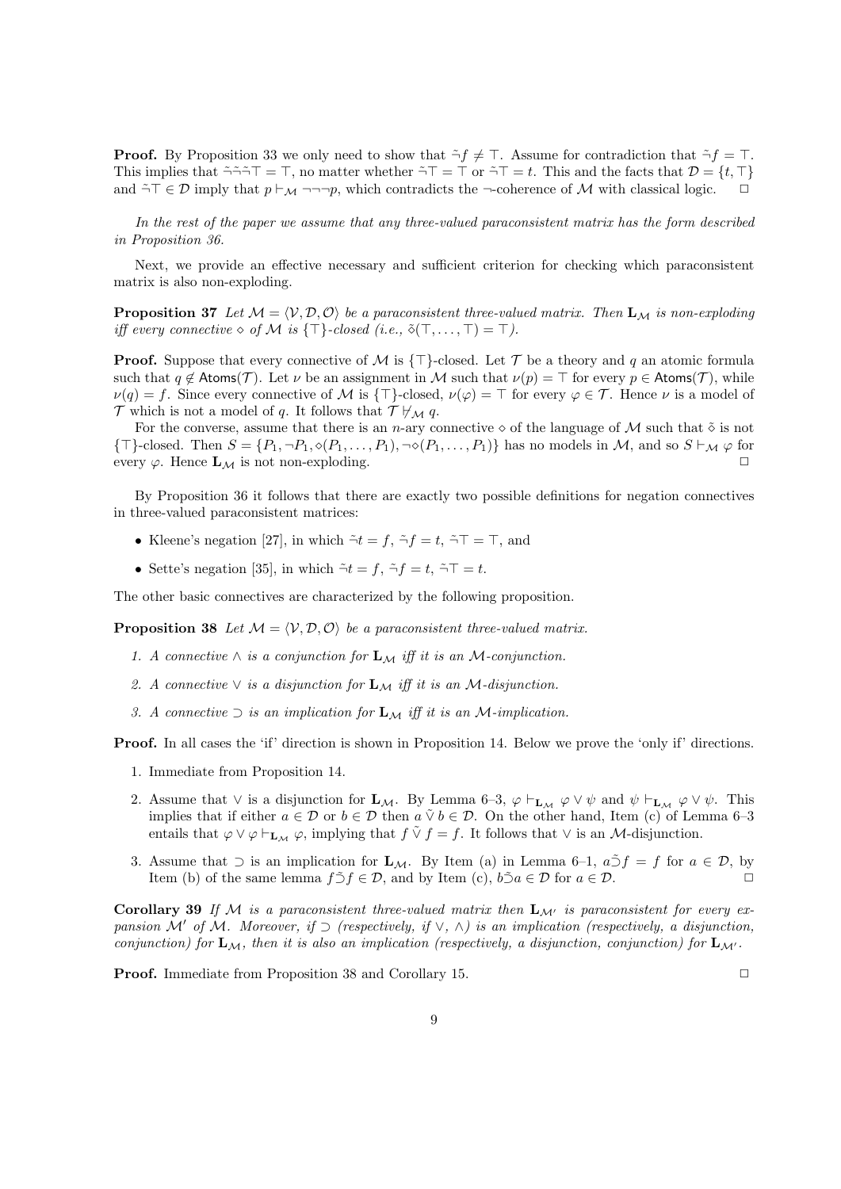**Proof.** By Proposition 33 we only need to show that $\tilde{\neg} f \neq \top$. Assume for contradiction that $\tilde{\neg} f = \top$. This implies that $\tilde{\neg}\tilde{\neg}\tilde{\neg}\top = \top$, no matter whether $\tilde{\neg}\top = \top$ or $\tilde{\neg}\top = t$. This and the facts that $\mathcal{D} = \{t, \top\}$ and $\tilde{\neg}\top \in \mathcal{D}$ imply that $p \vdash_{\mathcal{M}} \neg\neg\neg p$, which contradicts the $\neg$-coherence of $\mathcal{M}$ with classical logic. $\square$

*In the rest of the paper we assume that any three-valued paraconsistent matrix has the form described in Proposition 36.*

Next, we provide an effective necessary and sufficient criterion for checking which paraconsistent matrix is also non-exploding.

**Proposition 37** *Let $\mathcal{M} = \langle \mathcal{V}, \mathcal{D}, \mathcal{O} \rangle$ be a paraconsistent three-valued matrix. Then $\mathbf{L}_{\mathcal{M}}$ is non-exploding iff every connective $\diamond$ of $\mathcal{M}$ is $\{\top\}$-closed (i.e., $\tilde{\diamond}(\top, \ldots, \top) = \top$).*

**Proof.** Suppose that every connective of $\mathcal{M}$ is $\{\top\}$-closed. Let $\mathcal{T}$ be a theory and $q$ an atomic formula such that $q \notin \mathsf{Atoms}(\mathcal{T})$. Let $\nu$ be an assignment in $\mathcal{M}$ such that $\nu(p) = \top$ for every $p \in \mathsf{Atoms}(\mathcal{T})$, while $\nu(q) = f$. Since every connective of $\mathcal{M}$ is $\{\top\}$-closed, $\nu(\varphi) = \top$ for every $\varphi \in \mathcal{T}$. Hence $\nu$ is a model of $\mathcal{T}$ which is not a model of $q$. It follows that $\mathcal{T} \not\vdash_{\mathcal{M}} q$.

For the converse, assume that there is an $n$-ary connective $\diamond$ of the language of $\mathcal{M}$ such that $\tilde{\diamond}$ is not $\{\top\}$-closed. Then $S = \{P_1, \neg P_1, \diamond(P_1, \ldots, P_1), \neg\diamond(P_1, \ldots, P_1)\}$ has no models in $\mathcal{M}$, and so $S \vdash_{\mathcal{M}} \varphi$ for every $\varphi$. Hence $\mathbf{L}_{\mathcal{M}}$ is not non-exploding. $\square$

By Proposition 36 it follows that there are exactly two possible definitions for negation connectives in three-valued paraconsistent matrices:

- Kleene's negation [27], in which $\tilde{\neg} t = f$, $\tilde{\neg} f = t$, $\tilde{\neg}\top = \top$, and
- Sette's negation [35], in which $\tilde{\neg} t = f$, $\tilde{\neg} f = t$, $\tilde{\neg}\top = t$.

The other basic connectives are characterized by the following proposition.

**Proposition 38** *Let $\mathcal{M} = \langle \mathcal{V}, \mathcal{D}, \mathcal{O} \rangle$ be a paraconsistent three-valued matrix.*

1. *A connective $\wedge$ is a conjunction for $\mathbf{L}_{\mathcal{M}}$ iff it is an $\mathcal{M}$-conjunction.*
2. *A connective $\vee$ is a disjunction for $\mathbf{L}_{\mathcal{M}}$ iff it is an $\mathcal{M}$-disjunction.*
3. *A connective $\supset$ is an implication for $\mathbf{L}_{\mathcal{M}}$ iff it is an $\mathcal{M}$-implication.*

**Proof.** In all cases the 'if' direction is shown in Proposition 14. Below we prove the 'only if' directions.

1. Immediate from Proposition 14.
2. Assume that $\vee$ is a disjunction for $\mathbf{L}_{\mathcal{M}}$. By Lemma 6–3, $\varphi \vdash_{\mathbf{L}_{\mathcal{M}}} \varphi \vee \psi$ and $\psi \vdash_{\mathbf{L}_{\mathcal{M}}} \varphi \vee \psi$. This implies that if either $a \in \mathcal{D}$ or $b \in \mathcal{D}$ then $a \,\tilde{\vee}\, b \in \mathcal{D}$. On the other hand, Item (c) of Lemma 6–3 entails that $\varphi \vee \varphi \vdash_{\mathbf{L}_{\mathcal{M}}} \varphi$, implying that $f \,\tilde{\vee}\, f = f$. It follows that $\vee$ is an $\mathcal{M}$-disjunction.
3. Assume that $\supset$ is an implication for $\mathbf{L}_{\mathcal{M}}$. By Item (a) in Lemma 6–1, $a \tilde{\supset} f = f$ for $a \in \mathcal{D}$, by Item (b) of the same lemma $f \tilde{\supset} f \in \mathcal{D}$, and by Item (c), $b \tilde{\supset} a \in \mathcal{D}$ for $a \in \mathcal{D}$. $\square$

**Corollary 39** *If $\mathcal{M}$ is a paraconsistent three-valued matrix then $\mathbf{L}_{\mathcal{M}'}$ is paraconsistent for every expansion $\mathcal{M}'$ of $\mathcal{M}$. Moreover, if $\supset$ (respectively, if $\vee$, $\wedge$) is an implication (respectively, a disjunction, conjunction) for $\mathbf{L}_{\mathcal{M}}$, then it is also an implication (respectively, a disjunction, conjunction) for $\mathbf{L}_{\mathcal{M}'}$.*

**Proof.** Immediate from Proposition 38 and Corollary 15. $\square$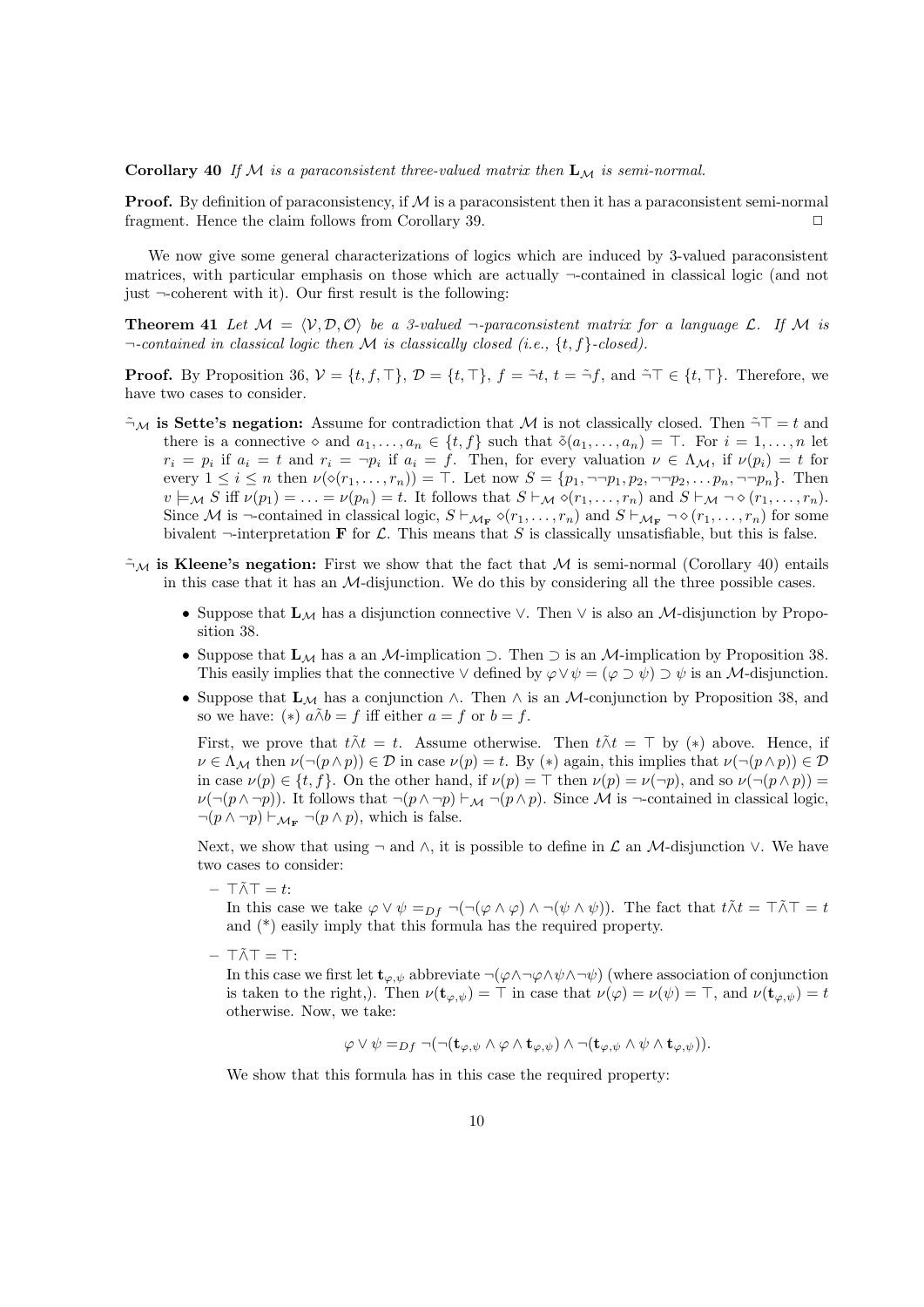**Corollary 40** *If $\mathcal{M}$ is a paraconsistent three-valued matrix then $\mathbf{L}_{\mathcal{M}}$ is semi-normal.*

**Proof.** By definition of paraconsistency, if $\mathcal{M}$ is a paraconsistent then it has a paraconsistent semi-normal fragment. Hence the claim follows from Corollary 39. $\square$

We now give some general characterizations of logics which are induced by 3-valued paraconsistent matrices, with particular emphasis on those which are actually $\neg$-contained in classical logic (and not just $\neg$-coherent with it). Our first result is the following:

**Theorem 41** *Let $\mathcal{M} = \langle \mathcal{V}, \mathcal{D}, \mathcal{O} \rangle$ be a 3-valued $\neg$-paraconsistent matrix for a language $\mathcal{L}$. If $\mathcal{M}$ is $\neg$-contained in classical logic then $\mathcal{M}$ is classically closed (i.e., $\{t, f\}$-closed).*

**Proof.** By Proposition 36, $\mathcal{V} = \{t, f, \top\}$, $\mathcal{D} = \{t, \top\}$, $f = \tilde{\neg} t$, $t = \tilde{\neg} f$, and $\tilde{\neg}\top \in \{t, \top\}$. Therefore, we have two cases to consider.

- **$\tilde{\neg}_{\mathcal{M}}$ is Sette's negation:** Assume for contradiction that $\mathcal{M}$ is not classically closed. Then $\tilde{\neg}\top = t$ and there is a connective $\diamond$ and $a_1, \ldots, a_n \in \{t, f\}$ such that $\tilde{\diamond}(a_1, \ldots, a_n) = \top$. For $i = 1, \ldots, n$ let $r_i = p_i$ if $a_i = t$ and $r_i = \neg p_i$ if $a_i = f$. Then, for every valuation $\nu \in \Lambda_{\mathcal{M}}$, if $\nu(p_i) = t$ for every $1 \leq i \leq n$ then $\nu(\diamond(r_1, \ldots, r_n)) = \top$. Let now $S = \{p_1, \neg\neg p_1, p_2, \neg\neg p_2, \ldots p_n, \neg\neg p_n\}$. Then $v \models_{\mathcal{M}} S$ iff $\nu(p_1) = \ldots = \nu(p_n) = t$. It follows that $S \vdash_{\mathcal{M}} \diamond(r_1, \ldots, r_n)$ and $S \vdash_{\mathcal{M}} \neg \diamond (r_1, \ldots, r_n)$. Since $\mathcal{M}$ is $\neg$-contained in classical logic, $S \vdash_{\mathcal{M}_{\mathbf{F}}} \diamond(r_1, \ldots, r_n)$ and $S \vdash_{\mathcal{M}_{\mathbf{F}}} \neg \diamond (r_1, \ldots, r_n)$ for some bivalent $\neg$-interpretation $\mathbf{F}$ for $\mathcal{L}$. This means that $S$ is classically unsatisfiable, but this is false.

- **$\tilde{\neg}_{\mathcal{M}}$ is Kleene's negation:** First we show that the fact that $\mathcal{M}$ is semi-normal (Corollary 40) entails in this case that it has an $\mathcal{M}$-disjunction. We do this by considering all the three possible cases.

  - Suppose that $\mathbf{L}_{\mathcal{M}}$ has a disjunction connective $\vee$. Then $\vee$ is also an $\mathcal{M}$-disjunction by Proposition 38.
  - Suppose that $\mathbf{L}_{\mathcal{M}}$ has a an $\mathcal{M}$-implication $\supset$. Then $\supset$ is an $\mathcal{M}$-implication by Proposition 38. This easily implies that the connective $\vee$ defined by $\varphi \vee \psi = (\varphi \supset \psi) \supset \psi$ is an $\mathcal{M}$-disjunction.
  - Suppose that $\mathbf{L}_{\mathcal{M}}$ has a conjunction $\wedge$. Then $\wedge$ is an $\mathcal{M}$-conjunction by Proposition 38, and so we have: $(*)$ $a \tilde{\wedge} b = f$ iff either $a = f$ or $b = f$.

    First, we prove that $t \tilde{\wedge} t = t$. Assume otherwise. Then $t \tilde{\wedge} t = \top$ by $(*)$ above. Hence, if $\nu \in \Lambda_{\mathcal{M}}$ then $\nu(\neg(p \wedge p)) \in \mathcal{D}$ in case $\nu(p) = t$. By $(*)$ again, this implies that $\nu(\neg(p \wedge p)) \in \mathcal{D}$ in case $\nu(p) \in \{t, f\}$. On the other hand, if $\nu(p) = \top$ then $\nu(p) = \nu(\neg p)$, and so $\nu(\neg(p \wedge p)) = \nu(\neg(p \wedge \neg p))$. It follows that $\neg(p \wedge \neg p) \vdash_{\mathcal{M}} \neg(p \wedge p)$. Since $\mathcal{M}$ is $\neg$-contained in classical logic, $\neg(p \wedge \neg p) \vdash_{\mathcal{M}_{\mathbf{F}}} \neg(p \wedge p)$, which is false.

    Next, we show that using $\neg$ and $\wedge$, it is possible to define in $\mathcal{L}$ an $\mathcal{M}$-disjunction $\vee$. We have two cases to consider:

    - $\top \tilde{\wedge} \top = t$:
      In this case we take $\varphi \vee \psi =_{Df} \neg(\neg(\varphi \wedge \varphi) \wedge \neg(\psi \wedge \psi))$. The fact that $t \tilde{\wedge} t = \top \tilde{\wedge} \top = t$ and (*) easily imply that this formula has the required property.
    - $\top \tilde{\wedge} \top = \top$:
      In this case we first let $\mathbf{t}_{\varphi,\psi}$ abbreviate $\neg(\varphi \wedge \neg\varphi \wedge \psi \wedge \neg\psi)$ (where association of conjunction is taken to the right,). Then $\nu(\mathbf{t}_{\varphi,\psi}) = \top$ in case that $\nu(\varphi) = \nu(\psi) = \top$, and $\nu(\mathbf{t}_{\varphi,\psi}) = t$ otherwise. Now, we take:

      $$\varphi \vee \psi =_{Df} \neg(\neg(\mathbf{t}_{\varphi,\psi} \wedge \varphi \wedge \mathbf{t}_{\varphi,\psi}) \wedge \neg(\mathbf{t}_{\varphi,\psi} \wedge \psi \wedge \mathbf{t}_{\varphi,\psi})).$$

      We show that this formula has in this case the required property: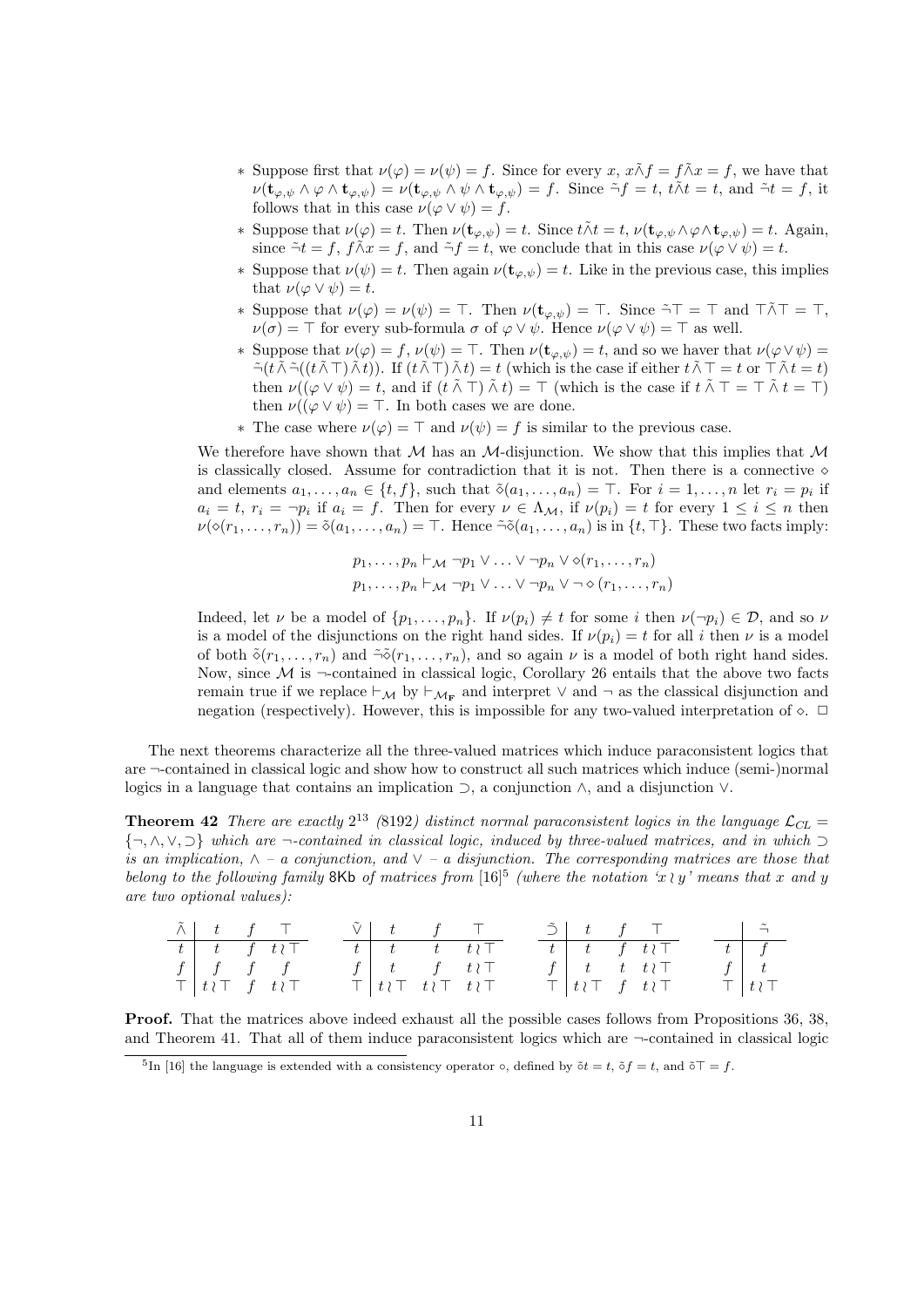* Suppose first that $\nu(\varphi) = \nu(\psi) = f$. Since for every $x$, $x \tilde{\wedge} f = f \tilde{\wedge} x = f$, we have that $\nu(\mathbf{t}_{\varphi,\psi} \wedge \varphi \wedge \mathbf{t}_{\varphi,\psi}) = \nu(\mathbf{t}_{\varphi,\psi} \wedge \psi \wedge \mathbf{t}_{\varphi,\psi}) = f$. Since $\tilde{\neg} f = t$, $t \tilde{\wedge} t = t$, and $\tilde{\neg} t = f$, it follows that in this case $\nu(\varphi \vee \psi) = f$.
* Suppose that $\nu(\varphi) = t$. Then $\nu(\mathbf{t}_{\varphi,\psi}) = t$. Since $t \tilde{\wedge} t = t$, $\nu(\mathbf{t}_{\varphi,\psi} \wedge \varphi \wedge \mathbf{t}_{\varphi,\psi}) = t$. Again, since $\tilde{\neg} t = f$, $f \tilde{\wedge} x = f$, and $\tilde{\neg} f = t$, we conclude that in this case $\nu(\varphi \vee \psi) = t$.
* Suppose that $\nu(\psi) = t$. Then again $\nu(\mathbf{t}_{\varphi,\psi}) = t$. Like in the previous case, this implies that $\nu(\varphi \vee \psi) = t$.
* Suppose that $\nu(\varphi) = \nu(\psi) = \top$. Then $\nu(\mathbf{t}_{\varphi,\psi}) = \top$. Since $\tilde{\neg} \top = \top$ and $\top \tilde{\wedge} \top = \top$, $\nu(\sigma) = \top$ for every sub-formula $\sigma$ of $\varphi \vee \psi$. Hence $\nu(\varphi \vee \psi) = \top$ as well.
* Suppose that $\nu(\varphi) = f$, $\nu(\psi) = \top$. Then $\nu(\mathbf{t}_{\varphi,\psi}) = t$, and so we haver that $\nu(\varphi \vee \psi) = \tilde{\neg}(t \tilde{\wedge} \tilde{\neg}((t \tilde{\wedge} \top) \tilde{\wedge} t))$. If $(t \tilde{\wedge} \top) \tilde{\wedge} t) = t$ (which is the case if either $t \tilde{\wedge} \top = t$ or $\top \tilde{\wedge} t = t$) then $\nu((\varphi \vee \psi) = t$, and if $(t \tilde{\wedge} \top) \tilde{\wedge} t) = \top$ (which is the case if $t \tilde{\wedge} \top = \top \tilde{\wedge} t = \top$) then $\nu((\varphi \vee \psi) = \top$. In both cases we are done.
* The case where $\nu(\varphi) = \top$ and $\nu(\psi) = f$ is similar to the previous case.

We therefore have shown that $\mathcal{M}$ has an $\mathcal{M}$-disjunction. We show that this implies that $\mathcal{M}$ is classically closed. Assume for contradiction that it is not. Then there is a connective $\diamond$ and elements $a_1, \ldots, a_n \in \{t, f\}$, such that $\tilde{\diamond}(a_1, \ldots, a_n) = \top$. For $i = 1, \ldots, n$ let $r_i = p_i$ if $a_i = t$, $r_i = \neg p_i$ if $a_i = f$. Then for every $\nu \in \Lambda_{\mathcal{M}}$, if $\nu(p_i) = t$ for every $1 \leq i \leq n$ then $\nu(\diamond(r_1, \ldots, r_n)) = \tilde{\diamond}(a_1, \ldots, a_n) = \top$. Hence $\tilde{\neg}\tilde{\diamond}(a_1, \ldots, a_n)$ is in $\{t, \top\}$. These two facts imply:

$$p_1, \ldots, p_n \vdash_{\mathcal{M}} \neg p_1 \vee \ldots \vee \neg p_n \vee \diamond(r_1, \ldots, r_n)$$
$$p_1, \ldots, p_n \vdash_{\mathcal{M}} \neg p_1 \vee \ldots \vee \neg p_n \vee \neg \diamond (r_1, \ldots, r_n)$$

Indeed, let $\nu$ be a model of $\{p_1, \ldots, p_n\}$. If $\nu(p_i) \neq t$ for some $i$ then $\nu(\neg p_i) \in \mathcal{D}$, and so $\nu$ is a model of the disjunctions on the right hand sides. If $\nu(p_i) = t$ for all $i$ then $\nu$ is a model of both $\tilde{\diamond}(r_1, \ldots, r_n)$ and $\tilde{\neg}\tilde{\diamond}(r_1, \ldots, r_n)$, and so again $\nu$ is a model of both right hand sides. Now, since $\mathcal{M}$ is $\neg$-contained in classical logic, Corollary 26 entails that the above two facts remain true if we replace $\vdash_{\mathcal{M}}$ by $\vdash_{\mathcal{M}_{\mathbf{F}}}$ and interpret $\vee$ and $\neg$ as the classical disjunction and negation (respectively). However, this is impossible for any two-valued interpretation of $\diamond$. $\Box$

The next theorems characterize all the three-valued matrices which induce paraconsistent logics that are $\neg$-contained in classical logic and show how to construct all such matrices which induce (semi-)normal logics in a language that contains an implication $\supset$, a conjunction $\wedge$, and a disjunction $\vee$.

**Theorem 42** *There are exactly $2^{13}$ (8192) distinct normal paraconsistent logics in the language $\mathcal{L}_{CL} = \{\neg, \wedge, \vee, \supset\}$ which are $\neg$-contained in classical logic, induced by three-valued matrices, and in which $\supset$ is an implication, $\wedge$ – a conjunction, and $\vee$ – a disjunction. The corresponding matrices are those that belong to the following family* 8Kb *of matrices from* [16][5] *(where the notation '$x \wr y$' means that $x$ and $y$ are two optional values):*

| $\tilde{\wedge}$ | $t$ | $f$ | $\top$ |
|---|---|---|---|
| $t$ | $t$ | $f$ | $t \wr \top$ |
| $f$ | $f$ | $f$ | $f$ |
| $\top$ | $t \wr \top$ | $f$ | $t \wr \top$ |

| $\tilde{\vee}$ | $t$ | $f$ | $\top$ |
|---|---|---|---|
| $t$ | $t$ | $t$ | $t \wr \top$ |
| $f$ | $t$ | $f$ | $t \wr \top$ |
| $\top$ | $t \wr \top$ | $t \wr \top$ | $t \wr \top$ |

| $\tilde{\supset}$ | $t$ | $f$ | $\top$ |
|---|---|---|---|
| $t$ | $t$ | $f$ | $t \wr \top$ |
| $f$ | $t$ | $t$ | $t \wr \top$ |
| $\top$ | $t \wr \top$ | $f$ | $t \wr \top$ |

| | $\tilde{\neg}$ |
|---|---|
| $t$ | $f$ |
| $f$ | $t$ |
| $\top$ | $t \wr \top$ |

**Proof.** That the matrices above indeed exhaust all the possible cases follows from Propositions 36, 38, and Theorem 41. That all of them induce paraconsistent logics which are $\neg$-contained in classical logic

[5] In [16] the language is extended with a consistency operator $\circ$, defined by $\tilde{\circ} t = t$, $\tilde{\circ} f = t$, and $\tilde{\circ} \top = f$.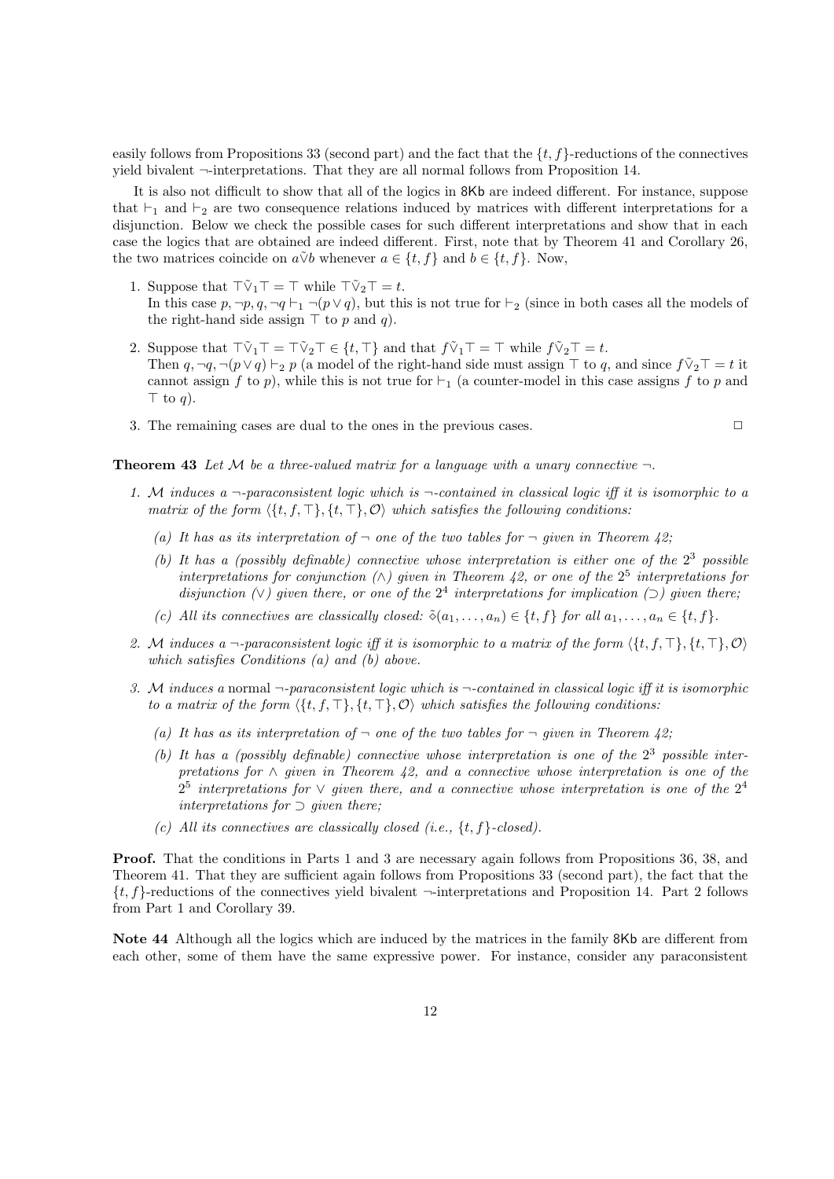easily follows from Propositions 33 (second part) and the fact that the $\{t, f\}$-reductions of the connectives yield bivalent $\neg$-interpretations. That they are all normal follows from Proposition 14.

It is also not difficult to show that all of the logics in 8Kb are indeed different. For instance, suppose that $\vdash_1$ and $\vdash_2$ are two consequence relations induced by matrices with different interpretations for a disjunction. Below we check the possible cases for such different interpretations and show that in each case the logics that are obtained are indeed different. First, note that by Theorem 41 and Corollary 26, the two matrices coincide on $a\tilde{\vee}b$ whenever $a \in \{t, f\}$ and $b \in \{t, f\}$. Now,

1. Suppose that $\top\tilde{\vee}_1\top = \top$ while $\top\tilde{\vee}_2\top = t$.
   In this case $p, \neg p, q, \neg q \vdash_1 \neg(p \vee q)$, but this is not true for $\vdash_2$ (since in both cases all the models of the right-hand side assign $\top$ to $p$ and $q$).
2. Suppose that $\top\tilde{\vee}_1\top = \top\tilde{\vee}_2\top \in \{t, \top\}$ and that $f\tilde{\vee}_1\top = \top$ while $f\tilde{\vee}_2\top = t$.
   Then $q, \neg q, \neg(p \vee q) \vdash_2 p$ (a model of the right-hand side must assign $\top$ to $q$, and since $f\tilde{\vee}_2\top = t$ it cannot assign $f$ to $p$), while this is not true for $\vdash_1$ (a counter-model in this case assigns $f$ to $p$ and $\top$ to $q$).
3. The remaining cases are dual to the ones in the previous cases. $\square$

**Theorem 43** *Let $\mathcal{M}$ be a three-valued matrix for a language with a unary connective $\neg$.*

1. *$\mathcal{M}$ induces a $\neg$-paraconsistent logic which is $\neg$-contained in classical logic iff it is isomorphic to a matrix of the form $\langle\{t, f, \top\}, \{t, \top\}, \mathcal{O}\rangle$ which satisfies the following conditions:*
   - *(a) It has as its interpretation of $\neg$ one of the two tables for $\neg$ given in Theorem 42;*
   - *(b) It has a (possibly definable) connective whose interpretation is either one of the $2^3$ possible interpretations for conjunction ($\wedge$) given in Theorem 42, or one of the $2^5$ interpretations for disjunction ($\vee$) given there, or one of the $2^4$ interpretations for implication ($\supset$) given there;*
   - *(c) All its connectives are classically closed: $\tilde{\diamond}(a_1, \ldots, a_n) \in \{t, f\}$ for all $a_1, \ldots, a_n \in \{t, f\}$.*
2. *$\mathcal{M}$ induces a $\neg$-paraconsistent logic iff it is isomorphic to a matrix of the form $\langle\{t, f, \top\}, \{t, \top\}, \mathcal{O}\rangle$ which satisfies Conditions (a) and (b) above.*
3. *$\mathcal{M}$ induces a* normal *$\neg$-paraconsistent logic which is $\neg$-contained in classical logic iff it is isomorphic to a matrix of the form $\langle\{t, f, \top\}, \{t, \top\}, \mathcal{O}\rangle$ which satisfies the following conditions:*
   - *(a) It has as its interpretation of $\neg$ one of the two tables for $\neg$ given in Theorem 42;*
   - *(b) It has a (possibly definable) connective whose interpretation is one of the $2^3$ possible interpretations for $\wedge$ given in Theorem 42, and a connective whose interpretation is one of the $2^5$ interpretations for $\vee$ given there, and a connective whose interpretation is one of the $2^4$ interpretations for $\supset$ given there;*
   - *(c) All its connectives are classically closed (i.e., $\{t, f\}$-closed).*

**Proof.** That the conditions in Parts 1 and 3 are necessary again follows from Propositions 36, 38, and Theorem 41. That they are sufficient again follows from Propositions 33 (second part), the fact that the $\{t, f\}$-reductions of the connectives yield bivalent $\neg$-interpretations and Proposition 14. Part 2 follows from Part 1 and Corollary 39.

**Note 44** Although all the logics which are induced by the matrices in the family 8Kb are different from each other, some of them have the same expressive power. For instance, consider any paraconsistent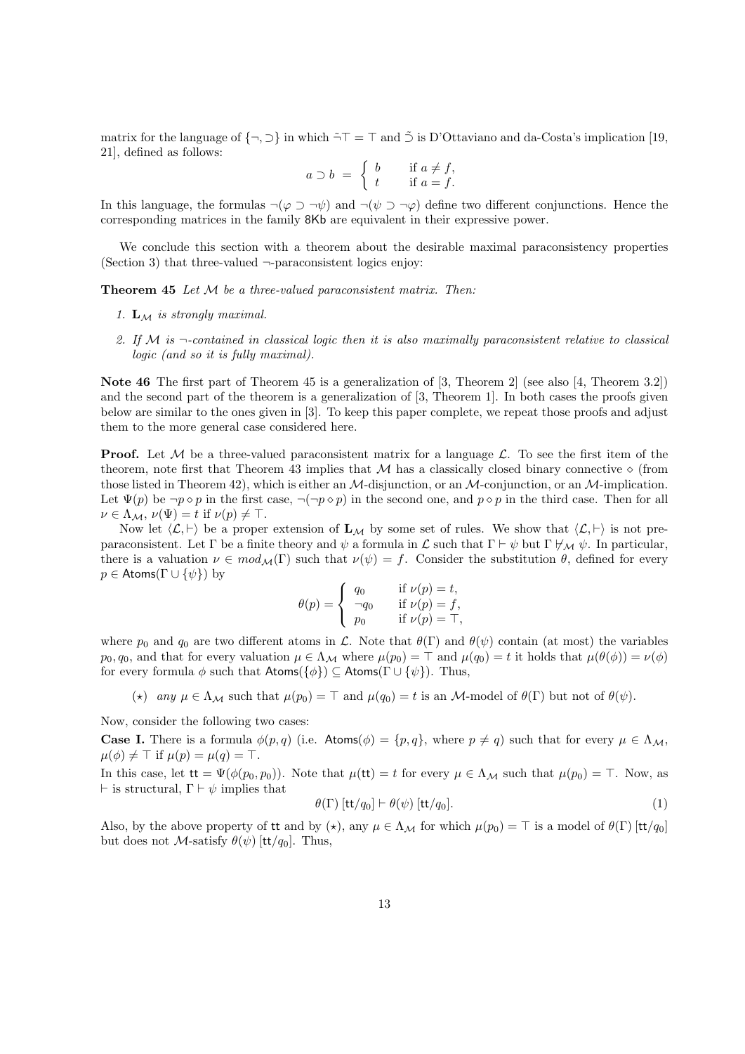matrix for the language of $\{\neg, \supset\}$ in which $\tilde{\neg}\top = \top$ and $\tilde{\supset}$ is D'Ottaviano and da-Costa's implication [19, 21], defined as follows:

$$a \supset b \;=\; \begin{cases} b & \text{if } a \neq f, \\ t & \text{if } a = f. \end{cases}$$

In this language, the formulas $\neg(\varphi \supset \neg\psi)$ and $\neg(\psi \supset \neg\varphi)$ define two different conjunctions. Hence the corresponding matrices in the family 8Kb are equivalent in their expressive power.

We conclude this section with a theorem about the desirable maximal paraconsistency properties (Section 3) that three-valued $\neg$-paraconsistent logics enjoy:

**Theorem 45** *Let $\mathcal{M}$ be a three-valued paraconsistent matrix. Then:*

1. *$\mathbf{L}_{\mathcal{M}}$ is strongly maximal.*
2. *If $\mathcal{M}$ is $\neg$-contained in classical logic then it is also maximally paraconsistent relative to classical logic (and so it is fully maximal).*

**Note 46** The first part of Theorem 45 is a generalization of [3, Theorem 2] (see also [4, Theorem 3.2]) and the second part of the theorem is a generalization of [3, Theorem 1]. In both cases the proofs given below are similar to the ones given in [3]. To keep this paper complete, we repeat those proofs and adjust them to the more general case considered here.

**Proof.** Let $\mathcal{M}$ be a three-valued paraconsistent matrix for a language $\mathcal{L}$. To see the first item of the theorem, note first that Theorem 43 implies that $\mathcal{M}$ has a classically closed binary connective $\diamond$ (from those listed in Theorem 42), which is either an $\mathcal{M}$-disjunction, or an $\mathcal{M}$-conjunction, or an $\mathcal{M}$-implication. Let $\Psi(p)$ be $\neg p \diamond p$ in the first case, $\neg(\neg p \diamond p)$ in the second one, and $p \diamond p$ in the third case. Then for all $\nu \in \Lambda_{\mathcal{M}}$, $\nu(\Psi) = t$ if $\nu(p) \neq \top$.

Now let $\langle \mathcal{L}, \vdash \rangle$ be a proper extension of $\mathbf{L}_{\mathcal{M}}$ by some set of rules. We show that $\langle \mathcal{L}, \vdash \rangle$ is not pre-paraconsistent. Let $\Gamma$ be a finite theory and $\psi$ a formula in $\mathcal{L}$ such that $\Gamma \vdash \psi$ but $\Gamma \not\vdash_{\mathcal{M}} \psi$. In particular, there is a valuation $\nu \in mod_{\mathcal{M}}(\Gamma)$ such that $\nu(\psi) = f$. Consider the substitution $\theta$, defined for every $p \in \mathsf{Atoms}(\Gamma \cup \{\psi\})$ by

$$\theta(p) = \begin{cases} q_0 & \text{if } \nu(p) = t, \\ \neg q_0 & \text{if } \nu(p) = f, \\ p_0 & \text{if } \nu(p) = \top, \end{cases}$$

where $p_0$ and $q_0$ are two different atoms in $\mathcal{L}$. Note that $\theta(\Gamma)$ and $\theta(\psi)$ contain (at most) the variables $p_0, q_0$, and that for every valuation $\mu \in \Lambda_{\mathcal{M}}$ where $\mu(p_0) = \top$ and $\mu(q_0) = t$ it holds that $\mu(\theta(\phi)) = \nu(\phi)$ for every formula $\phi$ such that $\mathsf{Atoms}(\{\phi\}) \subseteq \mathsf{Atoms}(\Gamma \cup \{\psi\})$. Thus,

($\star$) *any* $\mu \in \Lambda_{\mathcal{M}}$ such that $\mu(p_0) = \top$ and $\mu(q_0) = t$ is an $\mathcal{M}$-model of $\theta(\Gamma)$ but not of $\theta(\psi)$.

Now, consider the following two cases:

**Case I.** There is a formula $\phi(p, q)$ (i.e. $\mathsf{Atoms}(\phi) = \{p, q\}$, where $p \neq q$) such that for every $\mu \in \Lambda_{\mathcal{M}}$, $\mu(\phi) \neq \top$ if $\mu(p) = \mu(q) = \top$.

In this case, let $\mathsf{tt} = \Psi(\phi(p_0, p_0))$. Note that $\mu(\mathsf{tt}) = t$ for every $\mu \in \Lambda_{\mathcal{M}}$ such that $\mu(p_0) = \top$. Now, as $\vdash$ is structural, $\Gamma \vdash \psi$ implies that

$$\theta(\Gamma)\,[\mathsf{tt}/q_0] \vdash \theta(\psi)\,[\mathsf{tt}/q_0]. \tag{1}$$

Also, by the above property of $\mathsf{tt}$ and by ($\star$), any $\mu \in \Lambda_{\mathcal{M}}$ for which $\mu(p_0) = \top$ is a model of $\theta(\Gamma)\,[\mathsf{tt}/q_0]$ but does not $\mathcal{M}$-satisfy $\theta(\psi)\,[\mathsf{tt}/q_0]$. Thus,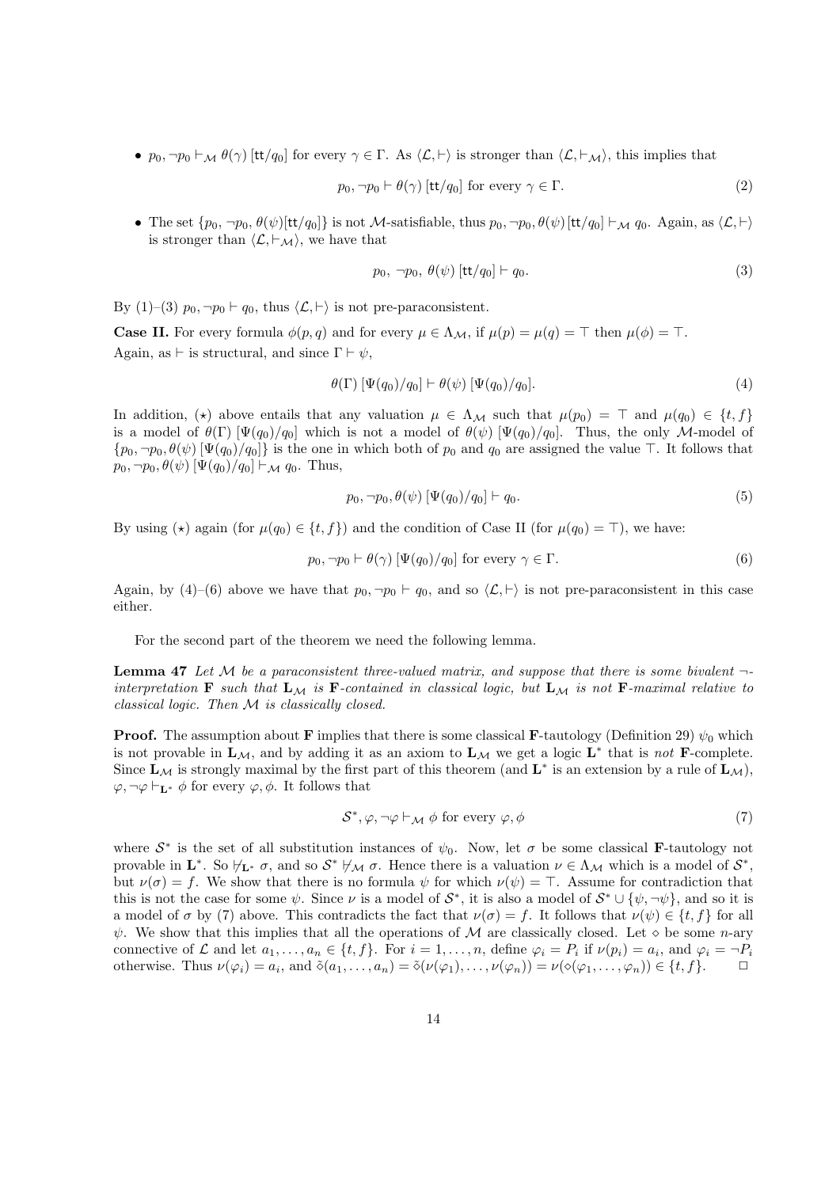- $p_0, \neg p_0 \vdash_{\mathcal{M}} \theta(\gamma)\,[\mathsf{tt}/q_0]$ for every $\gamma \in \Gamma$. As $\langle \mathcal{L}, \vdash \rangle$ is stronger than $\langle \mathcal{L}, \vdash_{\mathcal{M}} \rangle$, this implies that

$$p_0, \neg p_0 \vdash \theta(\gamma)\,[\mathsf{tt}/q_0] \text{ for every } \gamma \in \Gamma. \tag{2}$$

- The set $\{p_0, \neg p_0, \theta(\psi)[\mathsf{tt}/q_0]\}$ is not $\mathcal{M}$-satisfiable, thus $p_0, \neg p_0, \theta(\psi)\,[\mathsf{tt}/q_0] \vdash_{\mathcal{M}} q_0$. Again, as $\langle \mathcal{L}, \vdash \rangle$ is stronger than $\langle \mathcal{L}, \vdash_{\mathcal{M}} \rangle$, we have that

$$p_0,\ \neg p_0,\ \theta(\psi)\,[\mathsf{tt}/q_0] \vdash q_0. \tag{3}$$

By (1)–(3) $p_0, \neg p_0 \vdash q_0$, thus $\langle \mathcal{L}, \vdash \rangle$ is not pre-paraconsistent.

**Case II.** For every formula $\phi(p, q)$ and for every $\mu \in \Lambda_{\mathcal{M}}$, if $\mu(p) = \mu(q) = \top$ then $\mu(\phi) = \top$. Again, as $\vdash$ is structural, and since $\Gamma \vdash \psi$,

$$\theta(\Gamma)\,[\Psi(q_0)/q_0] \vdash \theta(\psi)\,[\Psi(q_0)/q_0]. \tag{4}$$

In addition, $(\star)$ above entails that any valuation $\mu \in \Lambda_{\mathcal{M}}$ such that $\mu(p_0) = \top$ and $\mu(q_0) \in \{t, f\}$ is a model of $\theta(\Gamma)\,[\Psi(q_0)/q_0]$ which is not a model of $\theta(\psi)\,[\Psi(q_0)/q_0]$. Thus, the only $\mathcal{M}$-model of $\{p_0, \neg p_0, \theta(\psi)\,[\Psi(q_0)/q_0]\}$ is the one in which both of $p_0$ and $q_0$ are assigned the value $\top$. It follows that $p_0, \neg p_0, \theta(\psi)\,[\Psi(q_0)/q_0] \vdash_{\mathcal{M}} q_0$. Thus,

$$p_0, \neg p_0, \theta(\psi)\,[\Psi(q_0)/q_0] \vdash q_0. \tag{5}$$

By using $(\star)$ again (for $\mu(q_0) \in \{t, f\}$) and the condition of Case II (for $\mu(q_0) = \top$), we have:

$$p_0, \neg p_0 \vdash \theta(\gamma)\,[\Psi(q_0)/q_0] \text{ for every } \gamma \in \Gamma. \tag{6}$$

Again, by (4)–(6) above we have that $p_0, \neg p_0 \vdash q_0$, and so $\langle \mathcal{L}, \vdash \rangle$ is not pre-paraconsistent in this case either.

For the second part of the theorem we need the following lemma.

**Lemma 47** *Let $\mathcal{M}$ be a paraconsistent three-valued matrix, and suppose that there is some bivalent $\neg$-interpretation $\mathbf{F}$ such that $\mathbf{L}_{\mathcal{M}}$ is $\mathbf{F}$-contained in classical logic, but $\mathbf{L}_{\mathcal{M}}$ is not $\mathbf{F}$-maximal relative to classical logic. Then $\mathcal{M}$ is classically closed.*

**Proof.** The assumption about $\mathbf{F}$ implies that there is some classical $\mathbf{F}$-tautology (Definition 29) $\psi_0$ which is not provable in $\mathbf{L}_{\mathcal{M}}$, and by adding it as an axiom to $\mathbf{L}_{\mathcal{M}}$ we get a logic $\mathbf{L}^*$ that is *not* $\mathbf{F}$-complete. Since $\mathbf{L}_{\mathcal{M}}$ is strongly maximal by the first part of this theorem (and $\mathbf{L}^*$ is an extension by a rule of $\mathbf{L}_{\mathcal{M}}$), $\varphi, \neg\varphi \vdash_{\mathbf{L}^*} \phi$ for every $\varphi, \phi$. It follows that

$$\mathcal{S}^*, \varphi, \neg\varphi \vdash_{\mathcal{M}} \phi \text{ for every } \varphi, \phi \tag{7}$$

where $\mathcal{S}^*$ is the set of all substitution instances of $\psi_0$. Now, let $\sigma$ be some classical $\mathbf{F}$-tautology not provable in $\mathbf{L}^*$. So $\not\vdash_{\mathbf{L}^*} \sigma$, and so $\mathcal{S}^* \not\vdash_{\mathcal{M}} \sigma$. Hence there is a valuation $\nu \in \Lambda_{\mathcal{M}}$ which is a model of $\mathcal{S}^*$, but $\nu(\sigma) = f$. We show that there is no formula $\psi$ for which $\nu(\psi) = \top$. Assume for contradiction that this is not the case for some $\psi$. Since $\nu$ is a model of $\mathcal{S}^*$, it is also a model of $\mathcal{S}^* \cup \{\psi, \neg\psi\}$, and so it is a model of $\sigma$ by (7) above. This contradicts the fact that $\nu(\sigma) = f$. It follows that $\nu(\psi) \in \{t, f\}$ for all $\psi$. We show that this implies that all the operations of $\mathcal{M}$ are classically closed. Let $\diamond$ be some $n$-ary connective of $\mathcal{L}$ and let $a_1, \ldots, a_n \in \{t, f\}$. For $i = 1, \ldots, n$, define $\varphi_i = P_i$ if $\nu(p_i) = a_i$, and $\varphi_i = \neg P_i$ otherwise. Thus $\nu(\varphi_i) = a_i$, and $\tilde{\diamond}(a_1, \ldots, a_n) = \tilde{\diamond}(\nu(\varphi_1), \ldots, \nu(\varphi_n)) = \nu(\diamond(\varphi_1, \ldots, \varphi_n)) \in \{t, f\}$. $\square$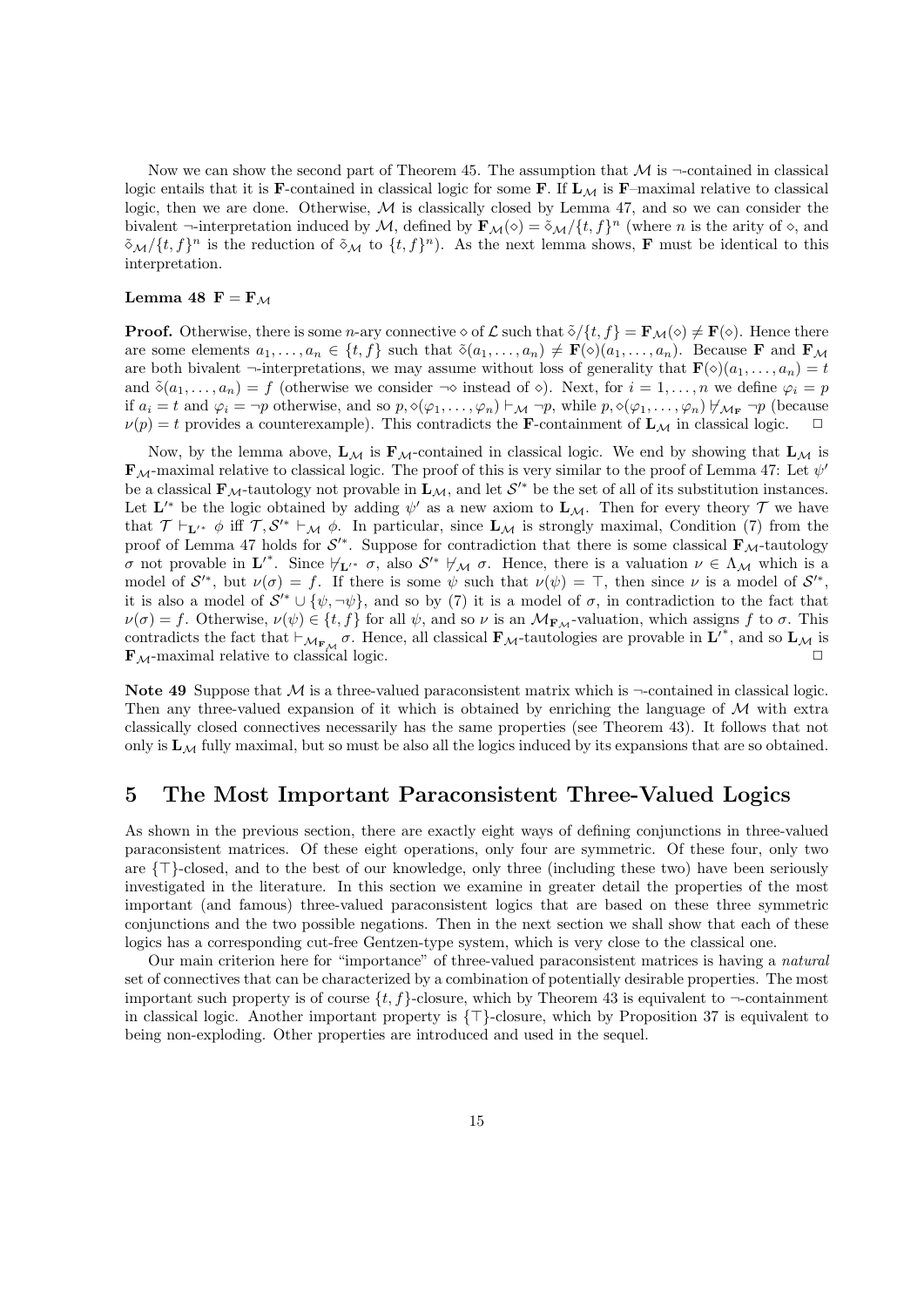Now we can show the second part of Theorem 45. The assumption that $\mathcal{M}$ is $\neg$-contained in classical logic entails that it is $\mathbf{F}$-contained in classical logic for some $\mathbf{F}$. If $\mathbf{L}_\mathcal{M}$ is $\mathbf{F}$–maximal relative to classical logic, then we are done. Otherwise, $\mathcal{M}$ is classically closed by Lemma 47, and so we can consider the bivalent $\neg$-interpretation induced by $\mathcal{M}$, defined by $\mathbf{F}_\mathcal{M}(\diamond) = \tilde{\diamond}_\mathcal{M}/\{t,f\}^n$ (where $n$ is the arity of $\diamond$, and $\tilde{\diamond}_\mathcal{M}/\{t,f\}^n$ is the reduction of $\tilde{\diamond}_\mathcal{M}$ to $\{t,f\}^n$). As the next lemma shows, $\mathbf{F}$ must be identical to this interpretation.

**Lemma 48** $\mathbf{F} = \mathbf{F}_\mathcal{M}$

**Proof.** Otherwise, there is some $n$-ary connective $\diamond$ of $\mathcal{L}$ such that $\tilde{\diamond}/\{t,f\} = \mathbf{F}_\mathcal{M}(\diamond) \neq \mathbf{F}(\diamond)$. Hence there are some elements $a_1, \ldots, a_n \in \{t,f\}$ such that $\tilde{\diamond}(a_1, \ldots, a_n) \neq \mathbf{F}(\diamond)(a_1, \ldots, a_n)$. Because $\mathbf{F}$ and $\mathbf{F}_\mathcal{M}$ are both bivalent $\neg$-interpretations, we may assume without loss of generality that $\mathbf{F}(\diamond)(a_1, \ldots, a_n) = t$ and $\tilde{\diamond}(a_1, \ldots, a_n) = f$ (otherwise we consider $\neg\diamond$ instead of $\diamond$). Next, for $i = 1, \ldots, n$ we define $\varphi_i = p$ if $a_i = t$ and $\varphi_i = \neg p$ otherwise, and so $p, \diamond(\varphi_1, \ldots, \varphi_n) \vdash_\mathcal{M} \neg p$, while $p, \diamond(\varphi_1, \ldots, \varphi_n) \not\vdash_{\mathcal{M}_\mathbf{F}} \neg p$ (because $\nu(p) = t$ provides a counterexample). This contradicts the $\mathbf{F}$-containment of $\mathbf{L}_\mathcal{M}$ in classical logic. $\square$

Now, by the lemma above, $\mathbf{L}_\mathcal{M}$ is $\mathbf{F}_\mathcal{M}$-contained in classical logic. We end by showing that $\mathbf{L}_\mathcal{M}$ is $\mathbf{F}_\mathcal{M}$-maximal relative to classical logic. The proof of this is very similar to the proof of Lemma 47: Let $\psi'$ be a classical $\mathbf{F}_\mathcal{M}$-tautology not provable in $\mathbf{L}_\mathcal{M}$, and let $\mathcal{S}'^*$ be the set of all of its substitution instances. Let $\mathbf{L}'^*$ be the logic obtained by adding $\psi'$ as a new axiom to $\mathbf{L}_\mathcal{M}$. Then for every theory $\mathcal{T}$ we have that $\mathcal{T} \vdash_{\mathbf{L}'^*} \phi$ iff $\mathcal{T}, \mathcal{S}'^* \vdash_\mathcal{M} \phi$. In particular, since $\mathbf{L}_\mathcal{M}$ is strongly maximal, Condition (7) from the proof of Lemma 47 holds for $\mathcal{S}'^*$. Suppose for contradiction that there is some classical $\mathbf{F}_\mathcal{M}$-tautology $\sigma$ not provable in $\mathbf{L}'^*$. Since $\not\vdash_{\mathbf{L}'^*} \sigma$, also $\mathcal{S}'^* \not\vdash_\mathcal{M} \sigma$. Hence, there is a valuation $\nu \in \Lambda_\mathcal{M}$ which is a model of $\mathcal{S}'^*$, but $\nu(\sigma) = f$. If there is some $\psi$ such that $\nu(\psi) = \top$, then since $\nu$ is a model of $\mathcal{S}'^*$, it is also a model of $\mathcal{S}'^* \cup \{\psi, \neg\psi\}$, and so by (7) it is a model of $\sigma$, in contradiction to the fact that $\nu(\sigma) = f$. Otherwise, $\nu(\psi) \in \{t,f\}$ for all $\psi$, and so $\nu$ is an $\mathcal{M}_{\mathbf{F}_\mathcal{M}}$-valuation, which assigns $f$ to $\sigma$. This contradicts the fact that $\vdash_{\mathcal{M}_{\mathbf{F}_\mathcal{M}}} \sigma$. Hence, all classical $\mathbf{F}_\mathcal{M}$-tautologies are provable in $\mathbf{L}'^*$, and so $\mathbf{L}_\mathcal{M}$ is $\mathbf{F}_\mathcal{M}$-maximal relative to classical logic. $\square$

**Note 49** Suppose that $\mathcal{M}$ is a three-valued paraconsistent matrix which is $\neg$-contained in classical logic. Then any three-valued expansion of it which is obtained by enriching the language of $\mathcal{M}$ with extra classically closed connectives necessarily has the same properties (see Theorem 43). It follows that not only is $\mathbf{L}_\mathcal{M}$ fully maximal, but so must be also all the logics induced by its expansions that are so obtained.

# 5 The Most Important Paraconsistent Three-Valued Logics

As shown in the previous section, there are exactly eight ways of defining conjunctions in three-valued paraconsistent matrices. Of these eight operations, only four are symmetric. Of these four, only two are $\{\top\}$-closed, and to the best of our knowledge, only three (including these two) have been seriously investigated in the literature. In this section we examine in greater detail the properties of the most important (and famous) three-valued paraconsistent logics that are based on these three symmetric conjunctions and the two possible negations. Then in the next section we shall show that each of these logics has a corresponding cut-free Gentzen-type system, which is very close to the classical one.

Our main criterion here for "importance" of three-valued paraconsistent matrices is having a *natural* set of connectives that can be characterized by a combination of potentially desirable properties. The most important such property is of course $\{t,f\}$-closure, which by Theorem 43 is equivalent to $\neg$-containment in classical logic. Another important property is $\{\top\}$-closure, which by Proposition 37 is equivalent to being non-exploding. Other properties are introduced and used in the sequel.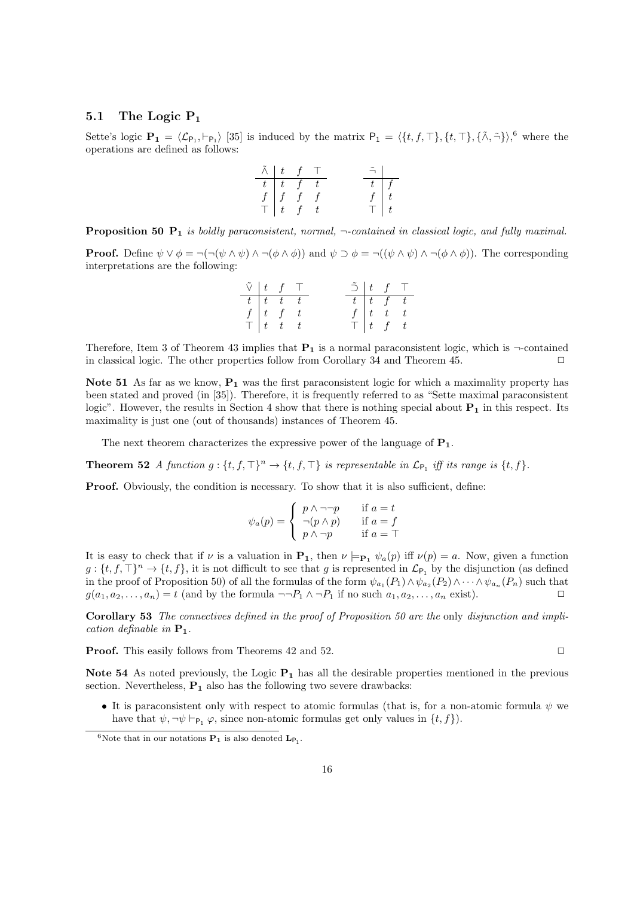### 5.1 The Logic $\mathbf{P_1}$

Sette's logic $\mathbf{P_1} = \langle \mathcal{L}_{\mathsf{P}_1}, \vdash_{\mathsf{P}_1} \rangle$ [35] is induced by the matrix $\mathsf{P}_1 = \langle \{t, f, \top\}, \{t, \top\}, \{\tilde{\wedge}, \tilde{\neg}\} \rangle$,[6] where the operations are defined as follows:

| $\tilde{\wedge}$ | $t$ | $f$ | $\top$ |
|---|---|---|---|
| $t$ | $t$ | $f$ | $t$ |
| $f$ | $f$ | $f$ | $f$ |
| $\top$ | $t$ | $f$ | $t$ |

| $\tilde{\neg}$ | |
|---|---|
| $t$ | $f$ |
| $f$ | $t$ |
| $\top$ | $t$ |

**Proposition 50** *$\mathbf{P_1}$ is boldly paraconsistent, normal, $\neg$-contained in classical logic, and fully maximal.*

**Proof.** Define $\psi \vee \phi = \neg(\neg(\psi \wedge \psi) \wedge \neg(\phi \wedge \phi))$ and $\psi \supset \phi = \neg((\psi \wedge \psi) \wedge \neg(\phi \wedge \phi))$. The corresponding interpretations are the following:

| $\tilde{\vee}$ | $t$ | $f$ | $\top$ |
|---|---|---|---|
| $t$ | $t$ | $t$ | $t$ |
| $f$ | $t$ | $f$ | $t$ |
| $\top$ | $t$ | $t$ | $t$ |

| $\tilde{\supset}$ | $t$ | $f$ | $\top$ |
|---|---|---|---|
| $t$ | $t$ | $f$ | $t$ |
| $f$ | $t$ | $t$ | $t$ |
| $\top$ | $t$ | $f$ | $t$ |

Therefore, Item 3 of Theorem 43 implies that $\mathbf{P_1}$ is a normal paraconsistent logic, which is $\neg$-contained in classical logic. The other properties follow from Corollary 34 and Theorem 45. □

**Note 51** As far as we know, $\mathbf{P_1}$ was the first paraconsistent logic for which a maximality property has been stated and proved (in [35]). Therefore, it is frequently referred to as "Sette maximal paraconsistent logic". However, the results in Section 4 show that there is nothing special about $\mathbf{P_1}$ in this respect. Its maximality is just one (out of thousands) instances of Theorem 45.

The next theorem characterizes the expressive power of the language of $\mathbf{P_1}$.

**Theorem 52** *A function $g : \{t, f, \top\}^n \to \{t, f, \top\}$ is representable in $\mathcal{L}_{\mathsf{P}_1}$ iff its range is $\{t, f\}$.*

**Proof.** Obviously, the condition is necessary. To show that it is also sufficient, define:

$$\psi_a(p) = \begin{cases} p \wedge \neg\neg p & \text{if } a = t \\ \neg(p \wedge p) & \text{if } a = f \\ p \wedge \neg p & \text{if } a = \top \end{cases}$$

It is easy to check that if $\nu$ is a valuation in $\mathbf{P_1}$, then $\nu \models_{\mathbf{P_1}} \psi_a(p)$ iff $\nu(p) = a$. Now, given a function $g : \{t, f, \top\}^n \to \{t, f\}$, it is not difficult to see that $g$ is represented in $\mathcal{L}_{\mathsf{P}_1}$ by the disjunction (as defined in the proof of Proposition 50) of all the formulas of the form $\psi_{a_1}(P_1) \wedge \psi_{a_2}(P_2) \wedge \cdots \wedge \psi_{a_n}(P_n)$ such that $g(a_1, a_2, \ldots, a_n) = t$ (and by the formula $\neg\neg P_1 \wedge \neg P_1$ if no such $a_1, a_2, \ldots, a_n$ exist). □

**Corollary 53** *The connectives defined in the proof of Proposition 50 are the* only *disjunction and implication definable in $\mathbf{P_1}$.*

**Proof.** This easily follows from Theorems 42 and 52. □

**Note 54** As noted previously, the Logic $\mathbf{P_1}$ has all the desirable properties mentioned in the previous section. Nevertheless, $\mathbf{P_1}$ also has the following two severe drawbacks:

- It is paraconsistent only with respect to atomic formulas (that is, for a non-atomic formula $\psi$ we have that $\psi, \neg\psi \vdash_{\mathsf{P}_1} \varphi$, since non-atomic formulas get only values in $\{t, f\}$).

[6] Note that in our notations $\mathbf{P_1}$ is also denoted $\mathbf{L}_{\mathsf{P}_1}$.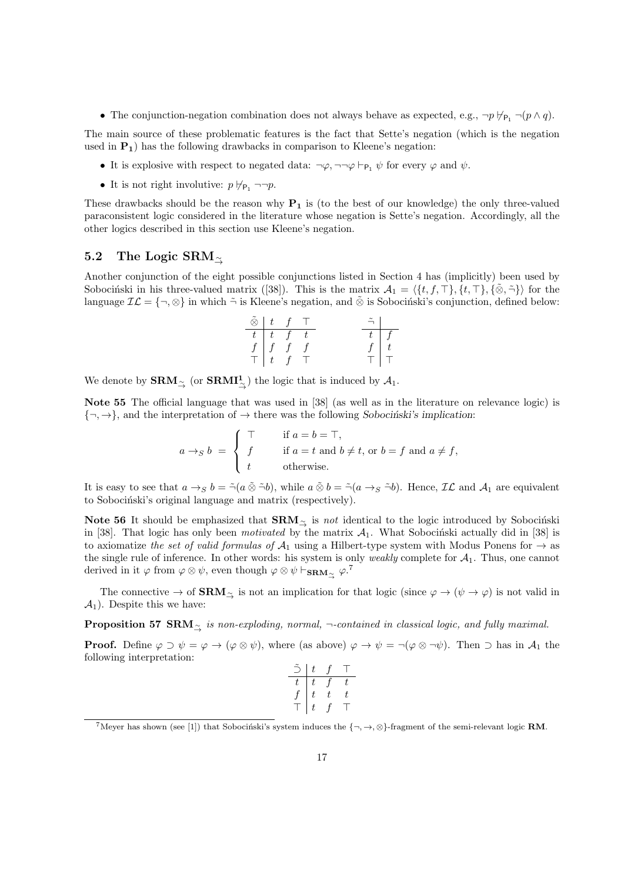- The conjunction-negation combination does not always behave as expected, e.g., $\neg p \nvdash_{\mathsf{P_1}} \neg(p \wedge q)$.

The main source of these problematic features is the fact that Sette's negation (which is the negation used in $\mathbf{P_1}$) has the following drawbacks in comparison to Kleene's negation:

- It is explosive with respect to negated data: $\neg\varphi, \neg\neg\varphi \vdash_{\mathsf{P_1}} \psi$ for every $\varphi$ and $\psi$.
- It is not right involutive: $p \nvdash_{\mathsf{P_1}} \neg\neg p$.

These drawbacks should be the reason why $\mathbf{P_1}$ is (to the best of our knowledge) the only three-valued paraconsistent logic considered in the literature whose negation is Sette's negation. Accordingly, all the other logics described in this section use Kleene's negation.

## 5.2 The Logic $\mathbf{SRM}_{\tilde{\to}}$

Another conjunction of the eight possible conjunctions listed in Section 4 has (implicitly) been used by Sobociński in his three-valued matrix ([38]). This is the matrix $\mathcal{A}_1 = \langle\{t, f, \top\}, \{t, \top\}, \{\tilde{\otimes}, \tilde{\neg}\}\rangle$ for the language $\mathcal{IL} = \{\neg, \otimes\}$ in which $\tilde{\neg}$ is Kleene's negation, and $\tilde{\otimes}$ is Sobociński's conjunction, defined below:

| $\tilde{\otimes}$ | $t$ | $f$ | $\top$ |
|---|---|---|---|
| $t$ | $t$ | $f$ | $t$ |
| $f$ | $f$ | $f$ | $f$ |
| $\top$ | $t$ | $f$ | $\top$ |

| $\tilde{\neg}$ | |
|---|---|
| $t$ | $f$ |
| $f$ | $t$ |
| $\top$ | $\top$ |

We denote by $\mathbf{SRM}_{\tilde{\to}}$ (or $\mathbf{SRMI}^{\mathbf{1}}_{\tilde{\to}}$) the logic that is induced by $\mathcal{A}_1$.

**Note 55** The official language that was used in [38] (as well as in the literature on relevance logic) is $\{\neg, \to\}$, and the interpretation of $\to$ there was the following *Sobociński's implication*:

$$a \to_S b \;=\; \begin{cases} \top & \text{if } a = b = \top, \\ f & \text{if } a = t \text{ and } b \neq t, \text{ or } b = f \text{ and } a \neq f, \\ t & \text{otherwise.} \end{cases}$$

It is easy to see that $a \to_S b = \tilde{\neg}(a \,\tilde{\otimes}\, \tilde{\neg} b)$, while $a \,\tilde{\otimes}\, b = \tilde{\neg}(a \to_S \tilde{\neg} b)$. Hence, $\mathcal{IL}$ and $\mathcal{A}_1$ are equivalent to Sobociński's original language and matrix (respectively).

**Note 56** It should be emphasized that $\mathbf{SRM}_{\tilde{\to}}$ is *not* identical to the logic introduced by Sobociński in [38]. That logic has only been *motivated* by the matrix $\mathcal{A}_1$. What Sobociński actually did in [38] is to axiomatize *the set of valid formulas of* $\mathcal{A}_1$ using a Hilbert-type system with Modus Ponens for $\to$ as the single rule of inference. In other words: his system is only *weakly* complete for $\mathcal{A}_1$. Thus, one cannot derived in it $\varphi$ from $\varphi \otimes \psi$, even though $\varphi \otimes \psi \vdash_{\mathbf{SRM}_{\tilde{\to}}} \varphi$.[7]

The connective $\to$ of $\mathbf{SRM}_{\tilde{\to}}$ is not an implication for that logic (since $\varphi \to (\psi \to \varphi)$ is not valid in $\mathcal{A}_1$). Despite this we have:

**Proposition 57** *$\mathbf{SRM}_{\tilde{\to}}$ is non-exploding, normal, $\neg$-contained in classical logic, and fully maximal.*

**Proof.** Define $\varphi \supset \psi = \varphi \to (\varphi \otimes \psi)$, where (as above) $\varphi \to \psi = \neg(\varphi \otimes \neg\psi)$. Then $\supset$ has in $\mathcal{A}_1$ the following interpretation:

| $\tilde{\supset}$ | $t$ | $f$ | $\top$ |
|---|---|---|---|
| $t$ | $t$ | $f$ | $t$ |
| $f$ | $t$ | $t$ | $t$ |
| $\top$ | $t$ | $f$ | $\top$ |

[7] Meyer has shown (see [1]) that Sobociński's system induces the $\{\neg, \to, \otimes\}$-fragment of the semi-relevant logic $\mathbf{RM}$.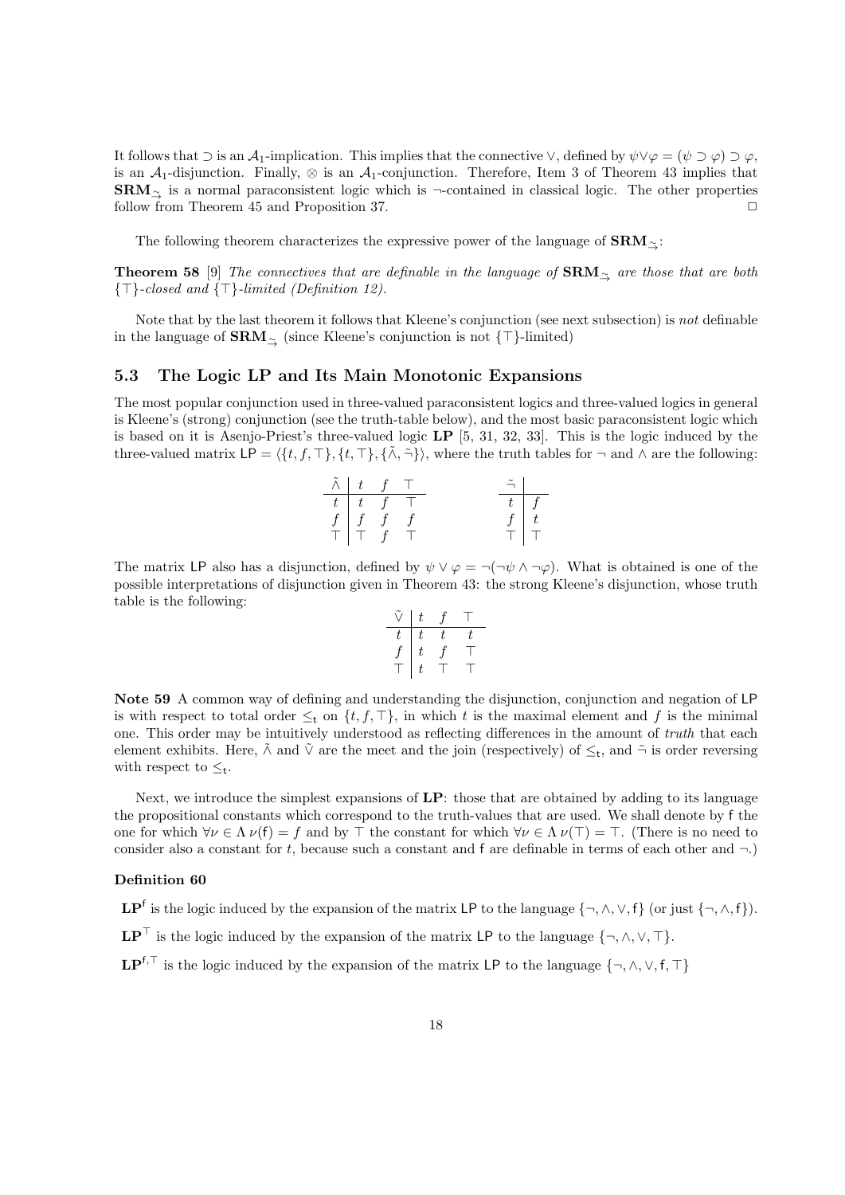It follows that $\supset$ is an $\mathcal{A}_1$-implication. This implies that the connective $\vee$, defined by $\psi \vee \varphi = (\psi \supset \varphi) \supset \varphi$, is an $\mathcal{A}_1$-disjunction. Finally, $\otimes$ is an $\mathcal{A}_1$-conjunction. Therefore, Item 3 of Theorem 43 implies that $\mathbf{SRM}_{\tilde{\to}}$ is a normal paraconsistent logic which is $\neg$-contained in classical logic. The other properties follow from Theorem 45 and Proposition 37. $\square$

The following theorem characterizes the expressive power of the language of $\mathbf{SRM}_{\tilde{\to}}$:

**Theorem 58** [9] *The connectives that are definable in the language of* $\mathbf{SRM}_{\tilde{\to}}$ *are those that are both* $\{\top\}$*-closed and* $\{\top\}$*-limited (Definition 12).*

Note that by the last theorem it follows that Kleene's conjunction (see next subsection) is *not* definable in the language of $\mathbf{SRM}_{\tilde{\to}}$ (since Kleene's conjunction is not $\{\top\}$-limited)

## 5.3 The Logic LP and Its Main Monotonic Expansions

The most popular conjunction used in three-valued paraconsistent logics and three-valued logics in general is Kleene's (strong) conjunction (see the truth-table below), and the most basic paraconsistent logic which is based on it is Asenjo-Priest's three-valued logic **LP** [5, 31, 32, 33]. This is the logic induced by the three-valued matrix $\mathsf{LP} = \langle \{t, f, \top\}, \{t, \top\}, \{\tilde{\wedge}, \tilde{\neg}\}\rangle$, where the truth tables for $\neg$ and $\wedge$ are the following:

| $\tilde{\wedge}$ | $t$ | $f$ | $\top$ |
|---|---|---|---|
| $t$ | $t$ | $f$ | $\top$ |
| $f$ | $f$ | $f$ | $f$ |
| $\top$ | $\top$ | $f$ | $\top$ |

| $\tilde{\neg}$ | |
|---|---|
| $t$ | $f$ |
| $f$ | $t$ |
| $\top$ | $\top$ |

The matrix $\mathsf{LP}$ also has a disjunction, defined by $\psi \vee \varphi = \neg(\neg\psi \wedge \neg\varphi)$. What is obtained is one of the possible interpretations of disjunction given in Theorem 43: the strong Kleene's disjunction, whose truth table is the following:

| $\tilde{\vee}$ | $t$ | $f$ | $\top$ |
|---|---|---|---|
| $t$ | $t$ | $t$ | $t$ |
| $f$ | $t$ | $f$ | $\top$ |
| $\top$ | $t$ | $\top$ | $\top$ |

**Note 59** A common way of defining and understanding the disjunction, conjunction and negation of $\mathsf{LP}$ is with respect to total order $\leq_{\mathsf{t}}$ on $\{t, f, \top\}$, in which $t$ is the maximal element and $f$ is the minimal one. This order may be intuitively understood as reflecting differences in the amount of *truth* that each element exhibits. Here, $\tilde{\wedge}$ and $\tilde{\vee}$ are the meet and the join (respectively) of $\leq_{\mathsf{t}}$, and $\tilde{\neg}$ is order reversing with respect to $\leq_{\mathsf{t}}$.

Next, we introduce the simplest expansions of **LP**: those that are obtained by adding to its language the propositional constants which correspond to the truth-values that are used. We shall denote by $\mathsf{f}$ the one for which $\forall \nu \in \Lambda\ \nu(\mathsf{f}) = f$ and by $\top$ the constant for which $\forall \nu \in \Lambda\ \nu(\top) = \top$. (There is no need to consider also a constant for $t$, because such a constant and $\mathsf{f}$ are definable in terms of each other and $\neg$.)

**Definition 60**

$\mathbf{LP}^{\mathsf{f}}$ is the logic induced by the expansion of the matrix $\mathsf{LP}$ to the language $\{\neg, \wedge, \vee, \mathsf{f}\}$ (or just $\{\neg, \wedge, \mathsf{f}\}$).

$\mathbf{LP}^{\top}$ is the logic induced by the expansion of the matrix $\mathsf{LP}$ to the language $\{\neg, \wedge, \vee, \top\}$.

$\mathbf{LP}^{\mathsf{f},\top}$ is the logic induced by the expansion of the matrix $\mathsf{LP}$ to the language $\{\neg, \wedge, \vee, \mathsf{f}, \top\}$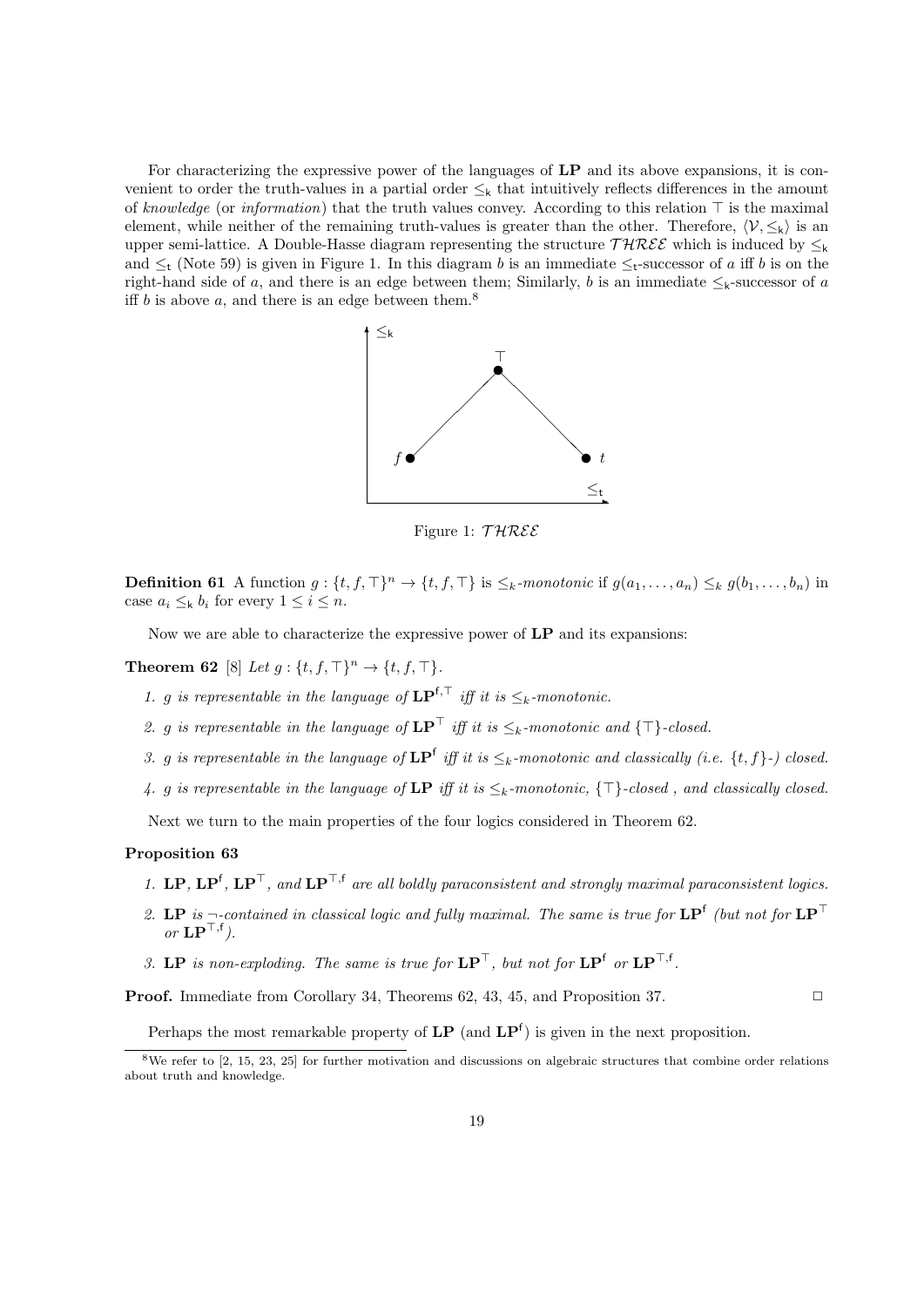For characterizing the expressive power of the languages of **LP** and its above expansions, it is convenient to order the truth-values in a partial order $\leq_{\mathsf{k}}$ that intuitively reflects differences in the amount of *knowledge* (or *information*) that the truth values convey. According to this relation $\top$ is the maximal element, while neither of the remaining truth-values is greater than the other. Therefore, $\langle \mathcal{V}, \leq_{\mathsf{k}} \rangle$ is an upper semi-lattice. A Double-Hasse diagram representing the structure $\mathcal{THREE}$ which is induced by $\leq_{\mathsf{k}}$ and $\leq_{\mathsf{t}}$ (Note 59) is given in Figure 1. In this diagram $b$ is an immediate $\leq_{\mathsf{t}}$-successor of $a$ iff $b$ is on the right-hand side of $a$, and there is an edge between them; Similarly, $b$ is an immediate $\leq_{\mathsf{k}}$-successor of $a$ iff $b$ is above $a$, and there is an edge between them.[8]

Figure 1: $\mathcal{THREE}$

**Definition 61** A function $g : \{t, f, \top\}^n \to \{t, f, \top\}$ is *$\leq_k$-monotonic* if $g(a_1, \ldots, a_n) \leq_k g(b_1, \ldots, b_n)$ in case $a_i \leq_{\mathsf{k}} b_i$ for every $1 \leq i \leq n$.

Now we are able to characterize the expressive power of **LP** and its expansions:

**Theorem 62** [8] *Let $g : \{t, f, \top\}^n \to \{t, f, \top\}$.*

1. *$g$ is representable in the language of $\mathbf{LP}^{\mathsf{f},\top}$ iff it is $\leq_k$-monotonic.*
2. *$g$ is representable in the language of $\mathbf{LP}^{\top}$ iff it is $\leq_k$-monotonic and $\{\top\}$-closed.*
3. *$g$ is representable in the language of $\mathbf{LP}^{\mathsf{f}}$ iff it is $\leq_k$-monotonic and classically (i.e. $\{t, f\}$-) closed.*
4. *$g$ is representable in the language of $\mathbf{LP}$ iff it is $\leq_k$-monotonic, $\{\top\}$-closed , and classically closed.*

Next we turn to the main properties of the four logics considered in Theorem 62.

**Proposition 63**

1. *$\mathbf{LP}$, $\mathbf{LP}^{\mathsf{f}}$, $\mathbf{LP}^{\top}$, and $\mathbf{LP}^{\top,\mathsf{f}}$ are all boldly paraconsistent and strongly maximal paraconsistent logics.*
2. *$\mathbf{LP}$ is $\neg$-contained in classical logic and fully maximal. The same is true for $\mathbf{LP}^{\mathsf{f}}$ (but not for $\mathbf{LP}^{\top}$ or $\mathbf{LP}^{\top,\mathsf{f}}$).*
3. *$\mathbf{LP}$ is non-exploding. The same is true for $\mathbf{LP}^{\top}$, but not for $\mathbf{LP}^{\mathsf{f}}$ or $\mathbf{LP}^{\top,\mathsf{f}}$.*

**Proof.** Immediate from Corollary 34, Theorems 62, 43, 45, and Proposition 37. □

Perhaps the most remarkable property of **LP** (and $\mathbf{LP}^{\mathsf{f}}$) is given in the next proposition.

[8] We refer to [2, 15, 23, 25] for further motivation and discussions on algebraic structures that combine order relations about truth and knowledge.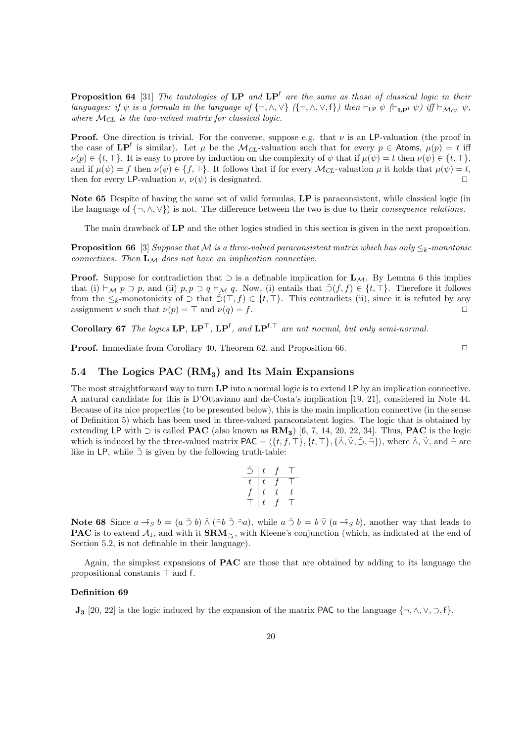**Proposition 64** [31] *The tautologies of* **LP** *and* $\mathbf{LP^f}$ *are the same as those of classical logic in their languages: if $\psi$ is a formula in the language of $\{\neg, \wedge, \vee\}$ ($\{\neg, \wedge, \vee, \mathsf{f}\}$) then $\vdash_{\mathsf{LP}} \psi$ ($\vdash_{\mathbf{LP^f}} \psi$) iff $\vdash_{\mathcal{M}_{CL}} \psi$, where $\mathcal{M}_{CL}$ is the two-valued matrix for classical logic.*

**Proof.** One direction is trivial. For the converse, suppose e.g. that $\nu$ is an $\mathsf{LP}$-valuation (the proof in the case of $\mathbf{LP^f}$ is similar). Let $\mu$ be the $\mathcal{M}_{CL}$-valuation such that for every $p \in \mathsf{Atoms}$, $\mu(p) = t$ iff $\nu(p) \in \{t, \top\}$. It is easy to prove by induction on the complexity of $\psi$ that if $\mu(\psi) = t$ then $\nu(\psi) \in \{t, \top\}$, and if $\mu(\psi) = f$ then $\nu(\psi) \in \{f, \top\}$. It follows that if for every $\mathcal{M}_{CL}$-valuation $\mu$ it holds that $\mu(\psi) = t$, then for every $\mathsf{LP}$-valuation $\nu$, $\nu(\psi)$ is designated. $\Box$

**Note 65** Despite of having the same set of valid formulas, **LP** is paraconsistent, while classical logic (in the language of $\{\neg, \wedge, \vee\}$) is not. The difference between the two is due to their *consequence relations*.

The main drawback of **LP** and the other logics studied in this section is given in the next proposition.

**Proposition 66** [3] *Suppose that $\mathcal{M}$ is a three-valued paraconsistent matrix which has only $\leq_k$-monotonic connectives. Then $\mathbf{L}_{\mathcal{M}}$ does not have an implication connective.*

**Proof.** Suppose for contradiction that $\supset$ is a definable implication for $\mathbf{L}_{\mathcal{M}}$. By Lemma 6 this implies that (i) $\vdash_{\mathcal{M}} p \supset p$, and (ii) $p, p \supset q \vdash_{\mathcal{M}} q$. Now, (i) entails that $\tilde{\supset}(f, f) \in \{t, \top\}$. Therefore it follows from the $\leq_k$-monotonicity of $\supset$ that $\tilde{\supset}(\top, f) \in \{t, \top\}$. This contradicts (ii), since it is refuted by any assignment $\nu$ such that $\nu(p) = \top$ and $\nu(q) = f$. $\Box$

**Corollary 67** *The logics* **LP**, $\mathbf{LP^\top}$, $\mathbf{LP^f}$, *and* $\mathbf{LP^{f,\top}}$ *are not normal, but only semi-normal.*

**Proof.** Immediate from Corollary 40, Theorem 62, and Proposition 66. $\Box$

## 5.4 The Logics PAC ($\mathbf{RM_3}$) and Its Main Expansions

The most straightforward way to turn **LP** into a normal logic is to extend $\mathsf{LP}$ by an implication connective. A natural candidate for this is D'Ottaviano and da-Costa's implication [19, 21], considered in Note 44. Because of its nice properties (to be presented below), this is the main implication connective (in the sense of Definition 5) which has been used in three-valued paraconsistent logics. The logic that is obtained by extending $\mathsf{LP}$ with $\supset$ is called **PAC** (also known as $\mathbf{RM_3}$) [6, 7, 14, 20, 22, 34]. Thus, **PAC** is the logic which is induced by the three-valued matrix $\mathsf{PAC} = \langle \{t, f, \top\}, \{t, \top\}, \{\tilde{\wedge}, \tilde{\vee}, \tilde{\supset}, \tilde{\neg}\}\rangle$, where $\tilde{\wedge}$, $\tilde{\vee}$, and $\tilde{\neg}$ are like in $\mathsf{LP}$, while $\tilde{\supset}$ is given by the following truth-table:

| $\tilde{\supset}$ | $t$ | $f$ | $\top$ |
|---|---|---|---|
| $t$ | $t$ | $f$ | $\top$ |
| $f$ | $t$ | $t$ | $t$ |
| $\top$ | $t$ | $f$ | $\top$ |

**Note 68** Since $a \tilde{\to}_S b = (a \tilde{\supset} b) \tilde{\wedge} (\tilde{\neg} b \tilde{\supset} \tilde{\neg} a)$, while $a \tilde{\supset} b = b \tilde{\vee} (a \tilde{\to}_S b)$, another way that leads to **PAC** is to extend $\mathcal{A}_1$, and with it $\mathbf{SRM}_{\tilde{\to}}$, with Kleene's conjunction (which, as indicated at the end of Section 5.2, is not definable in their language).

Again, the simplest expansions of **PAC** are those that are obtained by adding to its language the propositional constants $\top$ and $\mathsf{f}$.

**Definition 69**

$\mathbf{J_3}$ [20, 22] is the logic induced by the expansion of the matrix $\mathsf{PAC}$ to the language $\{\neg, \wedge, \vee, \supset, \mathsf{f}\}$.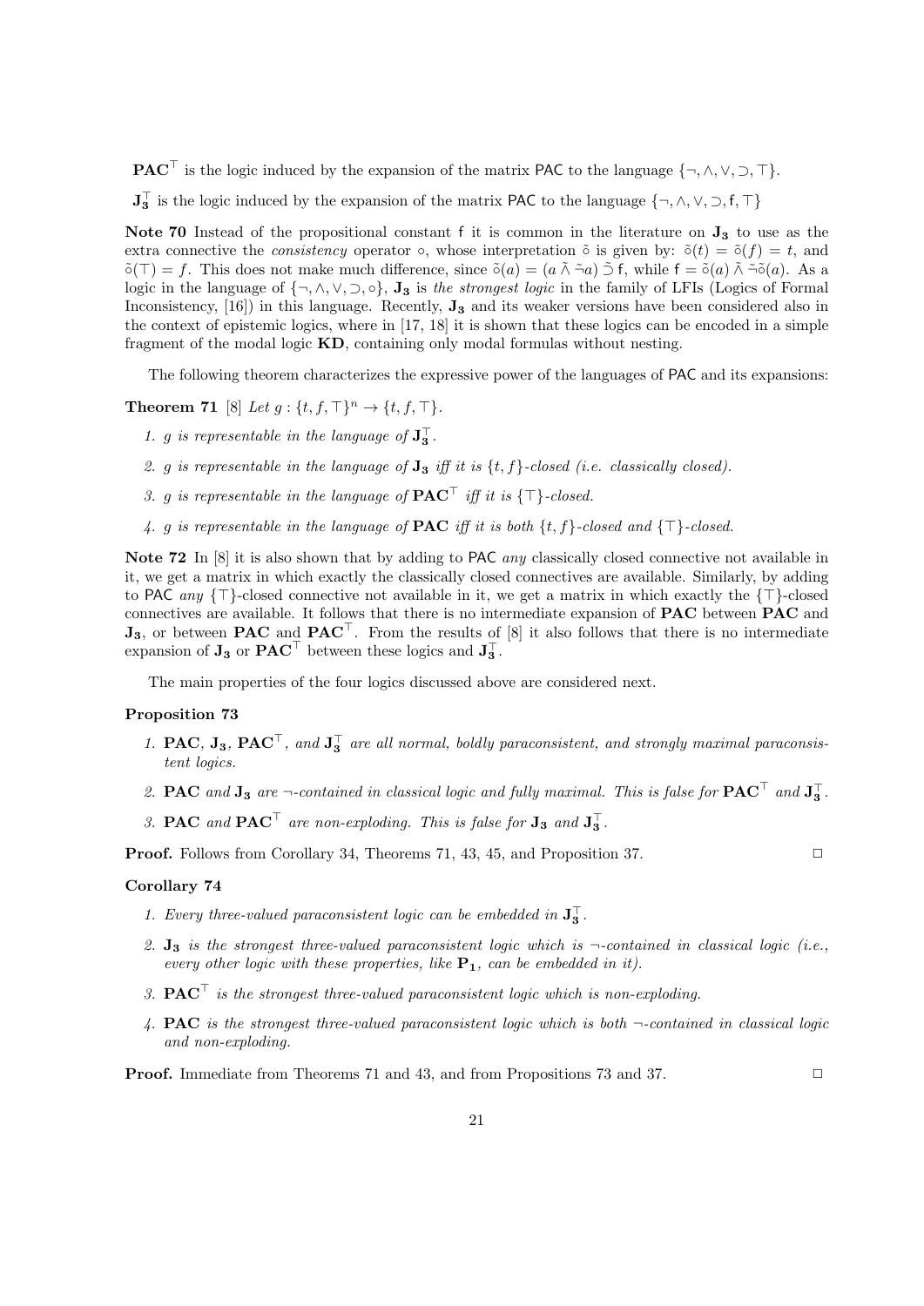$\mathbf{PAC}^{\top}$ is the logic induced by the expansion of the matrix $\mathsf{PAC}$ to the language $\{\neg, \wedge, \vee, \supset, \top\}$.

$\mathbf{J_3}^{\top}$ is the logic induced by the expansion of the matrix $\mathsf{PAC}$ to the language $\{\neg, \wedge, \vee, \supset, \mathsf{f}, \top\}$

**Note 70** Instead of the propositional constant $\mathsf{f}$ it is common in the literature on $\mathbf{J_3}$ to use as the extra connective the *consistency* operator $\circ$, whose interpretation $\tilde{\circ}$ is given by: $\tilde{\circ}(t) = \tilde{\circ}(f) = t$, and $\tilde{\circ}(\top) = f$. This does not make much difference, since $\tilde{\circ}(a) = (a \tilde{\wedge} \tilde{\neg} a) \tilde{\supset} \mathsf{f}$, while $\mathsf{f} = \tilde{\circ}(a) \tilde{\wedge} \tilde{\neg}\tilde{\circ}(a)$. As a logic in the language of $\{\neg, \wedge, \vee, \supset, \circ\}$, $\mathbf{J_3}$ is *the strongest logic* in the family of LFIs (Logics of Formal Inconsistency, [16]) in this language. Recently, $\mathbf{J_3}$ and its weaker versions have been considered also in the context of epistemic logics, where in [17, 18] it is shown that these logics can be encoded in a simple fragment of the modal logic **KD**, containing only modal formulas without nesting.

The following theorem characterizes the expressive power of the languages of $\mathsf{PAC}$ and its expansions:

**Theorem 71** [8] *Let $g : \{t, f, \top\}^n \to \{t, f, \top\}$.*

1. *$g$ is representable in the language of $\mathbf{J_3}^{\top}$.*
2. *$g$ is representable in the language of $\mathbf{J_3}$ iff it is $\{t, f\}$-closed (i.e. classically closed).*
3. *$g$ is representable in the language of $\mathbf{PAC}^{\top}$ iff it is $\{\top\}$-closed.*
4. *$g$ is representable in the language of $\mathbf{PAC}$ iff it is both $\{t, f\}$-closed and $\{\top\}$-closed.*

**Note 72** In [8] it is also shown that by adding to $\mathsf{PAC}$ *any* classically closed connective not available in it, we get a matrix in which exactly the classically closed connectives are available. Similarly, by adding to $\mathsf{PAC}$ *any* $\{\top\}$-closed connective not available in it, we get a matrix in which exactly the $\{\top\}$-closed connectives are available. It follows that there is no intermediate expansion of $\mathbf{PAC}$ between $\mathbf{PAC}$ and $\mathbf{J_3}$, or between $\mathbf{PAC}$ and $\mathbf{PAC}^{\top}$. From the results of [8] it also follows that there is no intermediate expansion of $\mathbf{J_3}$ or $\mathbf{PAC}^{\top}$ between these logics and $\mathbf{J_3}^{\top}$.

The main properties of the four logics discussed above are considered next.

**Proposition 73**

1. *$\mathbf{PAC}$, $\mathbf{J_3}$, $\mathbf{PAC}^{\top}$, and $\mathbf{J_3}^{\top}$ are all normal, boldly paraconsistent, and strongly maximal paraconsistent logics.*
2. *$\mathbf{PAC}$ and $\mathbf{J_3}$ are $\neg$-contained in classical logic and fully maximal. This is false for $\mathbf{PAC}^{\top}$ and $\mathbf{J_3}^{\top}$.*
3. *$\mathbf{PAC}$ and $\mathbf{PAC}^{\top}$ are non-exploding. This is false for $\mathbf{J_3}$ and $\mathbf{J_3}^{\top}$.*

**Proof.** Follows from Corollary 34, Theorems 71, 43, 45, and Proposition 37. $\square$

**Corollary 74**

1. *Every three-valued paraconsistent logic can be embedded in $\mathbf{J_3}^{\top}$.*
2. *$\mathbf{J_3}$ is the strongest three-valued paraconsistent logic which is $\neg$-contained in classical logic (i.e., every other logic with these properties, like $\mathbf{P_1}$, can be embedded in it).*
3. *$\mathbf{PAC}^{\top}$ is the strongest three-valued paraconsistent logic which is non-exploding.*
4. *$\mathbf{PAC}$ is the strongest three-valued paraconsistent logic which is both $\neg$-contained in classical logic and non-exploding.*

**Proof.** Immediate from Theorems 71 and 43, and from Propositions 73 and 37. $\square$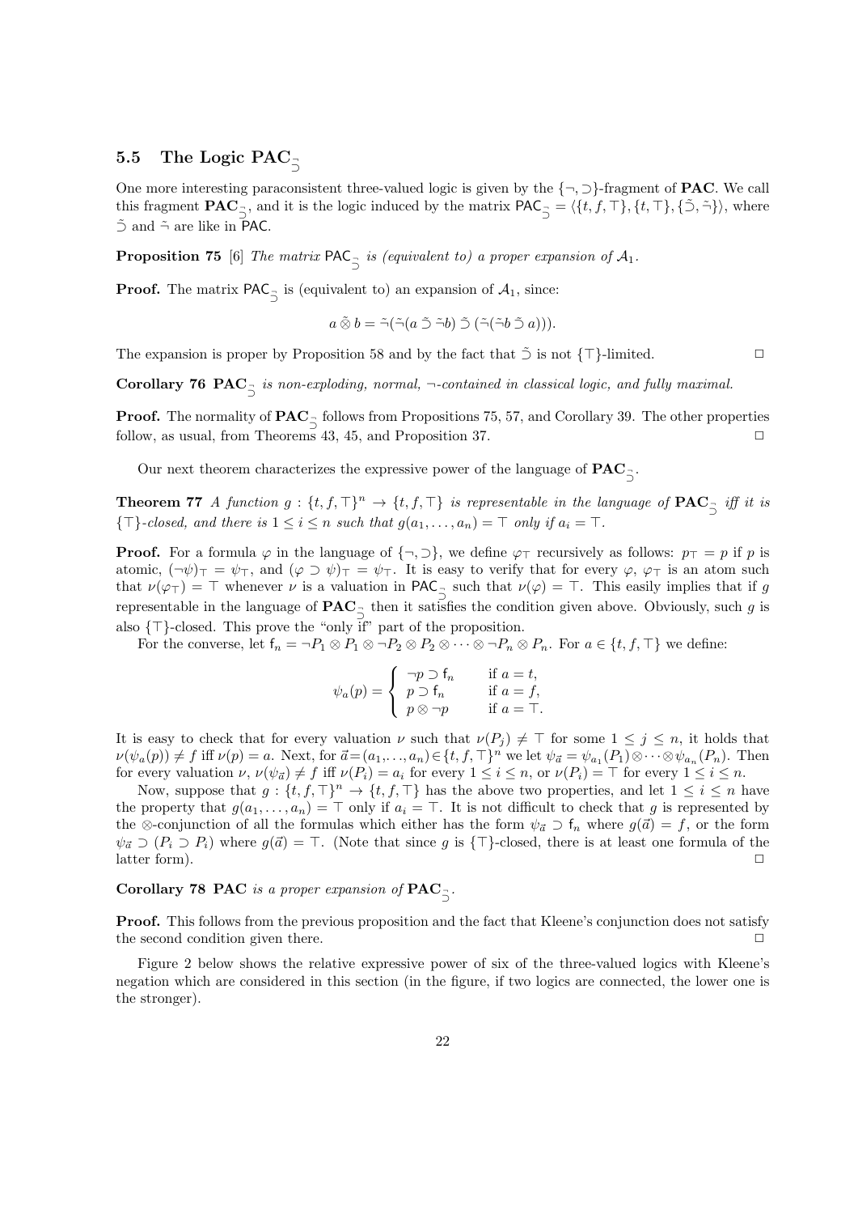### 5.5 The Logic $\mathbf{PAC}_{\tilde{\supset}}$

One more interesting paraconsistent three-valued logic is given by the $\{\neg, \supset\}$-fragment of **PAC**. We call this fragment $\mathbf{PAC}_{\tilde{\supset}}$, and it is the logic induced by the matrix $\mathsf{PAC}_{\tilde{\supset}} = \langle \{t, f, \top\}, \{t, \top\}, \{\tilde{\supset}, \tilde{\neg}\}\rangle$, where $\tilde{\supset}$ and $\tilde{\neg}$ are like in $\mathsf{PAC}$.

**Proposition 75** [6] *The matrix $\mathsf{PAC}_{\tilde{\supset}}$ is (equivalent to) a proper expansion of $\mathcal{A}_1$.*

**Proof.** The matrix $\mathsf{PAC}_{\tilde{\supset}}$ is (equivalent to) an expansion of $\mathcal{A}_1$, since:

$$a \,\tilde{\otimes}\, b = \tilde{\neg}(\tilde{\neg}(a \,\tilde{\supset}\, \tilde{\neg} b) \,\tilde{\supset}\, (\tilde{\neg}(\tilde{\neg} b \,\tilde{\supset}\, a))).$$

The expansion is proper by Proposition 58 and by the fact that $\tilde{\supset}$ is not $\{\top\}$-limited. $\square$

**Corollary 76** *$\mathbf{PAC}_{\tilde{\supset}}$ is non-exploding, normal, $\neg$-contained in classical logic, and fully maximal.*

**Proof.** The normality of $\mathbf{PAC}_{\tilde{\supset}}$ follows from Propositions 75, 57, and Corollary 39. The other properties follow, as usual, from Theorems 43, 45, and Proposition 37. $\square$

Our next theorem characterizes the expressive power of the language of $\mathbf{PAC}_{\tilde{\supset}}$.

**Theorem 77** *A function $g : \{t, f, \top\}^n \to \{t, f, \top\}$ is representable in the language of $\mathbf{PAC}_{\tilde{\supset}}$ iff it is $\{\top\}$-closed, and there is $1 \le i \le n$ such that $g(a_1, \ldots, a_n) = \top$ only if $a_i = \top$.*

**Proof.** For a formula $\varphi$ in the language of $\{\neg, \supset\}$, we define $\varphi_\top$ recursively as follows: $p_\top = p$ if $p$ is atomic, $(\neg\psi)_\top = \psi_\top$, and $(\varphi \supset \psi)_\top = \psi_\top$. It is easy to verify that for every $\varphi$, $\varphi_\top$ is an atom such that $\nu(\varphi_\top) = \top$ whenever $\nu$ is a valuation in $\mathsf{PAC}_{\tilde{\supset}}$ such that $\nu(\varphi) = \top$. This easily implies that if $g$ representable in the language of $\mathbf{PAC}_{\tilde{\supset}}$ then it satisfies the condition given above. Obviously, such $g$ is also $\{\top\}$-closed. This prove the "only if" part of the proposition.

For the converse, let $\mathsf{f}_n = \neg P_1 \otimes P_1 \otimes \neg P_2 \otimes P_2 \otimes \cdots \otimes \neg P_n \otimes P_n$. For $a \in \{t, f, \top\}$ we define:

$$\psi_a(p) = \begin{cases} \neg p \supset \mathsf{f}_n & \text{if } a = t, \\ p \supset \mathsf{f}_n & \text{if } a = f, \\ p \otimes \neg p & \text{if } a = \top. \end{cases}$$

It is easy to check that for every valuation $\nu$ such that $\nu(P_j) \neq \top$ for some $1 \le j \le n$, it holds that $\nu(\psi_a(p)) \neq f$ iff $\nu(p) = a$. Next, for $\vec{a} = (a_1, \ldots, a_n) \in \{t, f, \top\}^n$ we let $\psi_{\vec{a}} = \psi_{a_1}(P_1) \otimes \cdots \otimes \psi_{a_n}(P_n)$. Then for every valuation $\nu$, $\nu(\psi_{\vec{a}}) \neq f$ iff $\nu(P_i) = a_i$ for every $1 \le i \le n$, or $\nu(P_i) = \top$ for every $1 \le i \le n$.

Now, suppose that $g : \{t, f, \top\}^n \to \{t, f, \top\}$ has the above two properties, and let $1 \le i \le n$ have the property that $g(a_1, \ldots, a_n) = \top$ only if $a_i = \top$. It is not difficult to check that $g$ is represented by the $\otimes$-conjunction of all the formulas which either has the form $\psi_{\vec{a}} \supset \mathsf{f}_n$ where $g(\vec{a}) = f$, or the form $\psi_{\vec{a}} \supset (P_i \supset P_i)$ where $g(\vec{a}) = \top$. (Note that since $g$ is $\{\top\}$-closed, there is at least one formula of the latter form). $\square$

**Corollary 78** **PAC** *is a proper expansion of $\mathbf{PAC}_{\tilde{\supset}}$.*

**Proof.** This follows from the previous proposition and the fact that Kleene's conjunction does not satisfy the second condition given there. $\square$

Figure 2 below shows the relative expressive power of six of the three-valued logics with Kleene's negation which are considered in this section (in the figure, if two logics are connected, the lower one is the stronger).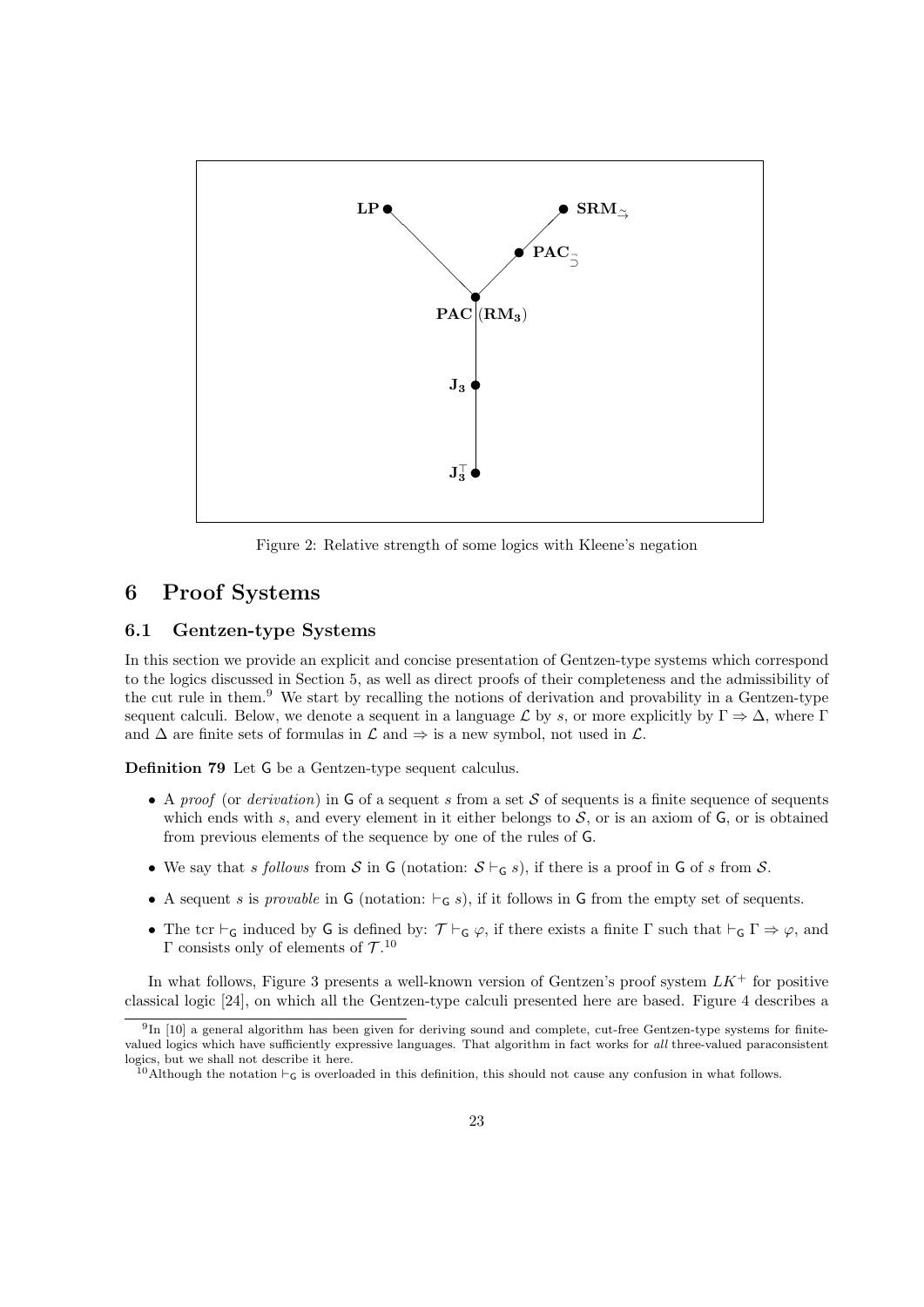Figure 2: Relative strength of some logics with Kleene's negation

## 6 Proof Systems

### 6.1 Gentzen-type Systems

In this section we provide an explicit and concise presentation of Gentzen-type systems which correspond to the logics discussed in Section 5, as well as direct proofs of their completeness and the admissibility of the cut rule in them.[9] We start by recalling the notions of derivation and provability in a Gentzen-type sequent calculi. Below, we denote a sequent in a language $\mathcal{L}$ by $s$, or more explicitly by $\Gamma \Rightarrow \Delta$, where $\Gamma$ and $\Delta$ are finite sets of formulas in $\mathcal{L}$ and $\Rightarrow$ is a new symbol, not used in $\mathcal{L}$.

**Definition 79** Let $\mathsf{G}$ be a Gentzen-type sequent calculus.

- A *proof* (or *derivation*) in $\mathsf{G}$ of a sequent $s$ from a set $\mathcal{S}$ of sequents is a finite sequence of sequents which ends with $s$, and every element in it either belongs to $\mathcal{S}$, or is an axiom of $\mathsf{G}$, or is obtained from previous elements of the sequence by one of the rules of $\mathsf{G}$.
- We say that $s$ *follows* from $\mathcal{S}$ in $\mathsf{G}$ (notation: $\mathcal{S} \vdash_{\mathsf{G}} s$), if there is a proof in $\mathsf{G}$ of $s$ from $\mathcal{S}$.
- A sequent $s$ is *provable* in $\mathsf{G}$ (notation: $\vdash_{\mathsf{G}} s$), if it follows in $\mathsf{G}$ from the empty set of sequents.
- The tcr $\vdash_{\mathsf{G}}$ induced by $\mathsf{G}$ is defined by: $\mathcal{T} \vdash_{\mathsf{G}} \varphi$, if there exists a finite $\Gamma$ such that $\vdash_{\mathsf{G}} \Gamma \Rightarrow \varphi$, and $\Gamma$ consists only of elements of $\mathcal{T}$.[10]

In what follows, Figure 3 presents a well-known version of Gentzen's proof system $LK^+$ for positive classical logic [24], on which all the Gentzen-type calculi presented here are based. Figure 4 describes a

[9] In [10] a general algorithm has been given for deriving sound and complete, cut-free Gentzen-type systems for finite-valued logics which have sufficiently expressive languages. That algorithm in fact works for *all* three-valued paraconsistent logics, but we shall not describe it here.

[10] Although the notation $\vdash_{\mathsf{G}}$ is overloaded in this definition, this should not cause any confusion in what follows.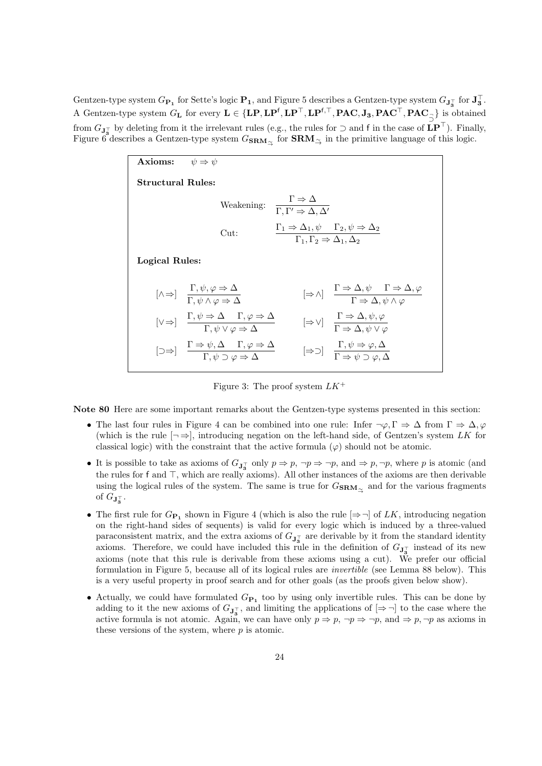Gentzen-type system $G_{\mathbf{P_1}}$ for Sette's logic $\mathbf{P_1}$, and Figure 5 describes a Gentzen-type system $G_{\mathbf{J_3^\top}}$ for $\mathbf{J_3^\top}$. A Gentzen-type system $G_{\mathbf{L}}$ for every $\mathbf{L} \in \{\mathbf{LP}, \mathbf{LP^f}, \mathbf{LP^\top}, \mathbf{LP^{f,\top}}, \mathbf{PAC}, \mathbf{J_3}, \mathbf{PAC^\top}, \mathbf{PAC_{\supset}^{\neg}}\}$ is obtained from $G_{\mathbf{J_3^\top}}$ by deleting from it the irrelevant rules (e.g., the rules for $\supset$ and $\mathsf{f}$ in the case of $\mathbf{LP^\top}$). Finally, Figure 6 describes a Gentzen-type system $G_{\mathbf{SRM_{\overset{\sim}{\to}}}}$ for $\mathbf{SRM_{\overset{\sim}{\to}}}$ in the primitive language of this logic.

**Axioms:** $\psi \Rightarrow \psi$

**Structural Rules:**

Weakening: $$\frac{\Gamma \Rightarrow \Delta}{\Gamma, \Gamma' \Rightarrow \Delta, \Delta'}$$

Cut: $$\frac{\Gamma_1 \Rightarrow \Delta_1, \psi \quad \Gamma_2, \psi \Rightarrow \Delta_2}{\Gamma_1, \Gamma_2 \Rightarrow \Delta_1, \Delta_2}$$

**Logical Rules:**

$[\wedge\Rightarrow]$ $$\frac{\Gamma, \psi, \varphi \Rightarrow \Delta}{\Gamma, \psi \wedge \varphi \Rightarrow \Delta}$$ $[\Rightarrow\wedge]$ $$\frac{\Gamma \Rightarrow \Delta, \psi \quad \Gamma \Rightarrow \Delta, \varphi}{\Gamma \Rightarrow \Delta, \psi \wedge \varphi}$$

$[\vee\Rightarrow]$ $$\frac{\Gamma, \psi \Rightarrow \Delta \quad \Gamma, \varphi \Rightarrow \Delta}{\Gamma, \psi \vee \varphi \Rightarrow \Delta}$$ $[\Rightarrow\vee]$ $$\frac{\Gamma \Rightarrow \Delta, \psi, \varphi}{\Gamma \Rightarrow \Delta, \psi \vee \varphi}$$

$[\supset\Rightarrow]$ $$\frac{\Gamma \Rightarrow \psi, \Delta \quad \Gamma, \varphi \Rightarrow \Delta}{\Gamma, \psi \supset \varphi \Rightarrow \Delta}$$ $[\Rightarrow\supset]$ $$\frac{\Gamma, \psi \Rightarrow \varphi, \Delta}{\Gamma \Rightarrow \psi \supset \varphi, \Delta}$$

Figure 3: The proof system $LK^+$

**Note 80** Here are some important remarks about the Gentzen-type systems presented in this section:

- The last four rules in Figure 4 can be combined into one rule: Infer $\neg\varphi, \Gamma \Rightarrow \Delta$ from $\Gamma \Rightarrow \Delta, \varphi$ (which is the rule $[\neg\Rightarrow]$, introducing negation on the left-hand side, of Gentzen's system $LK$ for classical logic) with the constraint that the active formula ($\varphi$) should not be atomic.
- It is possible to take as axioms of $G_{\mathbf{J_3^\top}}$ only $p \Rightarrow p$, $\neg p \Rightarrow \neg p$, and $\Rightarrow p, \neg p$, where $p$ is atomic (and the rules for $\mathsf{f}$ and $\top$, which are really axioms). All other instances of the axioms are then derivable using the logical rules of the system. The same is true for $G_{\mathbf{SRM_{\overset{\sim}{\to}}}}$ and for the various fragments of $G_{\mathbf{J_3^\top}}$.
- The first rule for $G_{\mathbf{P_1}}$ shown in Figure 4 (which is also the rule $[\Rightarrow\neg]$ of $LK$, introducing negation on the right-hand sides of sequents) is valid for every logic which is induced by a three-valued paraconsistent matrix, and the extra axioms of $G_{\mathbf{J_3^\top}}$ are derivable by it from the standard identity axioms. Therefore, we could have included this rule in the definition of $G_{\mathbf{J_3^\top}}$ instead of its new axioms (note that this rule is derivable from these axioms using a cut). We prefer our official formulation in Figure 5, because all of its logical rules are *invertible* (see Lemma 88 below). This is a very useful property in proof search and for other goals (as the proofs given below show).
- Actually, we could have formulated $G_{\mathbf{P_1}}$ too by using only invertible rules. This can be done by adding to it the new axioms of $G_{\mathbf{J_3^\top}}$, and limiting the applications of $[\Rightarrow\neg]$ to the case where the active formula is not atomic. Again, we can have only $p \Rightarrow p$, $\neg p \Rightarrow \neg p$, and $\Rightarrow p, \neg p$ as axioms in these versions of the system, where $p$ is atomic.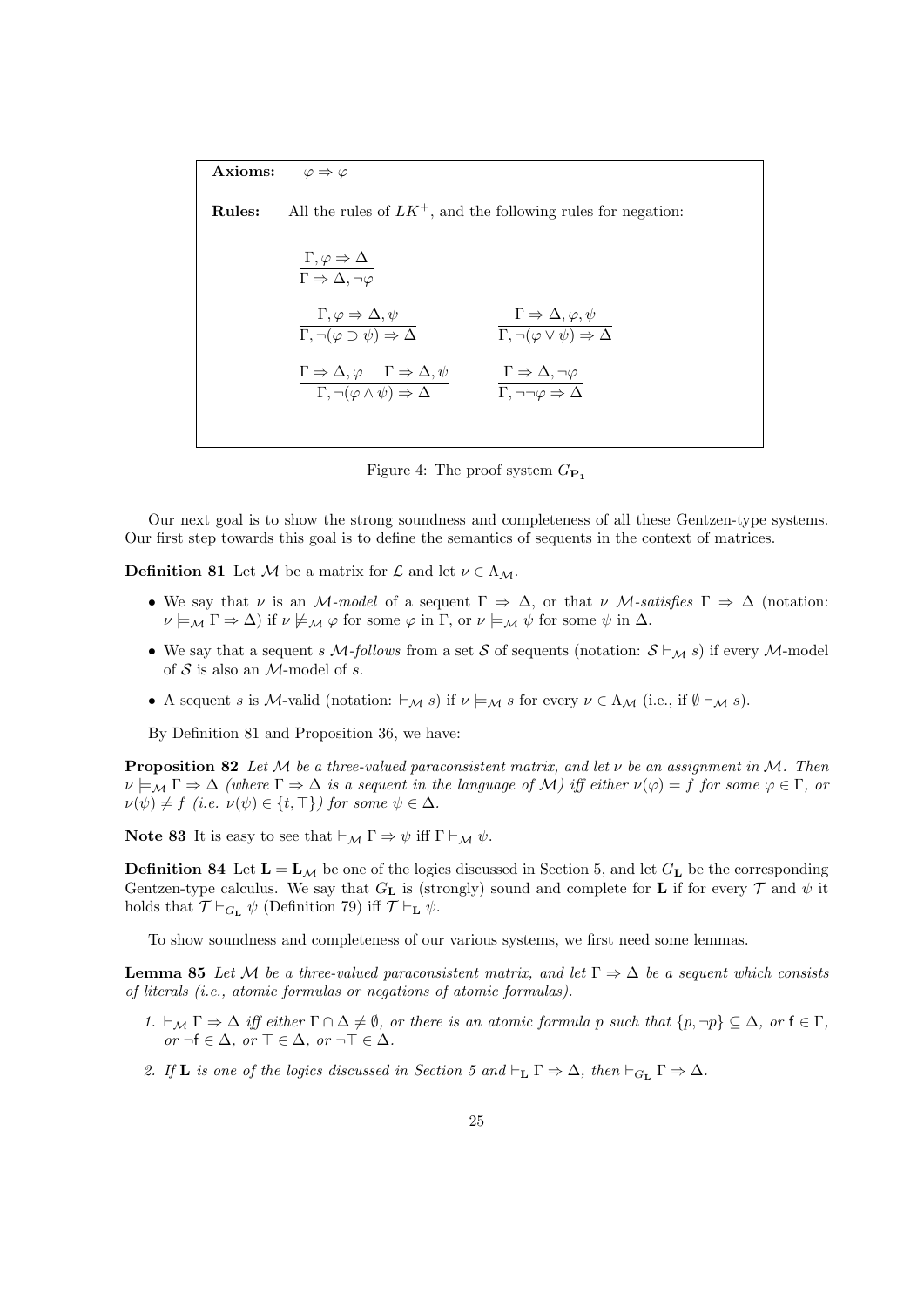**Axioms:** $\varphi \Rightarrow \varphi$

**Rules:** All the rules of $LK^+$, and the following rules for negation:

$$\frac{\Gamma, \varphi \Rightarrow \Delta}{\Gamma \Rightarrow \Delta, \neg\varphi}$$

$$\frac{\Gamma, \varphi \Rightarrow \Delta, \psi}{\Gamma, \neg(\varphi \supset \psi) \Rightarrow \Delta} \qquad \frac{\Gamma \Rightarrow \Delta, \varphi, \psi}{\Gamma, \neg(\varphi \vee \psi) \Rightarrow \Delta}$$

$$\frac{\Gamma \Rightarrow \Delta, \varphi \quad \Gamma \Rightarrow \Delta, \psi}{\Gamma, \neg(\varphi \wedge \psi) \Rightarrow \Delta} \qquad \frac{\Gamma \Rightarrow \Delta, \neg\varphi}{\Gamma, \neg\neg\varphi \Rightarrow \Delta}$$

Figure 4: The proof system $G_{\mathbf{P_1}}$

Our next goal is to show the strong soundness and completeness of all these Gentzen-type systems. Our first step towards this goal is to define the semantics of sequents in the context of matrices.

**Definition 81** Let $\mathcal{M}$ be a matrix for $\mathcal{L}$ and let $\nu \in \Lambda_{\mathcal{M}}$.

- We say that $\nu$ is an $\mathcal{M}$*-model* of a sequent $\Gamma \Rightarrow \Delta$, or that $\nu$ $\mathcal{M}$*-satisfies* $\Gamma \Rightarrow \Delta$ (notation: $\nu \models_{\mathcal{M}} \Gamma \Rightarrow \Delta$) if $\nu \not\models_{\mathcal{M}} \varphi$ for some $\varphi$ in $\Gamma$, or $\nu \models_{\mathcal{M}} \psi$ for some $\psi$ in $\Delta$.
- We say that a sequent $s$ $\mathcal{M}$*-follows* from a set $\mathcal{S}$ of sequents (notation: $\mathcal{S} \vdash_{\mathcal{M}} s$) if every $\mathcal{M}$-model of $\mathcal{S}$ is also an $\mathcal{M}$-model of $s$.
- A sequent $s$ is $\mathcal{M}$-valid (notation: $\vdash_{\mathcal{M}} s$) if $\nu \models_{\mathcal{M}} s$ for every $\nu \in \Lambda_{\mathcal{M}}$ (i.e., if $\emptyset \vdash_{\mathcal{M}} s$).

By Definition 81 and Proposition 36, we have:

**Proposition 82** *Let $\mathcal{M}$ be a three-valued paraconsistent matrix, and let $\nu$ be an assignment in $\mathcal{M}$. Then $\nu \models_{\mathcal{M}} \Gamma \Rightarrow \Delta$ (where $\Gamma \Rightarrow \Delta$ is a sequent in the language of $\mathcal{M}$) iff either $\nu(\varphi) = f$ for some $\varphi \in \Gamma$, or $\nu(\psi) \neq f$ (i.e. $\nu(\psi) \in \{t, \top\}$) for some $\psi \in \Delta$.*

**Note 83** It is easy to see that $\vdash_{\mathcal{M}} \Gamma \Rightarrow \psi$ iff $\Gamma \vdash_{\mathcal{M}} \psi$.

**Definition 84** Let $\mathbf{L} = \mathbf{L}_{\mathcal{M}}$ be one of the logics discussed in Section 5, and let $G_{\mathbf{L}}$ be the corresponding Gentzen-type calculus. We say that $G_{\mathbf{L}}$ is (strongly) sound and complete for $\mathbf{L}$ if for every $\mathcal{T}$ and $\psi$ it holds that $\mathcal{T} \vdash_{G_{\mathbf{L}}} \psi$ (Definition 79) iff $\mathcal{T} \vdash_{\mathbf{L}} \psi$.

To show soundness and completeness of our various systems, we first need some lemmas.

**Lemma 85** *Let $\mathcal{M}$ be a three-valued paraconsistent matrix, and let $\Gamma \Rightarrow \Delta$ be a sequent which consists of literals (i.e., atomic formulas or negations of atomic formulas).*

1. *$\vdash_{\mathcal{M}} \Gamma \Rightarrow \Delta$ iff either $\Gamma \cap \Delta \neq \emptyset$, or there is an atomic formula $p$ such that $\{p, \neg p\} \subseteq \Delta$, or $\mathsf{f} \in \Gamma$, or $\neg\mathsf{f} \in \Delta$, or $\top \in \Delta$, or $\neg\top \in \Delta$.*
2. *If $\mathbf{L}$ is one of the logics discussed in Section 5 and $\vdash_{\mathbf{L}} \Gamma \Rightarrow \Delta$, then $\vdash_{G_{\mathbf{L}}} \Gamma \Rightarrow \Delta$.*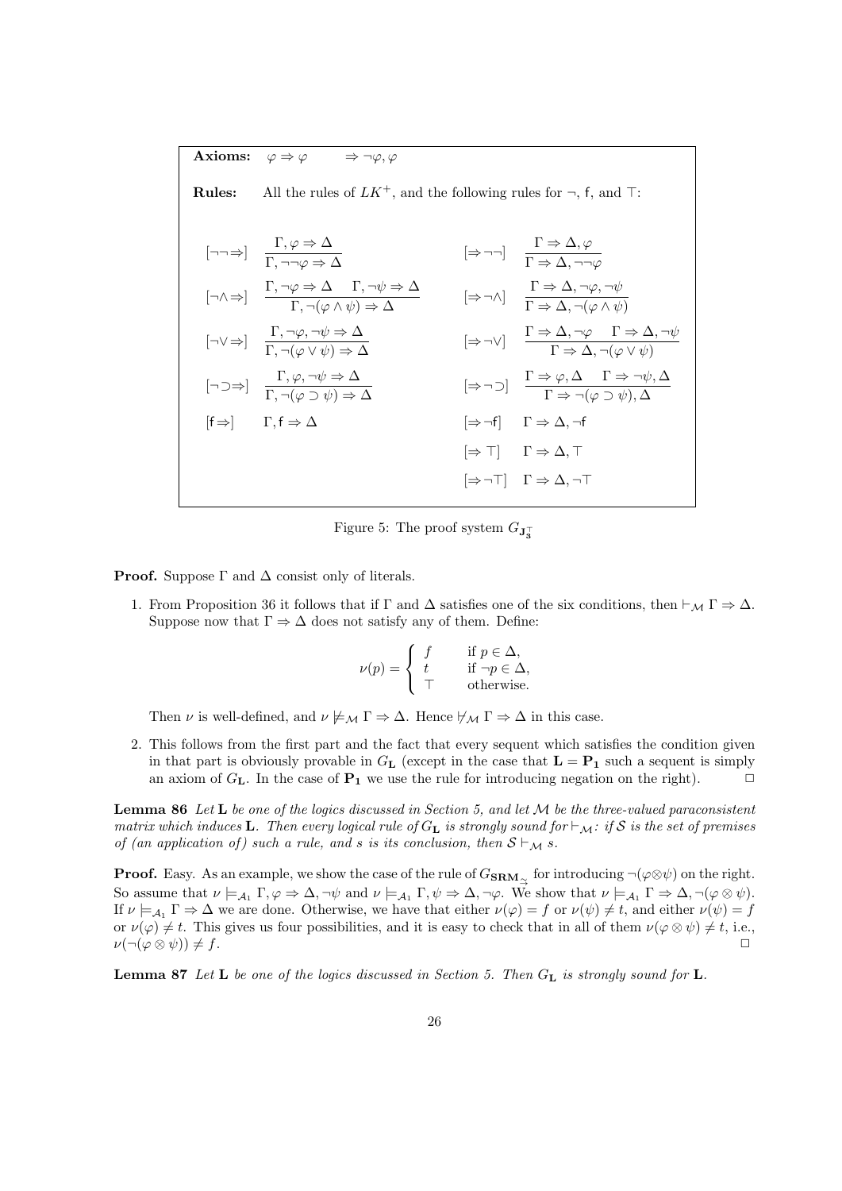**Axioms:** $\varphi \Rightarrow \varphi \qquad \Rightarrow \neg\varphi, \varphi$

**Rules:** All the rules of $LK^+$, and the following rules for $\neg$, $\mathsf{f}$, and $\top$:

$$[\neg\neg\Rightarrow] \quad \frac{\Gamma, \varphi \Rightarrow \Delta}{\Gamma, \neg\neg\varphi \Rightarrow \Delta} \qquad [\Rightarrow\neg\neg] \quad \frac{\Gamma \Rightarrow \Delta, \varphi}{\Gamma \Rightarrow \Delta, \neg\neg\varphi}$$

$$[\neg\wedge\Rightarrow] \quad \frac{\Gamma, \neg\varphi \Rightarrow \Delta \quad \Gamma, \neg\psi \Rightarrow \Delta}{\Gamma, \neg(\varphi \wedge \psi) \Rightarrow \Delta} \qquad [\Rightarrow\neg\wedge] \quad \frac{\Gamma \Rightarrow \Delta, \neg\varphi, \neg\psi}{\Gamma \Rightarrow \Delta, \neg(\varphi \wedge \psi)}$$

$$[\neg\vee\Rightarrow] \quad \frac{\Gamma, \neg\varphi, \neg\psi \Rightarrow \Delta}{\Gamma, \neg(\varphi \vee \psi) \Rightarrow \Delta} \qquad [\Rightarrow\neg\vee] \quad \frac{\Gamma \Rightarrow \Delta, \neg\varphi \quad \Gamma \Rightarrow \Delta, \neg\psi}{\Gamma \Rightarrow \Delta, \neg(\varphi \vee \psi)}$$

$$[\neg\supset\Rightarrow] \quad \frac{\Gamma, \varphi, \neg\psi \Rightarrow \Delta}{\Gamma, \neg(\varphi \supset \psi) \Rightarrow \Delta} \qquad [\Rightarrow\neg\supset] \quad \frac{\Gamma \Rightarrow \varphi, \Delta \quad \Gamma \Rightarrow \neg\psi, \Delta}{\Gamma \Rightarrow \neg(\varphi \supset \psi), \Delta}$$

$$[\mathsf{f}\Rightarrow] \quad \Gamma, \mathsf{f} \Rightarrow \Delta \qquad [\Rightarrow\neg\mathsf{f}] \quad \Gamma \Rightarrow \Delta, \neg\mathsf{f}$$

$$[\Rightarrow\top] \quad \Gamma \Rightarrow \Delta, \top$$

$$[\Rightarrow\neg\top] \quad \Gamma \Rightarrow \Delta, \neg\top$$

Figure 5: The proof system $G_{\mathbf{J_3^\top}}$

**Proof.** Suppose $\Gamma$ and $\Delta$ consist only of literals.

1. From Proposition 36 it follows that if $\Gamma$ and $\Delta$ satisfies one of the six conditions, then $\vdash_{\mathcal{M}} \Gamma \Rightarrow \Delta$. Suppose now that $\Gamma \Rightarrow \Delta$ does not satisfy any of them. Define:

$$\nu(p) = \begin{cases} f & \text{if } p \in \Delta, \\ t & \text{if } \neg p \in \Delta, \\ \top & \text{otherwise.} \end{cases}$$

Then $\nu$ is well-defined, and $\nu \not\models_{\mathcal{M}} \Gamma \Rightarrow \Delta$. Hence $\not\vdash_{\mathcal{M}} \Gamma \Rightarrow \Delta$ in this case.

2. This follows from the first part and the fact that every sequent which satisfies the condition given in that part is obviously provable in $G_{\mathbf{L}}$ (except in the case that $\mathbf{L} = \mathbf{P_1}$ such a sequent is simply an axiom of $G_{\mathbf{L}}$. In the case of $\mathbf{P_1}$ we use the rule for introducing negation on the right). $\square$

**Lemma 86** *Let $\mathbf{L}$ be one of the logics discussed in Section 5, and let $\mathcal{M}$ be the three-valued paraconsistent matrix which induces $\mathbf{L}$. Then every logical rule of $G_{\mathbf{L}}$ is strongly sound for $\vdash_{\mathcal{M}}$: if $\mathcal{S}$ is the set of premises of (an application of) such a rule, and $s$ is its conclusion, then $\mathcal{S} \vdash_{\mathcal{M}} s$.*

**Proof.** Easy. As an example, we show the case of the rule of $G_{\mathbf{SRM}_{\vec{\sim}}}$ for introducing $\neg(\varphi \otimes \psi)$ on the right. So assume that $\nu \models_{\mathcal{A}_1} \Gamma, \varphi \Rightarrow \Delta, \neg\psi$ and $\nu \models_{\mathcal{A}_1} \Gamma, \psi \Rightarrow \Delta, \neg\varphi$. We show that $\nu \models_{\mathcal{A}_1} \Gamma \Rightarrow \Delta, \neg(\varphi \otimes \psi)$. If $\nu \models_{\mathcal{A}_1} \Gamma \Rightarrow \Delta$ we are done. Otherwise, we have that either $\nu(\varphi) = f$ or $\nu(\psi) \neq t$, and either $\nu(\psi) = f$ or $\nu(\varphi) \neq t$. This gives us four possibilities, and it is easy to check that in all of them $\nu(\varphi \otimes \psi) \neq t$, i.e., $\nu(\neg(\varphi \otimes \psi)) \neq f$. $\square$

**Lemma 87** *Let $\mathbf{L}$ be one of the logics discussed in Section 5. Then $G_{\mathbf{L}}$ is strongly sound for $\mathbf{L}$.*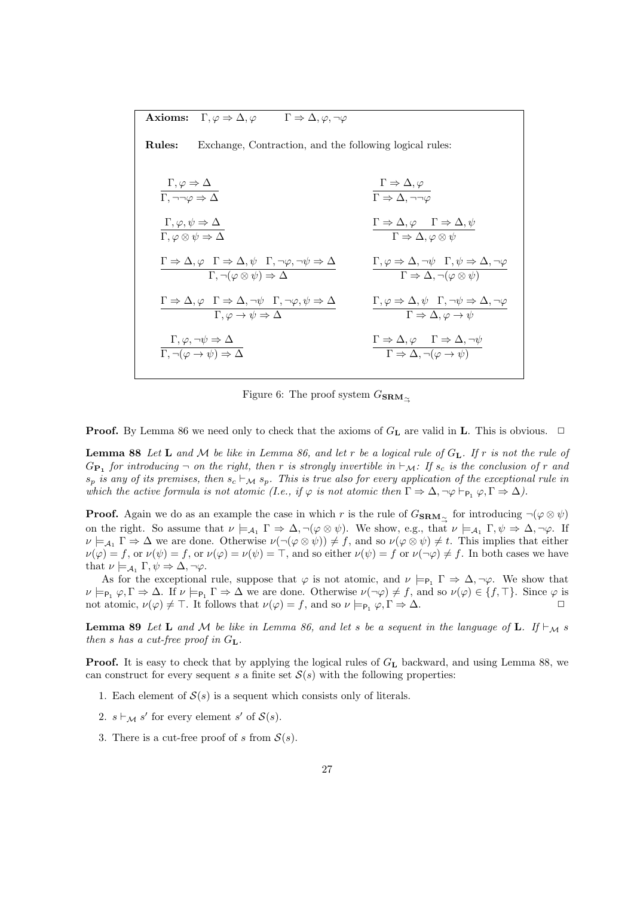**Axioms:** $\Gamma, \varphi \Rightarrow \Delta, \varphi \qquad \Gamma \Rightarrow \Delta, \varphi, \neg\varphi$

**Rules:** Exchange, Contraction, and the following logical rules:

$$\frac{\Gamma, \varphi \Rightarrow \Delta}{\Gamma, \neg\neg\varphi \Rightarrow \Delta} \qquad \frac{\Gamma \Rightarrow \Delta, \varphi}{\Gamma \Rightarrow \Delta, \neg\neg\varphi}$$

$$\frac{\Gamma, \varphi, \psi \Rightarrow \Delta}{\Gamma, \varphi \otimes \psi \Rightarrow \Delta} \qquad \frac{\Gamma \Rightarrow \Delta, \varphi \quad \Gamma \Rightarrow \Delta, \psi}{\Gamma \Rightarrow \Delta, \varphi \otimes \psi}$$

$$\frac{\Gamma \Rightarrow \Delta, \varphi \quad \Gamma \Rightarrow \Delta, \psi \quad \Gamma, \neg\varphi, \neg\psi \Rightarrow \Delta}{\Gamma, \neg(\varphi \otimes \psi) \Rightarrow \Delta} \qquad \frac{\Gamma, \varphi \Rightarrow \Delta, \neg\psi \quad \Gamma, \psi \Rightarrow \Delta, \neg\varphi}{\Gamma \Rightarrow \Delta, \neg(\varphi \otimes \psi)}$$

$$\frac{\Gamma \Rightarrow \Delta, \varphi \quad \Gamma \Rightarrow \Delta, \neg\psi \quad \Gamma, \neg\varphi, \psi \Rightarrow \Delta}{\Gamma, \varphi \to \psi \Rightarrow \Delta} \qquad \frac{\Gamma, \varphi \Rightarrow \Delta, \psi \quad \Gamma, \neg\psi \Rightarrow \Delta, \neg\varphi}{\Gamma \Rightarrow \Delta, \varphi \to \psi}$$

$$\frac{\Gamma, \varphi, \neg\psi \Rightarrow \Delta}{\Gamma, \neg(\varphi \to \psi) \Rightarrow \Delta} \qquad \frac{\Gamma \Rightarrow \Delta, \varphi \quad \Gamma \Rightarrow \Delta, \neg\psi}{\Gamma \Rightarrow \Delta, \neg(\varphi \to \psi)}$$

Figure 6: The proof system $G_{\mathbf{SRM}_{\tilde{\to}}}$

**Proof.** By Lemma 86 we need only to check that the axioms of $G_{\mathbf{L}}$ are valid in $\mathbf{L}$. This is obvious. $\Box$

**Lemma 88** *Let $\mathbf{L}$ and $\mathcal{M}$ be like in Lemma 86, and let $r$ be a logical rule of $G_{\mathbf{L}}$. If $r$ is not the rule of $G_{\mathbf{P_1}}$ for introducing $\neg$ on the right, then $r$ is strongly invertible in $\vdash_{\mathcal{M}}$: If $s_c$ is the conclusion of $r$ and $s_p$ is any of its premises, then $s_c \vdash_{\mathcal{M}} s_p$. This is true also for every application of the exceptional rule in which the active formula is not atomic (I.e., if $\varphi$ is not atomic then $\Gamma \Rightarrow \Delta, \neg\varphi \vdash_{\mathsf{P}_1} \varphi, \Gamma \Rightarrow \Delta$).*

**Proof.** Again we do as an example the case in which $r$ is the rule of $G_{\mathbf{SRM}_{\tilde{\to}}}$ for introducing $\neg(\varphi \otimes \psi)$ on the right. So assume that $\nu \models_{\mathcal{A}_1} \Gamma \Rightarrow \Delta, \neg(\varphi \otimes \psi)$. We show, e.g., that $\nu \models_{\mathcal{A}_1} \Gamma, \psi \Rightarrow \Delta, \neg\varphi$. If $\nu \models_{\mathcal{A}_1} \Gamma \Rightarrow \Delta$ we are done. Otherwise $\nu(\neg(\varphi \otimes \psi)) \neq f$, and so $\nu(\varphi \otimes \psi) \neq t$. This implies that either $\nu(\varphi) = f$, or $\nu(\psi) = f$, or $\nu(\varphi) = \nu(\psi) = \top$, and so either $\nu(\psi) = f$ or $\nu(\neg\varphi) \neq f$. In both cases we have that $\nu \models_{\mathcal{A}_1} \Gamma, \psi \Rightarrow \Delta, \neg\varphi$.

As for the exceptional rule, suppose that $\varphi$ is not atomic, and $\nu \models_{\mathsf{P}_1} \Gamma \Rightarrow \Delta, \neg\varphi$. We show that $\nu \models_{\mathsf{P}_1} \varphi, \Gamma \Rightarrow \Delta$. If $\nu \models_{\mathsf{P}_1} \Gamma \Rightarrow \Delta$ we are done. Otherwise $\nu(\neg\varphi) \neq f$, and so $\nu(\varphi) \in \{f, \top\}$. Since $\varphi$ is not atomic, $\nu(\varphi) \neq \top$. It follows that $\nu(\varphi) = f$, and so $\nu \models_{\mathsf{P}_1} \varphi, \Gamma \Rightarrow \Delta$. $\Box$

**Lemma 89** *Let $\mathbf{L}$ and $\mathcal{M}$ be like in Lemma 86, and let $s$ be a sequent in the language of $\mathbf{L}$. If $\vdash_{\mathcal{M}} s$ then $s$ has a cut-free proof in $G_{\mathbf{L}}$.*

**Proof.** It is easy to check that by applying the logical rules of $G_{\mathbf{L}}$ backward, and using Lemma 88, we can construct for every sequent $s$ a finite set $\mathcal{S}(s)$ with the following properties:

1. Each element of $\mathcal{S}(s)$ is a sequent which consists only of literals.
2. $s \vdash_{\mathcal{M}} s'$ for every element $s'$ of $\mathcal{S}(s)$.
3. There is a cut-free proof of $s$ from $\mathcal{S}(s)$.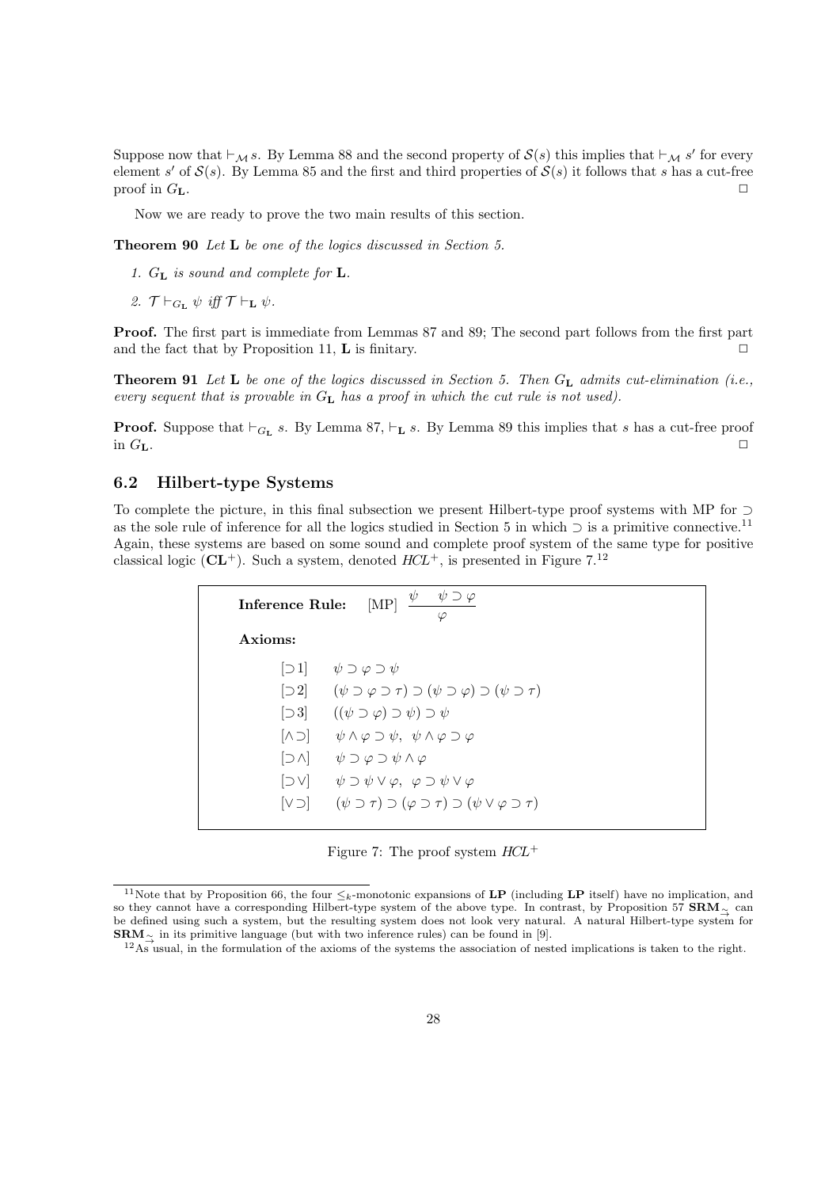Suppose now that $\vdash_{\mathcal{M}} s$. By Lemma 88 and the second property of $\mathcal{S}(s)$ this implies that $\vdash_{\mathcal{M}} s'$ for every element $s'$ of $\mathcal{S}(s)$. By Lemma 85 and the first and third properties of $\mathcal{S}(s)$ it follows that $s$ has a cut-free proof in $G_{\mathbf{L}}$. □

Now we are ready to prove the two main results of this section.

**Theorem 90** *Let* $\mathbf{L}$ *be one of the logics discussed in Section 5.*

1. $G_{\mathbf{L}}$ *is sound and complete for* $\mathbf{L}$.
2. $\mathcal{T} \vdash_{G_{\mathbf{L}}} \psi$ *iff* $\mathcal{T} \vdash_{\mathbf{L}} \psi$.

**Proof.** The first part is immediate from Lemmas 87 and 89; The second part follows from the first part and the fact that by Proposition 11, $\mathbf{L}$ is finitary. □

**Theorem 91** *Let* $\mathbf{L}$ *be one of the logics discussed in Section 5. Then* $G_{\mathbf{L}}$ *admits cut-elimination (i.e., every sequent that is provable in* $G_{\mathbf{L}}$ *has a proof in which the cut rule is not used).*

**Proof.** Suppose that $\vdash_{G_{\mathbf{L}}} s$. By Lemma 87, $\vdash_{\mathbf{L}} s$. By Lemma 89 this implies that $s$ has a cut-free proof in $G_{\mathbf{L}}$. □

## 6.2 Hilbert-type Systems

To complete the picture, in this final subsection we present Hilbert-type proof systems with MP for $\supset$ as the sole rule of inference for all the logics studied in Section 5 in which $\supset$ is a primitive connective.[11] Again, these systems are based on some sound and complete proof system of the same type for positive classical logic ($\mathbf{CL}^+$). Such a system, denoted $HCL^+$, is presented in Figure 7.[12]

**Inference Rule:** [MP] $\dfrac{\psi \quad \psi \supset \varphi}{\varphi}$

**Axioms:**

| | |
|---|---|
| $[\supset 1]$ | $\psi \supset \varphi \supset \psi$ |
| $[\supset 2]$ | $(\psi \supset \varphi \supset \tau) \supset (\psi \supset \varphi) \supset (\psi \supset \tau)$ |
| $[\supset 3]$ | $((\psi \supset \varphi) \supset \psi) \supset \psi$ |
| $[\wedge\supset]$ | $\psi \wedge \varphi \supset \psi,\ \ \psi \wedge \varphi \supset \varphi$ |
| $[\supset\wedge]$ | $\psi \supset \varphi \supset \psi \wedge \varphi$ |
| $[\supset\vee]$ | $\psi \supset \psi \vee \varphi,\ \ \varphi \supset \psi \vee \varphi$ |
| $[\vee\supset]$ | $(\psi \supset \tau) \supset (\varphi \supset \tau) \supset (\psi \vee \varphi \supset \tau)$ |

Figure 7: The proof system $HCL^+$

[11] Note that by Proposition 66, the four $\leq_k$-monotonic expansions of $\mathbf{LP}$ (including $\mathbf{LP}$ itself) have no implication, and so they cannot have a corresponding Hilbert-type system of the above type. In contrast, by Proposition 57 $\mathbf{SRM}_{\tilde{\to}}$ can be defined using such a system, but the resulting system does not look very natural. A natural Hilbert-type system for $\mathbf{SRM}_{\tilde{\to}}$ in its primitive language (but with two inference rules) can be found in [9].

[12] As usual, in the formulation of the axioms of the systems the association of nested implications is taken to the right.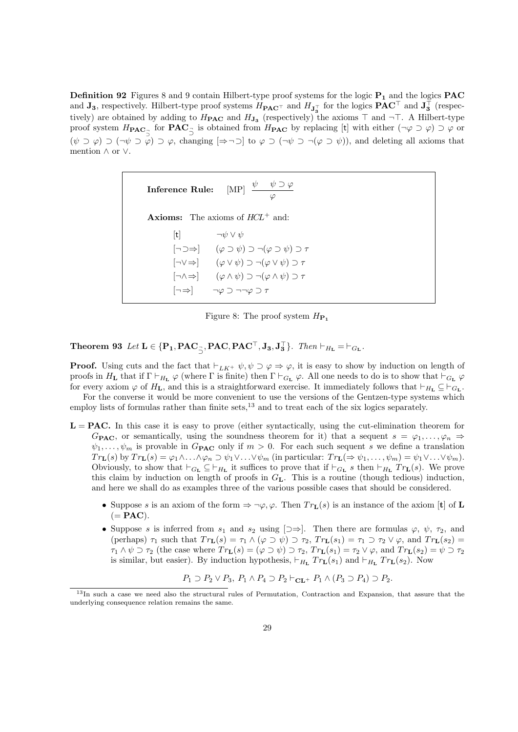**Definition 92** Figures 8 and 9 contain Hilbert-type proof systems for the logic $\mathbf{P_1}$ and the logics $\mathbf{PAC}$ and $\mathbf{J_3}$, respectively. Hilbert-type proof systems $H_{\mathbf{PAC}^\top}$ and $H_{\mathbf{J_3}^\top}$ for the logics $\mathbf{PAC}^\top$ and $\mathbf{J_3}^\top$ (respectively) are obtained by adding to $H_{\mathbf{PAC}}$ and $H_{\mathbf{J_3}}$ (respectively) the axioms $\top$ and $\neg\top$. A Hilbert-type proof system $H_{\mathbf{PAC}_{\supset}^{\neg}}$ for $\mathbf{PAC}_{\supset}^{\neg}$ is obtained from $H_{\mathbf{PAC}}$ by replacing [t] with either $(\neg\varphi \supset \varphi) \supset \varphi$ or $(\psi \supset \varphi) \supset (\neg\psi \supset \varphi) \supset \varphi$, changing $[\Rightarrow\neg\supset]$ to $\varphi \supset (\neg\psi \supset \neg(\varphi \supset \psi))$, and deleting all axioms that mention $\wedge$ or $\vee$.

**Inference Rule:** [MP] $\dfrac{\psi \quad \psi \supset \varphi}{\varphi}$

**Axioms:** The axioms of *HCL*$^+$ and:

| | |
|---|---|
| [t] | $\neg\psi \vee \psi$ |
| $[\neg\supset\Rightarrow]$ | $(\varphi \supset \psi) \supset \neg(\varphi \supset \psi) \supset \tau$ |
| $[\neg\vee\Rightarrow]$ | $(\varphi \vee \psi) \supset \neg(\varphi \vee \psi) \supset \tau$ |
| $[\neg\wedge\Rightarrow]$ | $(\varphi \wedge \psi) \supset \neg(\varphi \wedge \psi) \supset \tau$ |
| $[\neg\Rightarrow]$ | $\neg\varphi \supset \neg\neg\varphi \supset \tau$ |

Figure 8: The proof system $H_{\mathbf{P_1}}$

**Theorem 93** *Let* $\mathbf{L} \in \{\mathbf{P_1}, \mathbf{PAC}_{\supset}^{\neg}, \mathbf{PAC}, \mathbf{PAC}^\top, \mathbf{J_3}, \mathbf{J_3}^\top\}$*. Then* $\vdash_{H_\mathbf{L}} = \vdash_{G_\mathbf{L}}$.

**Proof.** Using cuts and the fact that $\vdash_{LK^+} \psi, \psi \supset \varphi \Rightarrow \varphi$, it is easy to show by induction on length of proofs in $H_\mathbf{L}$ that if $\Gamma \vdash_{H_\mathbf{L}} \varphi$ (where $\Gamma$ is finite) then $\Gamma \vdash_{G_\mathbf{L}} \varphi$. All one needs to do is to show that $\vdash_{G_\mathbf{L}} \varphi$ for every axiom $\varphi$ of $H_\mathbf{L}$, and this is a straightforward exercise. It immediately follows that $\vdash_{H_\mathbf{L}} \subseteq \vdash_{G_\mathbf{L}}$.

For the converse it would be more convenient to use the versions of the Gentzen-type systems which employ lists of formulas rather than finite sets,[13] and to treat each of the six logics separately.

- $\mathbf{L} = \mathbf{PAC}$. In this case it is easy to prove (either syntactically, using the cut-elimination theorem for $G_{\mathbf{PAC}}$, or semantically, using the soundness theorem for it) that a sequent $s = \varphi_1, \ldots, \varphi_n \Rightarrow \psi_1, \ldots, \psi_m$ is provable in $G_{\mathbf{PAC}}$ only if $m > 0$. For each such sequent $s$ we define a translation $Tr_\mathbf{L}(s)$ by $Tr_\mathbf{L}(s) = \varphi_1 \wedge \ldots \wedge \varphi_n \supset \psi_1 \vee \ldots \vee \psi_m$ (in particular: $Tr_\mathbf{L}(\Rightarrow \psi_1, \ldots, \psi_m) = \psi_1 \vee \ldots \vee \psi_m$). Obviously, to show that $\vdash_{G_\mathbf{L}} \subseteq \vdash_{H_\mathbf{L}}$ it suffices to prove that if $\vdash_{G_\mathbf{L}} s$ then $\vdash_{H_\mathbf{L}} Tr_\mathbf{L}(s)$. We prove this claim by induction on length of proofs in $G_\mathbf{L}$. This is a routine (though tedious) induction, and here we shall do as examples three of the various possible cases that should be considered.
  - Suppose $s$ is an axiom of the form $\Rightarrow \neg\varphi, \varphi$. Then $Tr_\mathbf{L}(s)$ is an instance of the axiom [**t**] of $\mathbf{L}$ ($= \mathbf{PAC}$).
  - Suppose $s$ is inferred from $s_1$ and $s_2$ using $[\supset\Rightarrow]$. Then there are formulas $\varphi$, $\psi$, $\tau_2$, and (perhaps) $\tau_1$ such that $Tr_\mathbf{L}(s) = \tau_1 \wedge (\varphi \supset \psi) \supset \tau_2$, $Tr_\mathbf{L}(s_1) = \tau_1 \supset \tau_2 \vee \varphi$, and $Tr_\mathbf{L}(s_2) = \tau_1 \wedge \psi \supset \tau_2$ (the case where $Tr_\mathbf{L}(s) = (\varphi \supset \psi) \supset \tau_2$, $Tr_\mathbf{L}(s_1) = \tau_2 \vee \varphi$, and $Tr_\mathbf{L}(s_2) = \psi \supset \tau_2$ is similar, but easier). By induction hypothesis, $\vdash_{H_\mathbf{L}} Tr_\mathbf{L}(s_1)$ and $\vdash_{H_\mathbf{L}} Tr_\mathbf{L}(s_2)$. Now

$$P_1 \supset P_2 \vee P_3,\ P_1 \wedge P_4 \supset P_2 \vdash_{\mathbf{CL}^+} P_1 \wedge (P_3 \supset P_4) \supset P_2.$$

[13] In such a case we need also the structural rules of Permutation, Contraction and Expansion, that assure that the underlying consequence relation remains the same.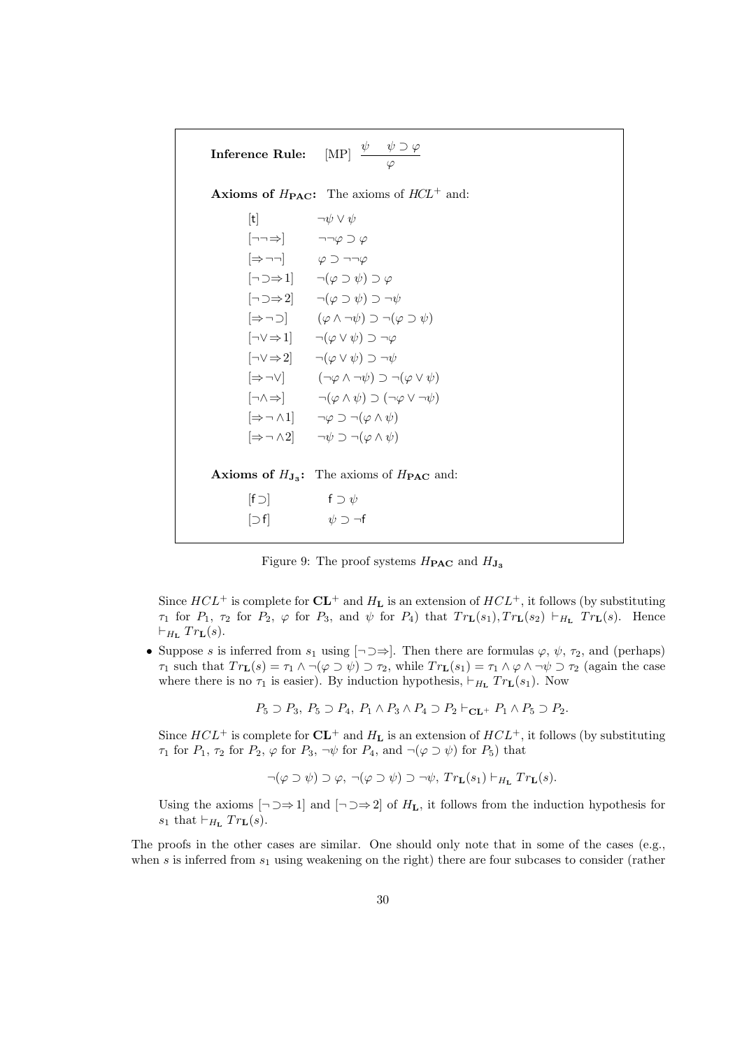**Inference Rule:** [MP] $\dfrac{\psi \quad \psi \supset \varphi}{\varphi}$

**Axioms of $H_{\mathbf{PAC}}$:** The axioms of $HCL^+$ and:

| | |
|---|---|
| [t] | $\neg\psi \vee \psi$ |
| [¬¬⇒] | $\neg\neg\varphi \supset \varphi$ |
| [⇒¬¬] | $\varphi \supset \neg\neg\varphi$ |
| [¬⊃⇒1] | $\neg(\varphi \supset \psi) \supset \varphi$ |
| [¬⊃⇒2] | $\neg(\varphi \supset \psi) \supset \neg\psi$ |
| [⇒¬⊃] | $(\varphi \wedge \neg\psi) \supset \neg(\varphi \supset \psi)$ |
| [¬∨⇒1] | $\neg(\varphi \vee \psi) \supset \neg\varphi$ |
| [¬∨⇒2] | $\neg(\varphi \vee \psi) \supset \neg\psi$ |
| [⇒¬∨] | $(\neg\varphi \wedge \neg\psi) \supset \neg(\varphi \vee \psi)$ |
| [¬∧⇒] | $\neg(\varphi \wedge \psi) \supset (\neg\varphi \vee \neg\psi)$ |
| [⇒¬∧1] | $\neg\varphi \supset \neg(\varphi \wedge \psi)$ |
| [⇒¬∧2] | $\neg\psi \supset \neg(\varphi \wedge \psi)$ |

**Axioms of $H_{\mathbf{J_3}}$:** The axioms of $H_{\mathbf{PAC}}$ and:

| | |
|---|---|
| [f⊃] | $\mathsf{f} \supset \psi$ |
| [⊃f] | $\psi \supset \neg\mathsf{f}$ |

Figure 9: The proof systems $H_{\mathbf{PAC}}$ and $H_{\mathbf{J_3}}$

Since $HCL^+$ is complete for $\mathbf{CL}^+$ and $H_{\mathbf{L}}$ is an extension of $HCL^+$, it follows (by substituting $\tau_1$ for $P_1$, $\tau_2$ for $P_2$, $\varphi$ for $P_3$, and $\psi$ for $P_4$) that $Tr_{\mathbf{L}}(s_1), Tr_{\mathbf{L}}(s_2) \vdash_{H_{\mathbf{L}}} Tr_{\mathbf{L}}(s)$. Hence $\vdash_{H_{\mathbf{L}}} Tr_{\mathbf{L}}(s)$.

- Suppose $s$ is inferred from $s_1$ using [¬⊃⇒]. Then there are formulas $\varphi$, $\psi$, $\tau_2$, and (perhaps) $\tau_1$ such that $Tr_{\mathbf{L}}(s) = \tau_1 \wedge \neg(\varphi \supset \psi) \supset \tau_2$, while $Tr_{\mathbf{L}}(s_1) = \tau_1 \wedge \varphi \wedge \neg\psi \supset \tau_2$ (again the case where there is no $\tau_1$ is easier). By induction hypothesis, $\vdash_{H_{\mathbf{L}}} Tr_{\mathbf{L}}(s_1)$. Now

$$P_5 \supset P_3,\ P_5 \supset P_4,\ P_1 \wedge P_3 \wedge P_4 \supset P_2 \vdash_{\mathbf{CL}^+} P_1 \wedge P_5 \supset P_2.$$

Since $HCL^+$ is complete for $\mathbf{CL}^+$ and $H_{\mathbf{L}}$ is an extension of $HCL^+$, it follows (by substituting $\tau_1$ for $P_1$, $\tau_2$ for $P_2$, $\varphi$ for $P_3$, $\neg\psi$ for $P_4$, and $\neg(\varphi \supset \psi)$ for $P_5$) that

$$\neg(\varphi \supset \psi) \supset \varphi,\ \neg(\varphi \supset \psi) \supset \neg\psi,\ Tr_{\mathbf{L}}(s_1) \vdash_{H_{\mathbf{L}}} Tr_{\mathbf{L}}(s).$$

Using the axioms [¬⊃⇒1] and [¬⊃⇒2] of $H_{\mathbf{L}}$, it follows from the induction hypothesis for $s_1$ that $\vdash_{H_{\mathbf{L}}} Tr_{\mathbf{L}}(s)$.

The proofs in the other cases are similar. One should only note that in some of the cases (e.g., when $s$ is inferred from $s_1$ using weakening on the right) there are four subcases to consider (rather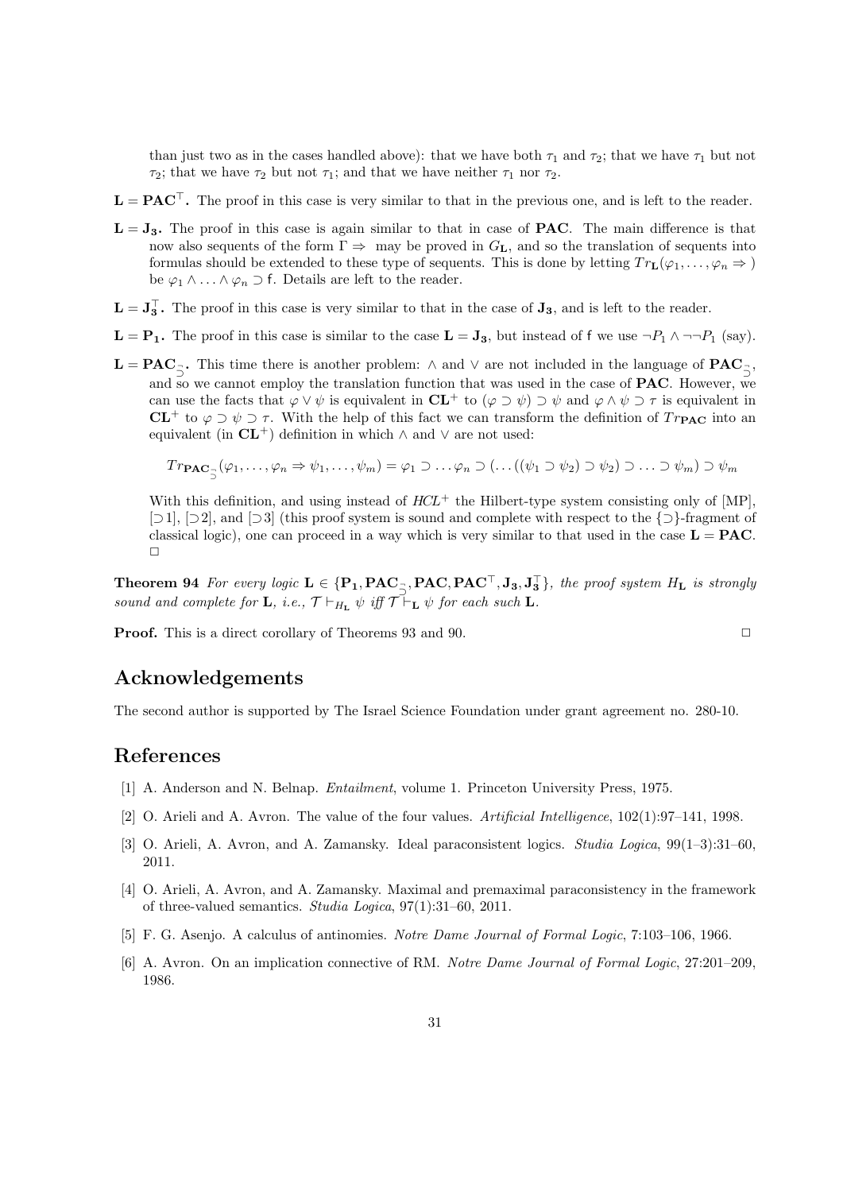than just two as in the cases handled above): that we have both $\tau_1$ and $\tau_2$; that we have $\tau_1$ but not $\tau_2$; that we have $\tau_2$ but not $\tau_1$; and that we have neither $\tau_1$ nor $\tau_2$.

**$\mathbf{L} = \mathbf{PAC}^\top$.** The proof in this case is very similar to that in the previous one, and is left to the reader.

**$\mathbf{L} = \mathbf{J_3}$.** The proof in this case is again similar to that in case of **PAC**. The main difference is that now also sequents of the form $\Gamma \Rightarrow$ may be proved in $G_\mathbf{L}$, and so the translation of sequents into formulas should be extended to these type of sequents. This is done by letting $Tr_\mathbf{L}(\varphi_1, \ldots, \varphi_n \Rightarrow)$ be $\varphi_1 \wedge \ldots \wedge \varphi_n \supset \mathsf{f}$. Details are left to the reader.

**$\mathbf{L} = \mathbf{J_3^\top}$.** The proof in this case is very similar to that in the case of $\mathbf{J_3}$, and is left to the reader.

**$\mathbf{L} = \mathbf{P_1}$.** The proof in this case is similar to the case $\mathbf{L} = \mathbf{J_3}$, but instead of $\mathsf{f}$ we use $\neg P_1 \wedge \neg\neg P_1$ (say).

**$\mathbf{L} = \mathbf{PAC}_{\supset}$.** This time there is another problem: $\wedge$ and $\vee$ are not included in the language of $\mathbf{PAC}_{\supset}$, and so we cannot employ the translation function that was used in the case of **PAC**. However, we can use the facts that $\varphi \vee \psi$ is equivalent in $\mathbf{CL}^+$ to $(\varphi \supset \psi) \supset \psi$ and $\varphi \wedge \psi \supset \tau$ is equivalent in $\mathbf{CL}^+$ to $\varphi \supset \psi \supset \tau$. With the help of this fact we can transform the definition of $Tr_\mathbf{PAC}$ into an equivalent (in $\mathbf{CL}^+$) definition in which $\wedge$ and $\vee$ are not used:

$$Tr_{\mathbf{PAC}_{\supset}}(\varphi_1, \ldots, \varphi_n \Rightarrow \psi_1, \ldots, \psi_m) = \varphi_1 \supset \ldots \varphi_n \supset (\ldots((\psi_1 \supset \psi_2) \supset \psi_2) \supset \ldots \supset \psi_m) \supset \psi_m$$

With this definition, and using instead of $HCL^+$ the Hilbert-type system consisting only of [MP], [$\supset$1], [$\supset$2], and [$\supset$3] (this proof system is sound and complete with respect to the $\{\supset\}$-fragment of classical logic), one can proceed in a way which is very similar to that used in the case $\mathbf{L} = \mathbf{PAC}$. $\square$

**Theorem 94** *For every logic $\mathbf{L} \in \{\mathbf{P_1}, \mathbf{PAC}_{\supset}, \mathbf{PAC}, \mathbf{PAC}^\top, \mathbf{J_3}, \mathbf{J_3^\top}\}$, the proof system $H_\mathbf{L}$ is strongly sound and complete for $\mathbf{L}$, i.e., $\mathcal{T} \vdash_{H_\mathbf{L}} \psi$ iff $\mathcal{T} \vdash_\mathbf{L} \psi$ for each such $\mathbf{L}$.*

**Proof.** This is a direct corollary of Theorems 93 and 90. $\square$

## Acknowledgements

The second author is supported by The Israel Science Foundation under grant agreement no. 280-10.

## References

[1] A. Anderson and N. Belnap. *Entailment*, volume 1. Princeton University Press, 1975.

[2] O. Arieli and A. Avron. The value of the four values. *Artificial Intelligence*, 102(1):97–141, 1998.

[3] O. Arieli, A. Avron, and A. Zamansky. Ideal paraconsistent logics. *Studia Logica*, 99(1–3):31–60, 2011.

[4] O. Arieli, A. Avron, and A. Zamansky. Maximal and premaximal paraconsistency in the framework of three-valued semantics. *Studia Logica*, 97(1):31–60, 2011.

[5] F. G. Asenjo. A calculus of antinomies. *Notre Dame Journal of Formal Logic*, 7:103–106, 1966.

[6] A. Avron. On an implication connective of RM. *Notre Dame Journal of Formal Logic*, 27:201–209, 1986.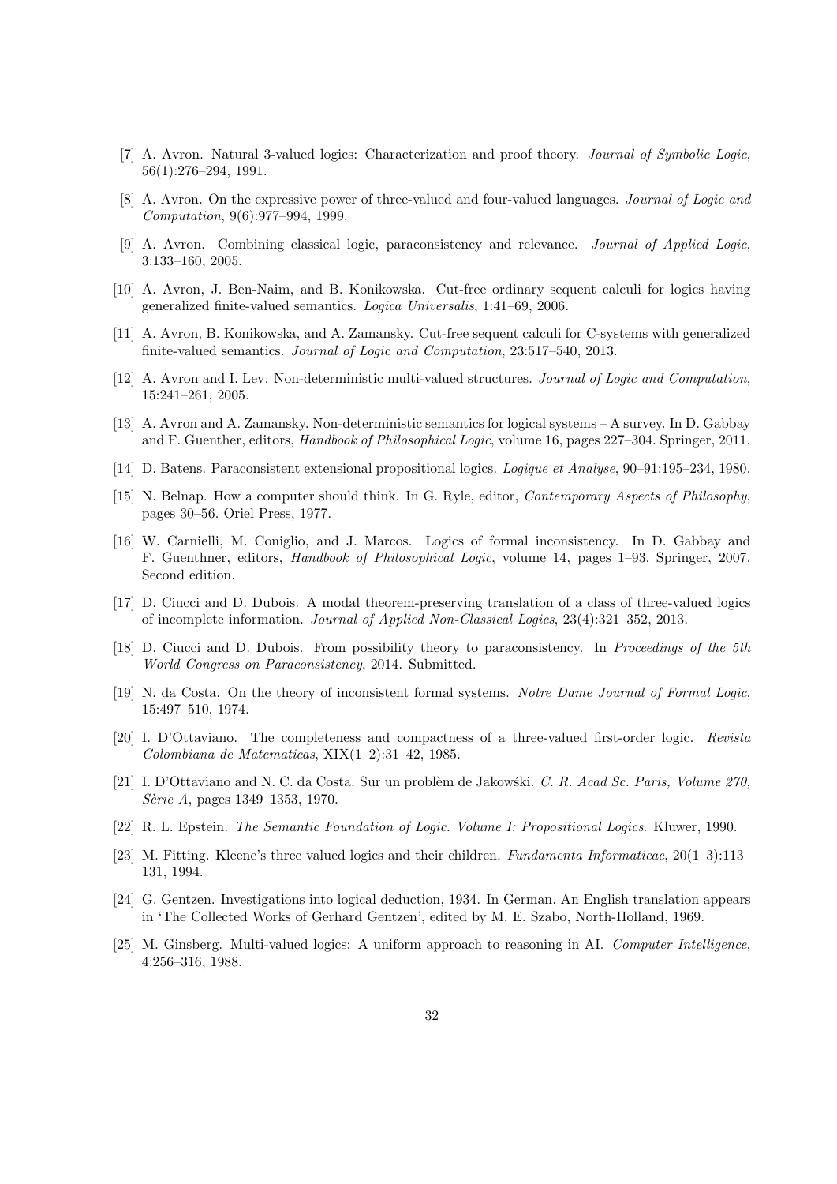[7] A. Avron. Natural 3-valued logics: Characterization and proof theory. *Journal of Symbolic Logic*, 56(1):276–294, 1991.

[8] A. Avron. On the expressive power of three-valued and four-valued languages. *Journal of Logic and Computation*, 9(6):977–994, 1999.

[9] A. Avron. Combining classical logic, paraconsistency and relevance. *Journal of Applied Logic*, 3:133–160, 2005.

[10] A. Avron, J. Ben-Naim, and B. Konikowska. Cut-free ordinary sequent calculi for logics having generalized finite-valued semantics. *Logica Universalis*, 1:41–69, 2006.

[11] A. Avron, B. Konikowska, and A. Zamansky. Cut-free sequent calculi for C-systems with generalized finite-valued semantics. *Journal of Logic and Computation*, 23:517–540, 2013.

[12] A. Avron and I. Lev. Non-deterministic multi-valued structures. *Journal of Logic and Computation*, 15:241–261, 2005.

[13] A. Avron and A. Zamansky. Non-deterministic semantics for logical systems – A survey. In D. Gabbay and F. Guenther, editors, *Handbook of Philosophical Logic*, volume 16, pages 227–304. Springer, 2011.

[14] D. Batens. Paraconsistent extensional propositional logics. *Logique et Analyse*, 90–91:195–234, 1980.

[15] N. Belnap. How a computer should think. In G. Ryle, editor, *Contemporary Aspects of Philosophy*, pages 30–56. Oriel Press, 1977.

[16] W. Carnielli, M. Coniglio, and J. Marcos. Logics of formal inconsistency. In D. Gabbay and F. Guenthner, editors, *Handbook of Philosophical Logic*, volume 14, pages 1–93. Springer, 2007. Second edition.

[17] D. Ciucci and D. Dubois. A modal theorem-preserving translation of a class of three-valued logics of incomplete information. *Journal of Applied Non-Classical Logics*, 23(4):321–352, 2013.

[18] D. Ciucci and D. Dubois. From possibility theory to paraconsistency. In *Proceedings of the 5th World Congress on Paraconsistency*, 2014. Submitted.

[19] N. da Costa. On the theory of inconsistent formal systems. *Notre Dame Journal of Formal Logic*, 15:497–510, 1974.

[20] I. D'Ottaviano. The completeness and compactness of a three-valued first-order logic. *Revista Colombiana de Matematicas*, XIX(1–2):31–42, 1985.

[21] I. D'Ottaviano and N. C. da Costa. Sur un problèm de Jakowśki. *C. R. Acad Sc. Paris, Volume 270, Sèrie A*, pages 1349–1353, 1970.

[22] R. L. Epstein. *The Semantic Foundation of Logic. Volume I: Propositional Logics*. Kluwer, 1990.

[23] M. Fitting. Kleene's three valued logics and their children. *Fundamenta Informaticae*, 20(1–3):113–131, 1994.

[24] G. Gentzen. Investigations into logical deduction, 1934. In German. An English translation appears in 'The Collected Works of Gerhard Gentzen', edited by M. E. Szabo, North-Holland, 1969.

[25] M. Ginsberg. Multi-valued logics: A uniform approach to reasoning in AI. *Computer Intelligence*, 4:256–316, 1988.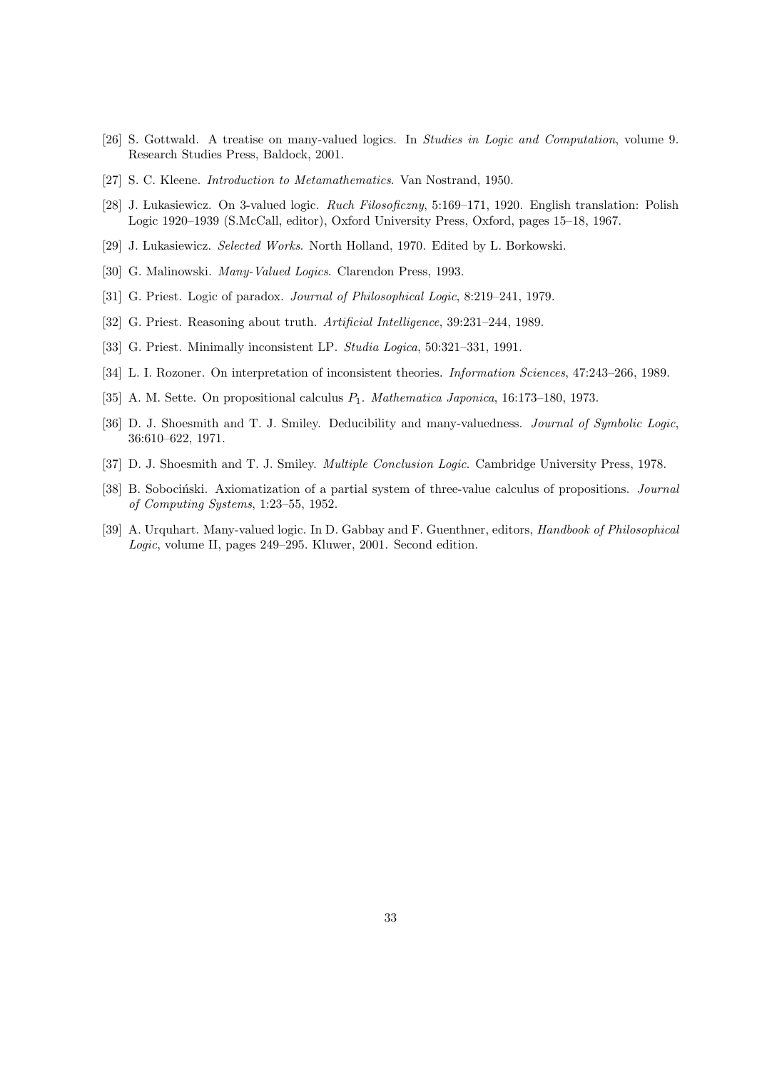[26] S. Gottwald. A treatise on many-valued logics. In *Studies in Logic and Computation*, volume 9. Research Studies Press, Baldock, 2001.

[27] S. C. Kleene. *Introduction to Metamathematics*. Van Nostrand, 1950.

[28] J. Łukasiewicz. On 3-valued logic. *Ruch Filosoficzny*, 5:169–171, 1920. English translation: Polish Logic 1920–1939 (S.McCall, editor), Oxford University Press, Oxford, pages 15–18, 1967.

[29] J. Łukasiewicz. *Selected Works*. North Holland, 1970. Edited by L. Borkowski.

[30] G. Malinowski. *Many-Valued Logics*. Clarendon Press, 1993.

[31] G. Priest. Logic of paradox. *Journal of Philosophical Logic*, 8:219–241, 1979.

[32] G. Priest. Reasoning about truth. *Artificial Intelligence*, 39:231–244, 1989.

[33] G. Priest. Minimally inconsistent LP. *Studia Logica*, 50:321–331, 1991.

[34] L. I. Rozoner. On interpretation of inconsistent theories. *Information Sciences*, 47:243–266, 1989.

[35] A. M. Sette. On propositional calculus $P_1$. *Mathematica Japonica*, 16:173–180, 1973.

[36] D. J. Shoesmith and T. J. Smiley. Deducibility and many-valuedness. *Journal of Symbolic Logic*, 36:610–622, 1971.

[37] D. J. Shoesmith and T. J. Smiley. *Multiple Conclusion Logic*. Cambridge University Press, 1978.

[38] B. Sobociński. Axiomatization of a partial system of three-value calculus of propositions. *Journal of Computing Systems*, 1:23–55, 1952.

[39] A. Urquhart. Many-valued logic. In D. Gabbay and F. Guenthner, editors, *Handbook of Philosophical Logic*, volume II, pages 249–295. Kluwer, 2001. Second edition.